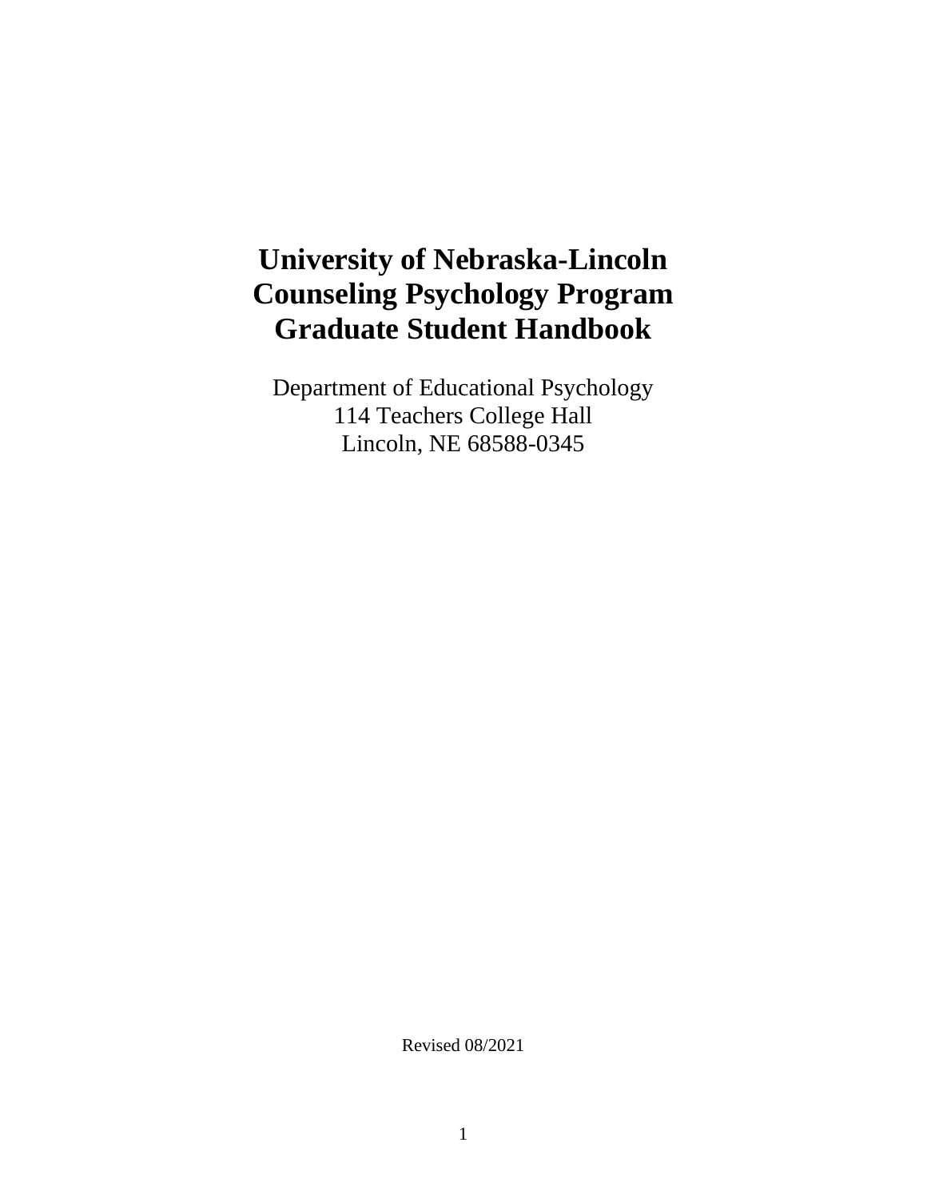# University of Nebraska-Lincoln Counseling Psychology Program Graduate Student Handbook

Department of Educational Psychology
114 Teachers College Hall
Lincoln, NE 68588-0345

Revised 08/2021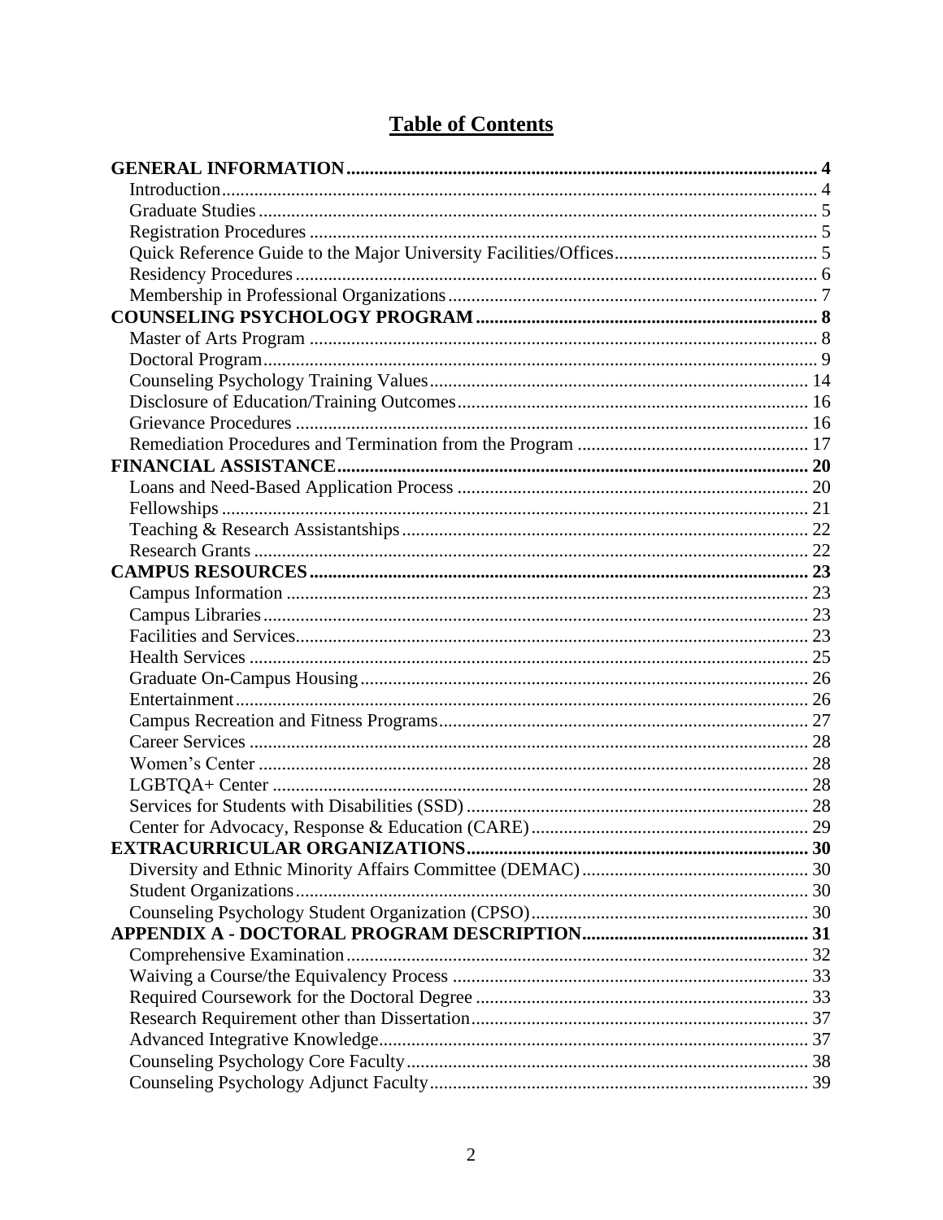# Table of Contents

**GENERAL INFORMATION** .......... 4
- Introduction .......... 4
- Graduate Studies .......... 5
- Registration Procedures .......... 5
- Quick Reference Guide to the Major University Facilities/Offices .......... 5
- Residency Procedures .......... 6
- Membership in Professional Organizations .......... 7

**COUNSELING PSYCHOLOGY PROGRAM** .......... 8
- Master of Arts Program .......... 8
- Doctoral Program .......... 9
- Counseling Psychology Training Values .......... 14
- Disclosure of Education/Training Outcomes .......... 16
- Grievance Procedures .......... 16
- Remediation Procedures and Termination from the Program .......... 17

**FINANCIAL ASSISTANCE** .......... 20
- Loans and Need-Based Application Process .......... 20
- Fellowships .......... 21
- Teaching & Research Assistantships .......... 22
- Research Grants .......... 22

**CAMPUS RESOURCES** .......... 23
- Campus Information .......... 23
- Campus Libraries .......... 23
- Facilities and Services .......... 23
- Health Services .......... 25
- Graduate On-Campus Housing .......... 26
- Entertainment .......... 26
- Campus Recreation and Fitness Programs .......... 27
- Career Services .......... 28
- Women's Center .......... 28
- LGBTQA+ Center .......... 28
- Services for Students with Disabilities (SSD) .......... 28
- Center for Advocacy, Response & Education (CARE) .......... 29

**EXTRACURRICULAR ORGANIZATIONS** .......... 30
- Diversity and Ethnic Minority Affairs Committee (DEMAC) .......... 30
- Student Organizations .......... 30
- Counseling Psychology Student Organization (CPSO) .......... 30

**APPENDIX A - DOCTORAL PROGRAM DESCRIPTION** .......... 31
- Comprehensive Examination .......... 32
- Waiving a Course/the Equivalency Process .......... 33
- Required Coursework for the Doctoral Degree .......... 33
- Research Requirement other than Dissertation .......... 37
- Advanced Integrative Knowledge .......... 37
- Counseling Psychology Core Faculty .......... 38
- Counseling Psychology Adjunct Faculty .......... 39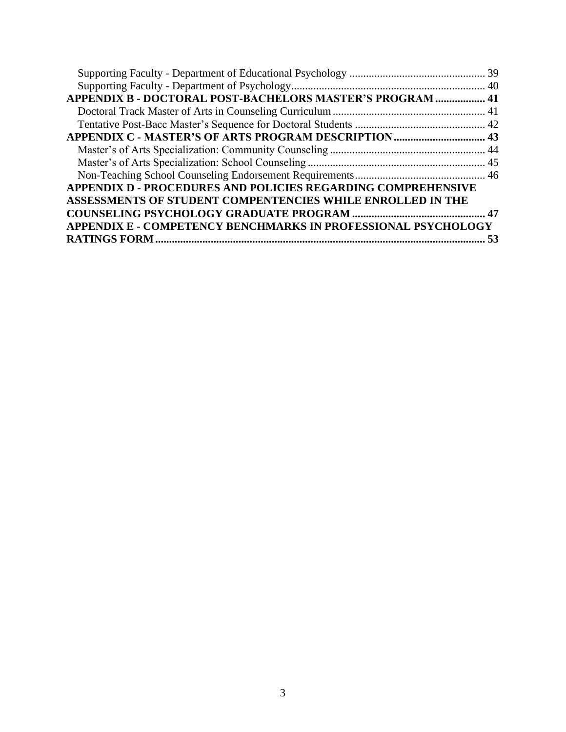Supporting Faculty - Department of Educational Psychology ................................................ 39
Supporting Faculty - Department of Psychology..................................................................... 40
**APPENDIX B - DOCTORAL POST-BACHELORS MASTER'S PROGRAM .................. 41**
Doctoral Track Master of Arts in Counseling Curriculum ....................................................... 41
Tentative Post-Bacc Master's Sequence for Doctoral Students ............................................... 42
**APPENDIX C - MASTER'S OF ARTS PROGRAM DESCRIPTION ................................. 43**
Master's of Arts Specialization: Community Counseling ........................................................ 44
Master's of Arts Specialization: School Counseling ................................................................ 45
Non-Teaching School Counseling Endorsement Requirements.............................................. 46
**APPENDIX D - PROCEDURES AND POLICIES REGARDING COMPREHENSIVE ASSESSMENTS OF STUDENT COMPENTENCIES WHILE ENROLLED IN THE COUNSELING PSYCHOLOGY GRADUATE PROGRAM ................................................ 47**
**APPENDIX E - COMPETENCY BENCHMARKS IN PROFESSIONAL PSYCHOLOGY RATINGS FORM ..................................................................................................................... 53**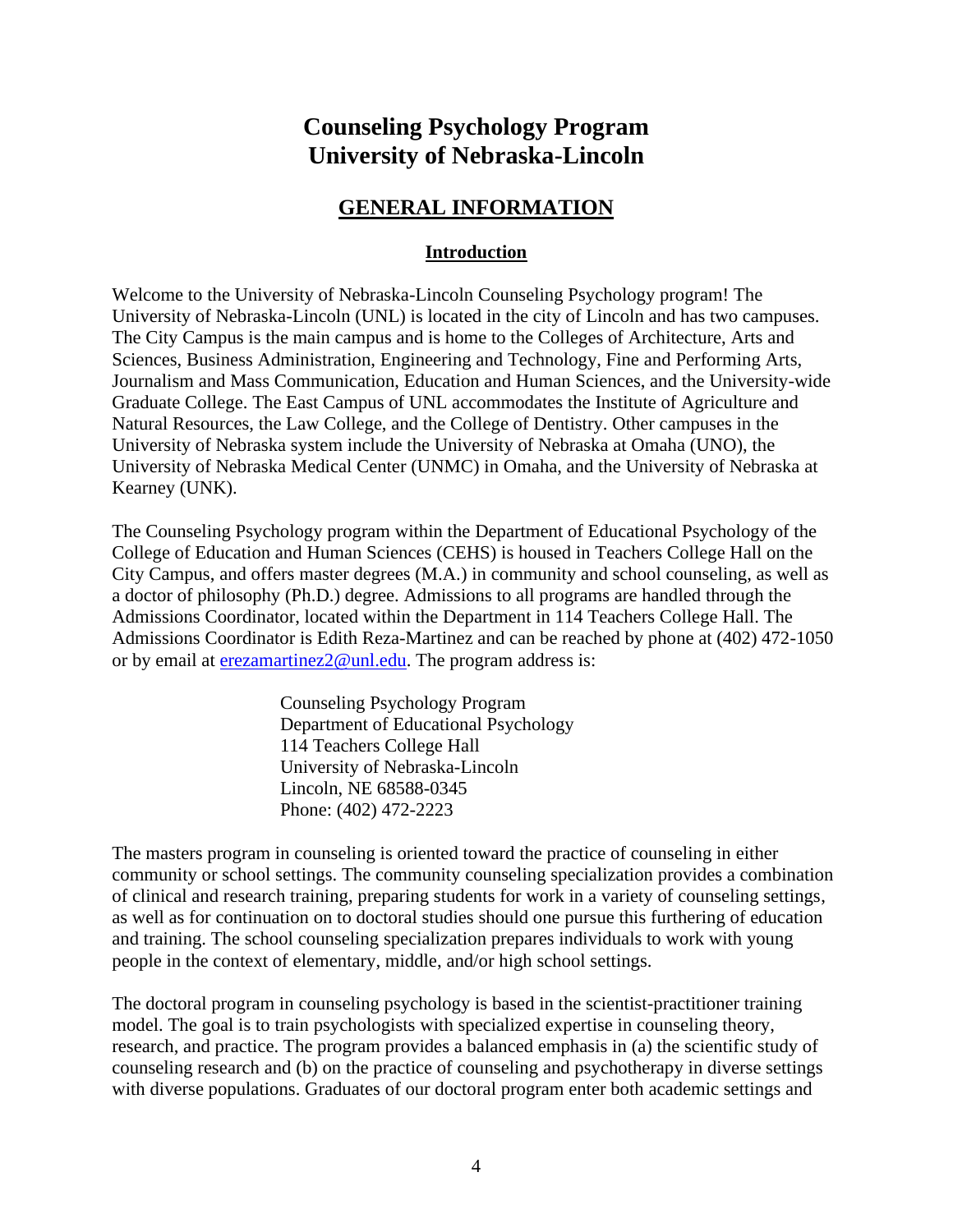# Counseling Psychology Program
# University of Nebraska-Lincoln

## GENERAL INFORMATION

### Introduction

Welcome to the University of Nebraska-Lincoln Counseling Psychology program! The University of Nebraska-Lincoln (UNL) is located in the city of Lincoln and has two campuses. The City Campus is the main campus and is home to the Colleges of Architecture, Arts and Sciences, Business Administration, Engineering and Technology, Fine and Performing Arts, Journalism and Mass Communication, Education and Human Sciences, and the University-wide Graduate College. The East Campus of UNL accommodates the Institute of Agriculture and Natural Resources, the Law College, and the College of Dentistry. Other campuses in the University of Nebraska system include the University of Nebraska at Omaha (UNO), the University of Nebraska Medical Center (UNMC) in Omaha, and the University of Nebraska at Kearney (UNK).

The Counseling Psychology program within the Department of Educational Psychology of the College of Education and Human Sciences (CEHS) is housed in Teachers College Hall on the City Campus, and offers master degrees (M.A.) in community and school counseling, as well as a doctor of philosophy (Ph.D.) degree. Admissions to all programs are handled through the Admissions Coordinator, located within the Department in 114 Teachers College Hall. The Admissions Coordinator is Edith Reza-Martinez and can be reached by phone at (402) 472-1050 or by email at erezamartinez2@unl.edu. The program address is:

> Counseling Psychology Program
> Department of Educational Psychology
> 114 Teachers College Hall
> University of Nebraska-Lincoln
> Lincoln, NE 68588-0345
> Phone: (402) 472-2223

The masters program in counseling is oriented toward the practice of counseling in either community or school settings. The community counseling specialization provides a combination of clinical and research training, preparing students for work in a variety of counseling settings, as well as for continuation on to doctoral studies should one pursue this furthering of education and training. The school counseling specialization prepares individuals to work with young people in the context of elementary, middle, and/or high school settings.

The doctoral program in counseling psychology is based in the scientist-practitioner training model. The goal is to train psychologists with specialized expertise in counseling theory, research, and practice. The program provides a balanced emphasis in (a) the scientific study of counseling research and (b) on the practice of counseling and psychotherapy in diverse settings with diverse populations. Graduates of our doctoral program enter both academic settings and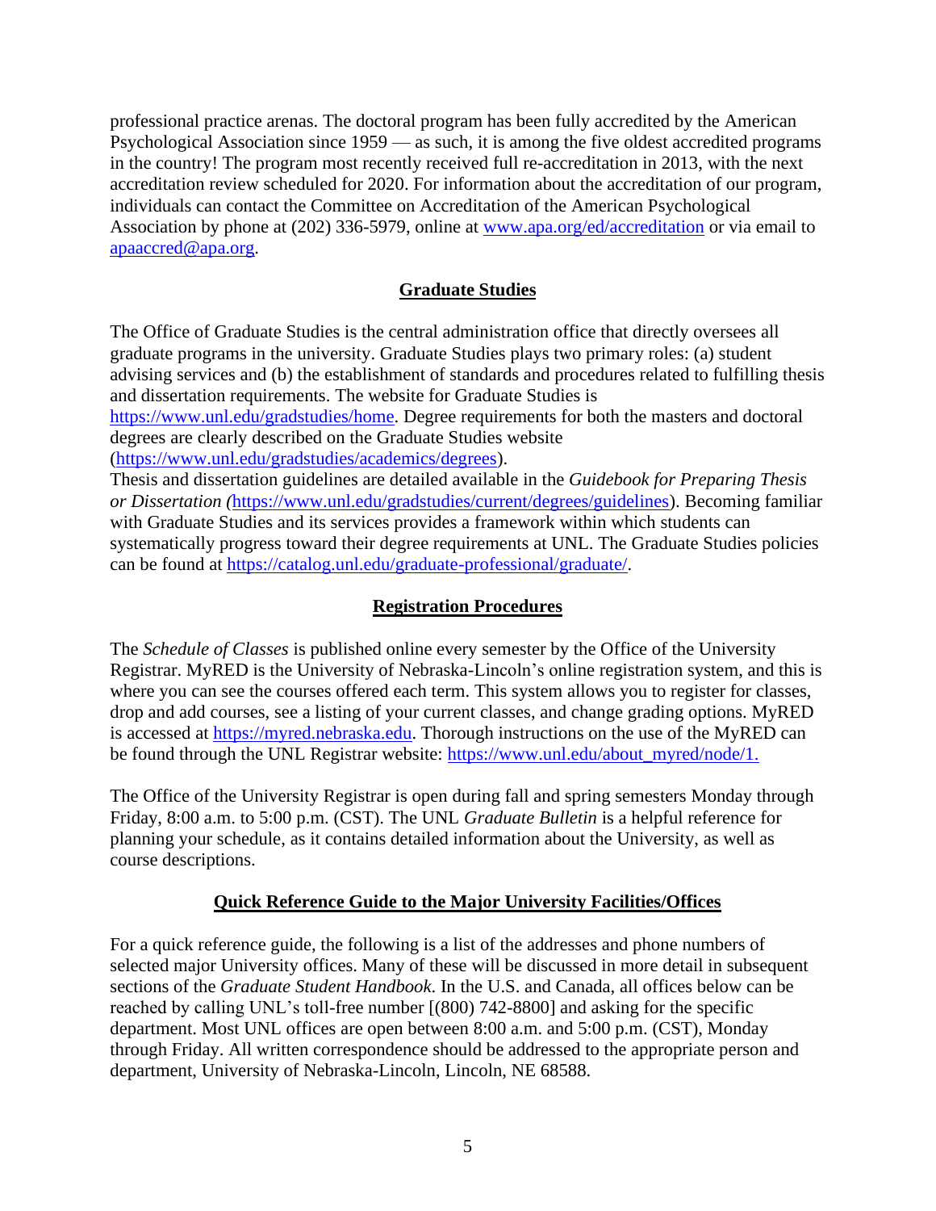professional practice arenas. The doctoral program has been fully accredited by the American Psychological Association since 1959 — as such, it is among the five oldest accredited programs in the country! The program most recently received full re-accreditation in 2013, with the next accreditation review scheduled for 2020. For information about the accreditation of our program, individuals can contact the Committee on Accreditation of the American Psychological Association by phone at (202) 336-5979, online at [www.apa.org/ed/accreditation](www.apa.org/ed/accreditation) or via email to [apaaccred@apa.org](mailto:apaaccred@apa.org).

## Graduate Studies

The Office of Graduate Studies is the central administration office that directly oversees all graduate programs in the university. Graduate Studies plays two primary roles: (a) student advising services and (b) the establishment of standards and procedures related to fulfilling thesis and dissertation requirements. The website for Graduate Studies is [https://www.unl.edu/gradstudies/home](https://www.unl.edu/gradstudies/home). Degree requirements for both the masters and doctoral degrees are clearly described on the Graduate Studies website ([https://www.unl.edu/gradstudies/academics/degrees](https://www.unl.edu/gradstudies/academics/degrees)).
Thesis and dissertation guidelines are detailed available in the *Guidebook for Preparing Thesis or Dissertation (*[https://www.unl.edu/gradstudies/current/degrees/guidelines](https://www.unl.edu/gradstudies/current/degrees/guidelines)). Becoming familiar with Graduate Studies and its services provides a framework within which students can systematically progress toward their degree requirements at UNL. The Graduate Studies policies can be found at [https://catalog.unl.edu/graduate-professional/graduate/](https://catalog.unl.edu/graduate-professional/graduate/).

## Registration Procedures

The *Schedule of Classes* is published online every semester by the Office of the University Registrar. MyRED is the University of Nebraska-Lincoln's online registration system, and this is where you can see the courses offered each term. This system allows you to register for classes, drop and add courses, see a listing of your current classes, and change grading options. MyRED is accessed at [https://myred.nebraska.edu](https://myred.nebraska.edu). Thorough instructions on the use of the MyRED can be found through the UNL Registrar website: [https://www.unl.edu/about_myred/node/1.](https://www.unl.edu/about_myred/node/1)

The Office of the University Registrar is open during fall and spring semesters Monday through Friday, 8:00 a.m. to 5:00 p.m. (CST). The UNL *Graduate Bulletin* is a helpful reference for planning your schedule, as it contains detailed information about the University, as well as course descriptions.

## Quick Reference Guide to the Major University Facilities/Offices

For a quick reference guide, the following is a list of the addresses and phone numbers of selected major University offices. Many of these will be discussed in more detail in subsequent sections of the *Graduate Student Handbook.* In the U.S. and Canada, all offices below can be reached by calling UNL's toll-free number [(800) 742-8800] and asking for the specific department. Most UNL offices are open between 8:00 a.m. and 5:00 p.m. (CST), Monday through Friday. All written correspondence should be addressed to the appropriate person and department, University of Nebraska-Lincoln, Lincoln, NE 68588.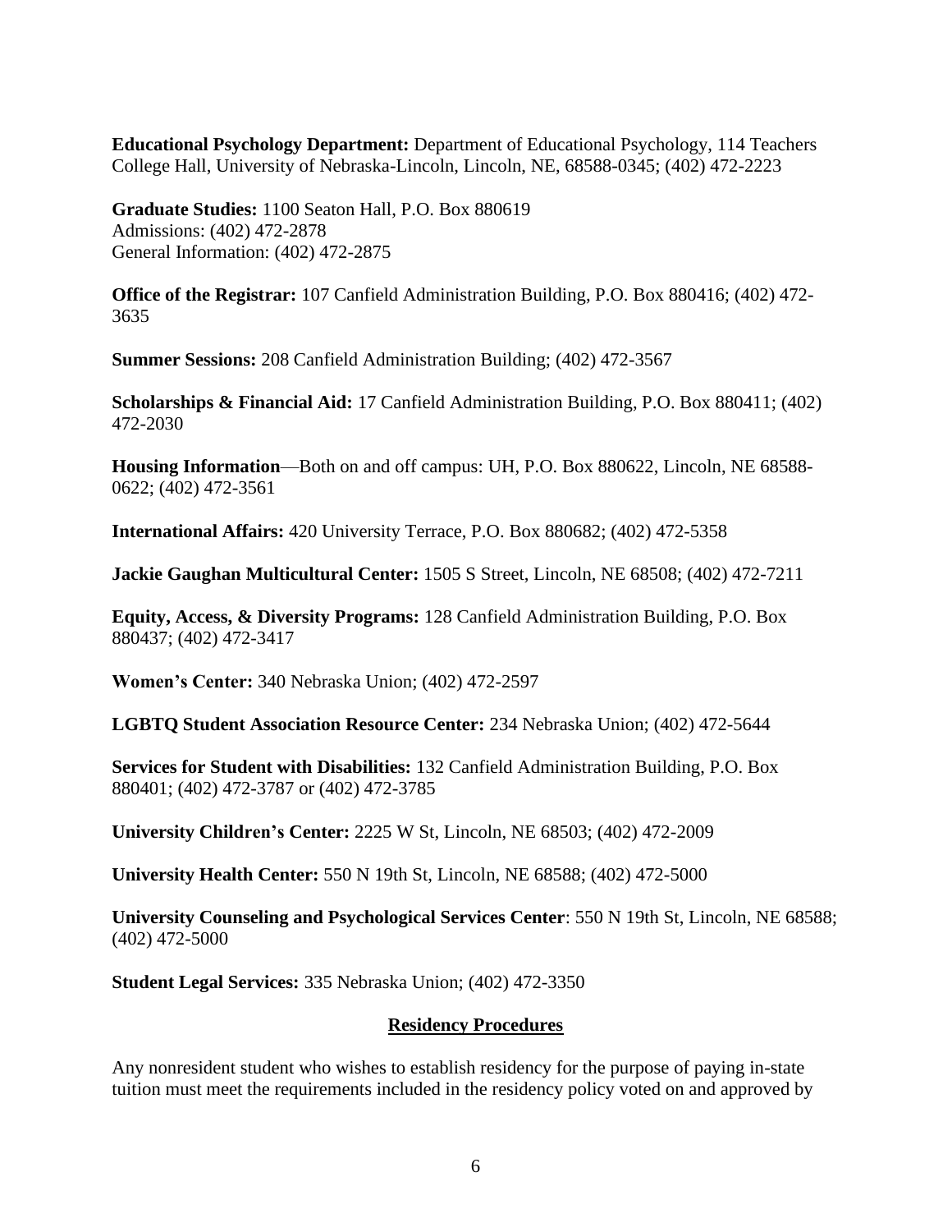**Educational Psychology Department:** Department of Educational Psychology, 114 Teachers College Hall, University of Nebraska-Lincoln, Lincoln, NE, 68588-0345; (402) 472-2223

**Graduate Studies:** 1100 Seaton Hall, P.O. Box 880619
Admissions: (402) 472-2878
General Information: (402) 472-2875

**Office of the Registrar:** 107 Canfield Administration Building, P.O. Box 880416; (402) 472-3635

**Summer Sessions:** 208 Canfield Administration Building; (402) 472-3567

**Scholarships & Financial Aid:** 17 Canfield Administration Building, P.O. Box 880411; (402) 472-2030

**Housing Information**—Both on and off campus: UH, P.O. Box 880622, Lincoln, NE 68588-0622; (402) 472-3561

**International Affairs:** 420 University Terrace, P.O. Box 880682; (402) 472-5358

**Jackie Gaughan Multicultural Center:** 1505 S Street, Lincoln, NE 68508; (402) 472-7211

**Equity, Access, & Diversity Programs:** 128 Canfield Administration Building, P.O. Box 880437; (402) 472-3417

**Women's Center:** 340 Nebraska Union; (402) 472-2597

**LGBTQ Student Association Resource Center:** 234 Nebraska Union; (402) 472-5644

**Services for Student with Disabilities:** 132 Canfield Administration Building, P.O. Box 880401; (402) 472-3787 or (402) 472-3785

**University Children's Center:** 2225 W St, Lincoln, NE 68503; (402) 472-2009

**University Health Center:** 550 N 19th St, Lincoln, NE 68588; (402) 472-5000

**University Counseling and Psychological Services Center**: 550 N 19th St, Lincoln, NE 68588; (402) 472-5000

**Student Legal Services:** 335 Nebraska Union; (402) 472-3350

## Residency Procedures

Any nonresident student who wishes to establish residency for the purpose of paying in-state tuition must meet the requirements included in the residency policy voted on and approved by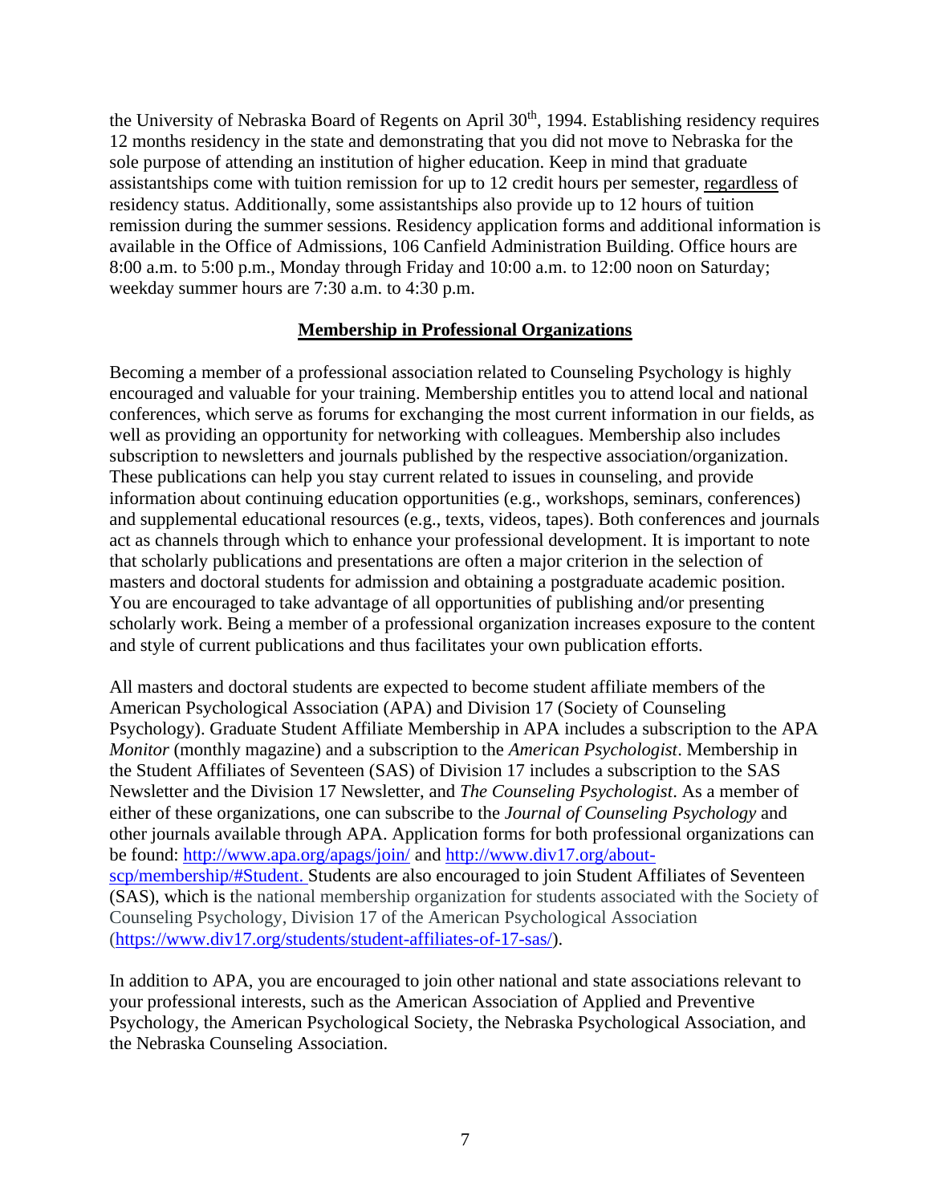the University of Nebraska Board of Regents on April 30th, 1994. Establishing residency requires 12 months residency in the state and demonstrating that you did not move to Nebraska for the sole purpose of attending an institution of higher education. Keep in mind that graduate assistantships come with tuition remission for up to 12 credit hours per semester, regardless of residency status. Additionally, some assistantships also provide up to 12 hours of tuition remission during the summer sessions. Residency application forms and additional information is available in the Office of Admissions, 106 Canfield Administration Building. Office hours are 8:00 a.m. to 5:00 p.m., Monday through Friday and 10:00 a.m. to 12:00 noon on Saturday; weekday summer hours are 7:30 a.m. to 4:30 p.m.

## Membership in Professional Organizations

Becoming a member of a professional association related to Counseling Psychology is highly encouraged and valuable for your training. Membership entitles you to attend local and national conferences, which serve as forums for exchanging the most current information in our fields, as well as providing an opportunity for networking with colleagues. Membership also includes subscription to newsletters and journals published by the respective association/organization. These publications can help you stay current related to issues in counseling, and provide information about continuing education opportunities (e.g., workshops, seminars, conferences) and supplemental educational resources (e.g., texts, videos, tapes). Both conferences and journals act as channels through which to enhance your professional development. It is important to note that scholarly publications and presentations are often a major criterion in the selection of masters and doctoral students for admission and obtaining a postgraduate academic position. You are encouraged to take advantage of all opportunities of publishing and/or presenting scholarly work. Being a member of a professional organization increases exposure to the content and style of current publications and thus facilitates your own publication efforts.

All masters and doctoral students are expected to become student affiliate members of the American Psychological Association (APA) and Division 17 (Society of Counseling Psychology). Graduate Student Affiliate Membership in APA includes a subscription to the APA *Monitor* (monthly magazine) and a subscription to the *American Psychologist*. Membership in the Student Affiliates of Seventeen (SAS) of Division 17 includes a subscription to the SAS Newsletter and the Division 17 Newsletter, and *The Counseling Psychologist*. As a member of either of these organizations, one can subscribe to the *Journal of Counseling Psychology* and other journals available through APA. Application forms for both professional organizations can be found: http://www.apa.org/apags/join/ and http://www.div17.org/about-scp/membership/#Student. Students are also encouraged to join Student Affiliates of Seventeen (SAS), which is the national membership organization for students associated with the Society of Counseling Psychology, Division 17 of the American Psychological Association (https://www.div17.org/students/student-affiliates-of-17-sas/).

In addition to APA, you are encouraged to join other national and state associations relevant to your professional interests, such as the American Association of Applied and Preventive Psychology, the American Psychological Society, the Nebraska Psychological Association, and the Nebraska Counseling Association.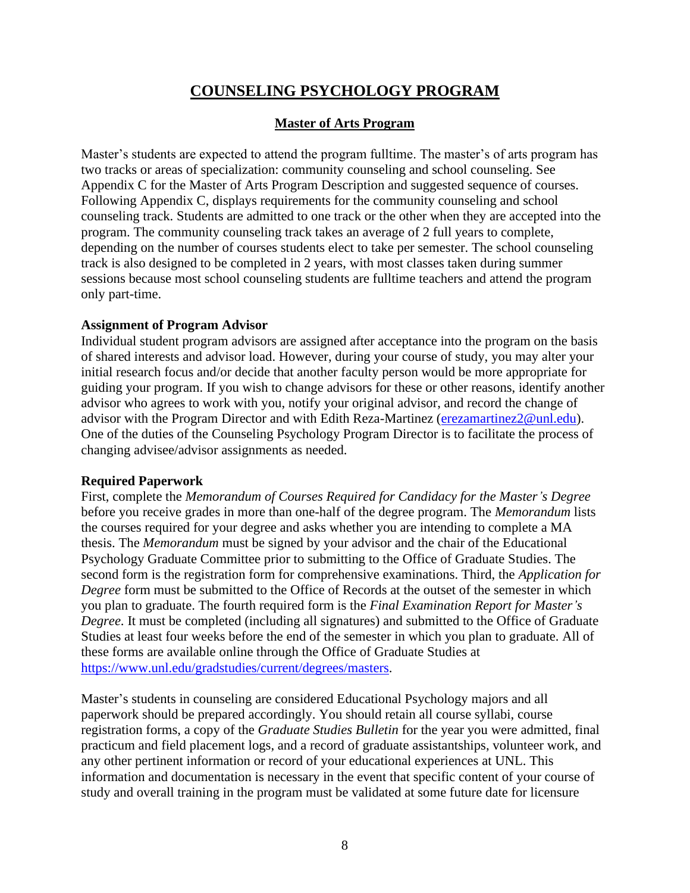# COUNSELING PSYCHOLOGY PROGRAM

## Master of Arts Program

Master's students are expected to attend the program fulltime. The master's of arts program has two tracks or areas of specialization: community counseling and school counseling. See Appendix C for the Master of Arts Program Description and suggested sequence of courses. Following Appendix C, displays requirements for the community counseling and school counseling track. Students are admitted to one track or the other when they are accepted into the program. The community counseling track takes an average of 2 full years to complete, depending on the number of courses students elect to take per semester. The school counseling track is also designed to be completed in 2 years, with most classes taken during summer sessions because most school counseling students are fulltime teachers and attend the program only part-time.

**Assignment of Program Advisor**

Individual student program advisors are assigned after acceptance into the program on the basis of shared interests and advisor load. However, during your course of study, you may alter your initial research focus and/or decide that another faculty person would be more appropriate for guiding your program. If you wish to change advisors for these or other reasons, identify another advisor who agrees to work with you, notify your original advisor, and record the change of advisor with the Program Director and with Edith Reza-Martinez (erezamartinez2@unl.edu). One of the duties of the Counseling Psychology Program Director is to facilitate the process of changing advisee/advisor assignments as needed.

**Required Paperwork**

First, complete the *Memorandum of Courses Required for Candidacy for the Master's Degree* before you receive grades in more than one-half of the degree program. The *Memorandum* lists the courses required for your degree and asks whether you are intending to complete a MA thesis. The *Memorandum* must be signed by your advisor and the chair of the Educational Psychology Graduate Committee prior to submitting to the Office of Graduate Studies. The second form is the registration form for comprehensive examinations. Third, the *Application for Degree* form must be submitted to the Office of Records at the outset of the semester in which you plan to graduate. The fourth required form is the *Final Examination Report for Master's Degree*. It must be completed (including all signatures) and submitted to the Office of Graduate Studies at least four weeks before the end of the semester in which you plan to graduate. All of these forms are available online through the Office of Graduate Studies at https://www.unl.edu/gradstudies/current/degrees/masters.

Master's students in counseling are considered Educational Psychology majors and all paperwork should be prepared accordingly. You should retain all course syllabi, course registration forms, a copy of the *Graduate Studies Bulletin* for the year you were admitted, final practicum and field placement logs, and a record of graduate assistantships, volunteer work, and any other pertinent information or record of your educational experiences at UNL. This information and documentation is necessary in the event that specific content of your course of study and overall training in the program must be validated at some future date for licensure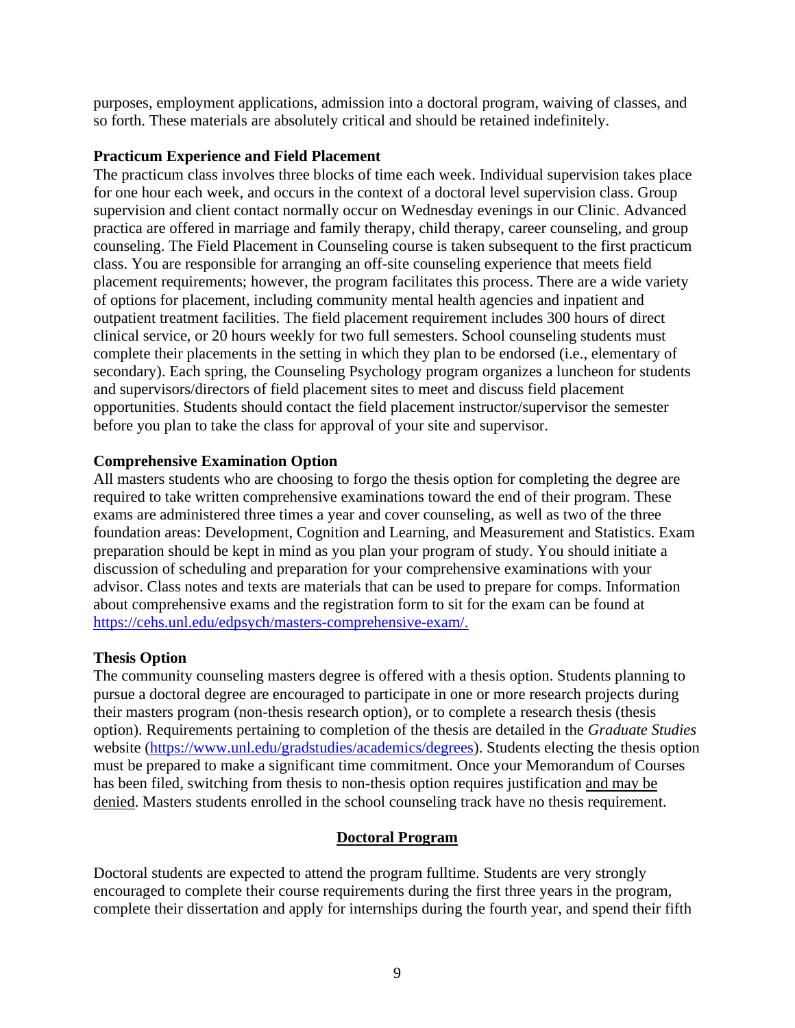purposes, employment applications, admission into a doctoral program, waiving of classes, and so forth. These materials are absolutely critical and should be retained indefinitely.

**Practicum Experience and Field Placement**

The practicum class involves three blocks of time each week. Individual supervision takes place for one hour each week, and occurs in the context of a doctoral level supervision class. Group supervision and client contact normally occur on Wednesday evenings in our Clinic. Advanced practica are offered in marriage and family therapy, child therapy, career counseling, and group counseling. The Field Placement in Counseling course is taken subsequent to the first practicum class. You are responsible for arranging an off-site counseling experience that meets field placement requirements; however, the program facilitates this process. There are a wide variety of options for placement, including community mental health agencies and inpatient and outpatient treatment facilities. The field placement requirement includes 300 hours of direct clinical service, or 20 hours weekly for two full semesters. School counseling students must complete their placements in the setting in which they plan to be endorsed (i.e., elementary of secondary). Each spring, the Counseling Psychology program organizes a luncheon for students and supervisors/directors of field placement sites to meet and discuss field placement opportunities. Students should contact the field placement instructor/supervisor the semester before you plan to take the class for approval of your site and supervisor.

**Comprehensive Examination Option**

All masters students who are choosing to forgo the thesis option for completing the degree are required to take written comprehensive examinations toward the end of their program. These exams are administered three times a year and cover counseling, as well as two of the three foundation areas: Development, Cognition and Learning, and Measurement and Statistics. Exam preparation should be kept in mind as you plan your program of study. You should initiate a discussion of scheduling and preparation for your comprehensive examinations with your advisor. Class notes and texts are materials that can be used to prepare for comps. Information about comprehensive exams and the registration form to sit for the exam can be found at [https://cehs.unl.edu/edpsych/masters-comprehensive-exam/.](https://cehs.unl.edu/edpsych/masters-comprehensive-exam/)

**Thesis Option**

The community counseling masters degree is offered with a thesis option. Students planning to pursue a doctoral degree are encouraged to participate in one or more research projects during their masters program (non-thesis research option), or to complete a research thesis (thesis option). Requirements pertaining to completion of the thesis are detailed in the *Graduate Studies* website ([https://www.unl.edu/gradstudies/academics/degrees](https://www.unl.edu/gradstudies/academics/degrees)). Students electing the thesis option must be prepared to make a significant time commitment. Once your Memorandum of Courses has been filed, switching from thesis to non-thesis option requires justification <u>and may be denied</u>. Masters students enrolled in the school counseling track have no thesis requirement.

## <u>Doctoral Program</u>

Doctoral students are expected to attend the program fulltime. Students are very strongly encouraged to complete their course requirements during the first three years in the program, complete their dissertation and apply for internships during the fourth year, and spend their fifth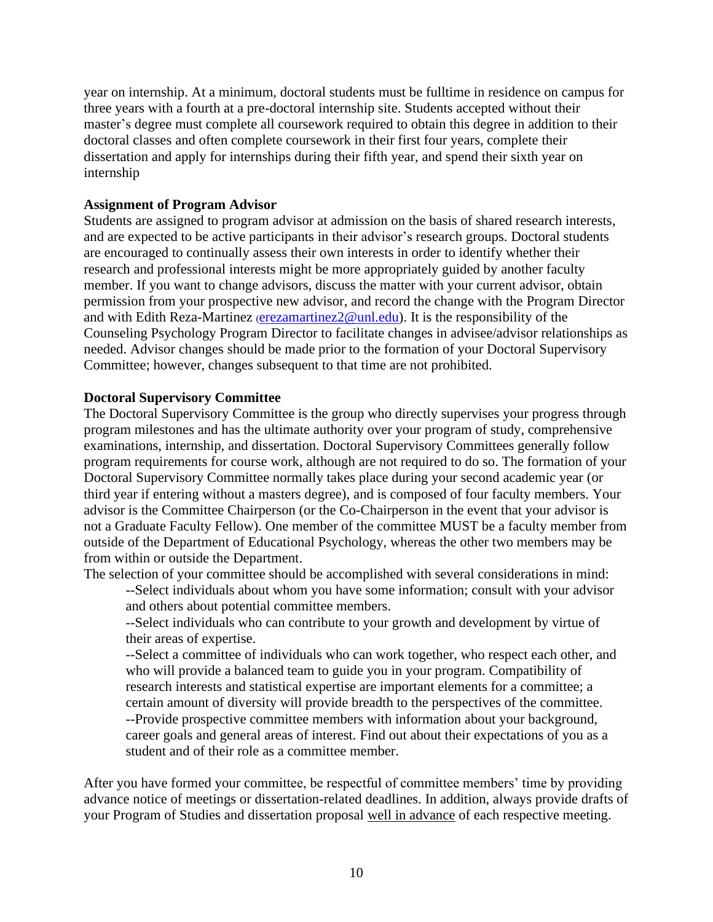year on internship. At a minimum, doctoral students must be fulltime in residence on campus for three years with a fourth at a pre-doctoral internship site. Students accepted without their master's degree must complete all coursework required to obtain this degree in addition to their doctoral classes and often complete coursework in their first four years, complete their dissertation and apply for internships during their fifth year, and spend their sixth year on internship

**Assignment of Program Advisor**

Students are assigned to program advisor at admission on the basis of shared research interests, and are expected to be active participants in their advisor's research groups. Doctoral students are encouraged to continually assess their own interests in order to identify whether their research and professional interests might be more appropriately guided by another faculty member. If you want to change advisors, discuss the matter with your current advisor, obtain permission from your prospective new advisor, and record the change with the Program Director and with Edith Reza-Martinez (erezamartinez2@unl.edu). It is the responsibility of the Counseling Psychology Program Director to facilitate changes in advisee/advisor relationships as needed. Advisor changes should be made prior to the formation of your Doctoral Supervisory Committee; however, changes subsequent to that time are not prohibited.

**Doctoral Supervisory Committee**

The Doctoral Supervisory Committee is the group who directly supervises your progress through program milestones and has the ultimate authority over your program of study, comprehensive examinations, internship, and dissertation. Doctoral Supervisory Committees generally follow program requirements for course work, although are not required to do so. The formation of your Doctoral Supervisory Committee normally takes place during your second academic year (or third year if entering without a masters degree), and is composed of four faculty members. Your advisor is the Committee Chairperson (or the Co-Chairperson in the event that your advisor is not a Graduate Faculty Fellow). One member of the committee MUST be a faculty member from outside of the Department of Educational Psychology, whereas the other two members may be from within or outside the Department.

The selection of your committee should be accomplished with several considerations in mind:

--Select individuals about whom you have some information; consult with your advisor and others about potential committee members.

--Select individuals who can contribute to your growth and development by virtue of their areas of expertise.

--Select a committee of individuals who can work together, who respect each other, and who will provide a balanced team to guide you in your program. Compatibility of research interests and statistical expertise are important elements for a committee; a certain amount of diversity will provide breadth to the perspectives of the committee.

--Provide prospective committee members with information about your background, career goals and general areas of interest. Find out about their expectations of you as a student and of their role as a committee member.

After you have formed your committee, be respectful of committee members' time by providing advance notice of meetings or dissertation-related deadlines. In addition, always provide drafts of your Program of Studies and dissertation proposal well in advance of each respective meeting.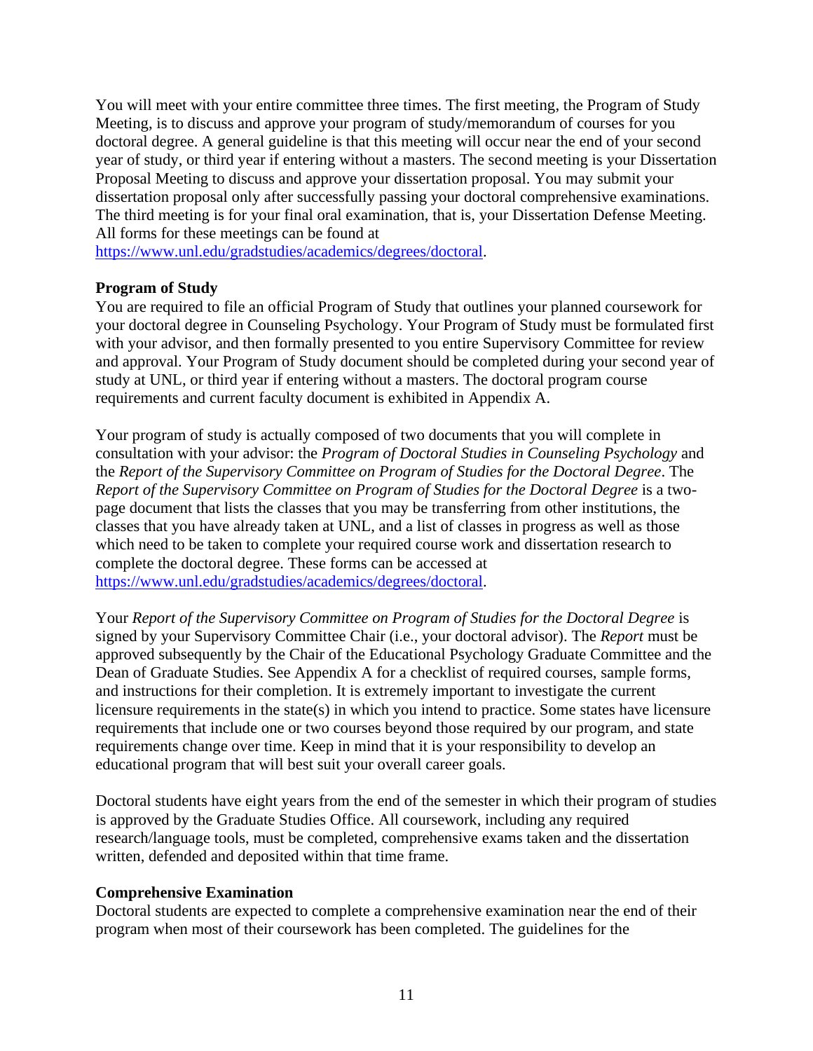You will meet with your entire committee three times. The first meeting, the Program of Study Meeting, is to discuss and approve your program of study/memorandum of courses for you doctoral degree. A general guideline is that this meeting will occur near the end of your second year of study, or third year if entering without a masters. The second meeting is your Dissertation Proposal Meeting to discuss and approve your dissertation proposal. You may submit your dissertation proposal only after successfully passing your doctoral comprehensive examinations. The third meeting is for your final oral examination, that is, your Dissertation Defense Meeting. All forms for these meetings can be found at [https://www.unl.edu/gradstudies/academics/degrees/doctoral](https://www.unl.edu/gradstudies/academics/degrees/doctoral).

**Program of Study**

You are required to file an official Program of Study that outlines your planned coursework for your doctoral degree in Counseling Psychology. Your Program of Study must be formulated first with your advisor, and then formally presented to you entire Supervisory Committee for review and approval. Your Program of Study document should be completed during your second year of study at UNL, or third year if entering without a masters. The doctoral program course requirements and current faculty document is exhibited in Appendix A.

Your program of study is actually composed of two documents that you will complete in consultation with your advisor: the *Program of Doctoral Studies in Counseling Psychology* and the *Report of the Supervisory Committee on Program of Studies for the Doctoral Degree*. The *Report of the Supervisory Committee on Program of Studies for the Doctoral Degree* is a two-page document that lists the classes that you may be transferring from other institutions, the classes that you have already taken at UNL, and a list of classes in progress as well as those which need to be taken to complete your required course work and dissertation research to complete the doctoral degree. These forms can be accessed at [https://www.unl.edu/gradstudies/academics/degrees/doctoral](https://www.unl.edu/gradstudies/academics/degrees/doctoral).

Your *Report of the Supervisory Committee on Program of Studies for the Doctoral Degree* is signed by your Supervisory Committee Chair (i.e., your doctoral advisor). The *Report* must be approved subsequently by the Chair of the Educational Psychology Graduate Committee and the Dean of Graduate Studies. See Appendix A for a checklist of required courses, sample forms, and instructions for their completion. It is extremely important to investigate the current licensure requirements in the state(s) in which you intend to practice. Some states have licensure requirements that include one or two courses beyond those required by our program, and state requirements change over time. Keep in mind that it is your responsibility to develop an educational program that will best suit your overall career goals.

Doctoral students have eight years from the end of the semester in which their program of studies is approved by the Graduate Studies Office. All coursework, including any required research/language tools, must be completed, comprehensive exams taken and the dissertation written, defended and deposited within that time frame.

**Comprehensive Examination**

Doctoral students are expected to complete a comprehensive examination near the end of their program when most of their coursework has been completed. The guidelines for the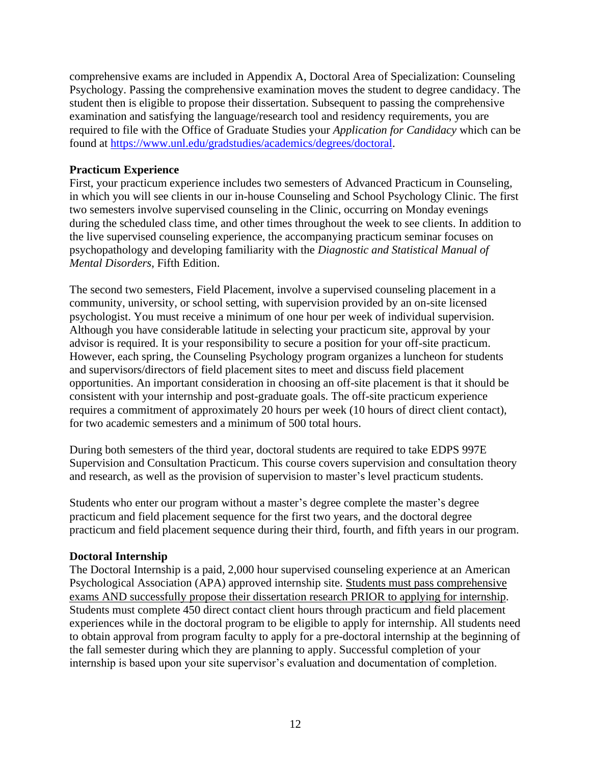comprehensive exams are included in Appendix A, Doctoral Area of Specialization: Counseling Psychology. Passing the comprehensive examination moves the student to degree candidacy. The student then is eligible to propose their dissertation. Subsequent to passing the comprehensive examination and satisfying the language/research tool and residency requirements, you are required to file with the Office of Graduate Studies your *Application for Candidacy* which can be found at https://www.unl.edu/gradstudies/academics/degrees/doctoral.

**Practicum Experience**

First, your practicum experience includes two semesters of Advanced Practicum in Counseling, in which you will see clients in our in-house Counseling and School Psychology Clinic. The first two semesters involve supervised counseling in the Clinic, occurring on Monday evenings during the scheduled class time, and other times throughout the week to see clients. In addition to the live supervised counseling experience, the accompanying practicum seminar focuses on psychopathology and developing familiarity with the *Diagnostic and Statistical Manual of Mental Disorders*, Fifth Edition.

The second two semesters, Field Placement, involve a supervised counseling placement in a community, university, or school setting, with supervision provided by an on-site licensed psychologist. You must receive a minimum of one hour per week of individual supervision. Although you have considerable latitude in selecting your practicum site, approval by your advisor is required. It is your responsibility to secure a position for your off-site practicum. However, each spring, the Counseling Psychology program organizes a luncheon for students and supervisors/directors of field placement sites to meet and discuss field placement opportunities. An important consideration in choosing an off-site placement is that it should be consistent with your internship and post-graduate goals. The off-site practicum experience requires a commitment of approximately 20 hours per week (10 hours of direct client contact), for two academic semesters and a minimum of 500 total hours.

During both semesters of the third year, doctoral students are required to take EDPS 997E Supervision and Consultation Practicum. This course covers supervision and consultation theory and research, as well as the provision of supervision to master's level practicum students.

Students who enter our program without a master's degree complete the master's degree practicum and field placement sequence for the first two years, and the doctoral degree practicum and field placement sequence during their third, fourth, and fifth years in our program.

**Doctoral Internship**

The Doctoral Internship is a paid, 2,000 hour supervised counseling experience at an American Psychological Association (APA) approved internship site. <u>Students must pass comprehensive exams AND successfully propose their dissertation research PRIOR to applying for internship</u>. Students must complete 450 direct contact client hours through practicum and field placement experiences while in the doctoral program to be eligible to apply for internship. All students need to obtain approval from program faculty to apply for a pre-doctoral internship at the beginning of the fall semester during which they are planning to apply. Successful completion of your internship is based upon your site supervisor's evaluation and documentation of completion.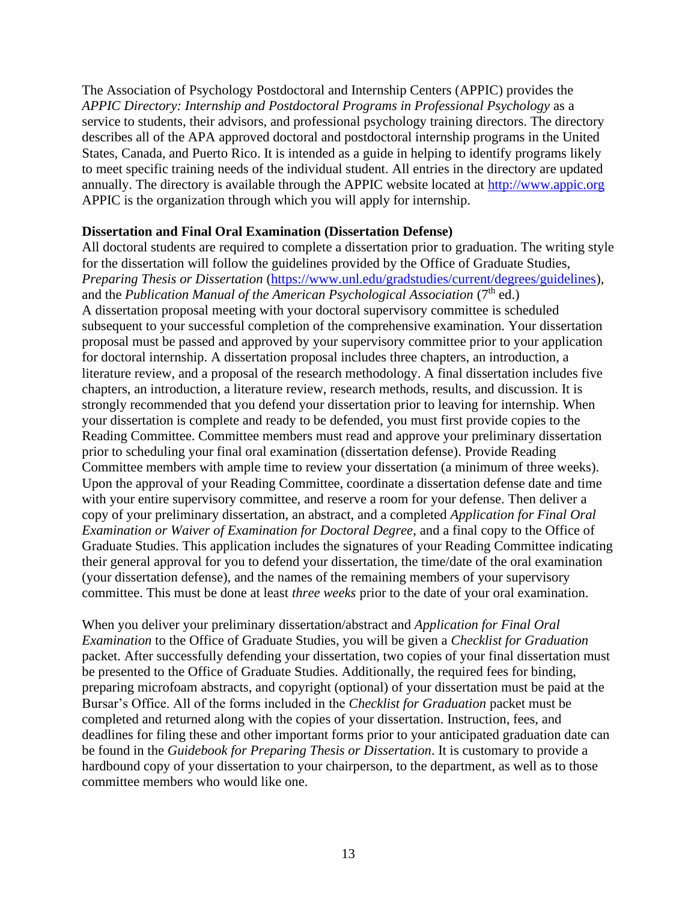The Association of Psychology Postdoctoral and Internship Centers (APPIC) provides the *APPIC Directory: Internship and Postdoctoral Programs in Professional Psychology* as a service to students, their advisors, and professional psychology training directors. The directory describes all of the APA approved doctoral and postdoctoral internship programs in the United States, Canada, and Puerto Rico. It is intended as a guide in helping to identify programs likely to meet specific training needs of the individual student. All entries in the directory are updated annually. The directory is available through the APPIC website located at [http://www.appic.org](http://www.appic.org) APPIC is the organization through which you will apply for internship.

**Dissertation and Final Oral Examination (Dissertation Defense)**

All doctoral students are required to complete a dissertation prior to graduation. The writing style for the dissertation will follow the guidelines provided by the Office of Graduate Studies, *Preparing Thesis or Dissertation* ([https://www.unl.edu/gradstudies/current/degrees/guidelines](https://www.unl.edu/gradstudies/current/degrees/guidelines)), and the *Publication Manual of the American Psychological Association* (7th ed.)
A dissertation proposal meeting with your doctoral supervisory committee is scheduled subsequent to your successful completion of the comprehensive examination. Your dissertation proposal must be passed and approved by your supervisory committee prior to your application for doctoral internship. A dissertation proposal includes three chapters, an introduction, a literature review, and a proposal of the research methodology. A final dissertation includes five chapters, an introduction, a literature review, research methods, results, and discussion. It is strongly recommended that you defend your dissertation prior to leaving for internship. When your dissertation is complete and ready to be defended, you must first provide copies to the Reading Committee. Committee members must read and approve your preliminary dissertation prior to scheduling your final oral examination (dissertation defense). Provide Reading Committee members with ample time to review your dissertation (a minimum of three weeks). Upon the approval of your Reading Committee, coordinate a dissertation defense date and time with your entire supervisory committee, and reserve a room for your defense. Then deliver a copy of your preliminary dissertation, an abstract, and a completed *Application for Final Oral Examination or Waiver of Examination for Doctoral Degree*, and a final copy to the Office of Graduate Studies. This application includes the signatures of your Reading Committee indicating their general approval for you to defend your dissertation, the time/date of the oral examination (your dissertation defense), and the names of the remaining members of your supervisory committee. This must be done at least *three weeks* prior to the date of your oral examination.

When you deliver your preliminary dissertation/abstract and *Application for Final Oral Examination* to the Office of Graduate Studies, you will be given a *Checklist for Graduation* packet. After successfully defending your dissertation, two copies of your final dissertation must be presented to the Office of Graduate Studies. Additionally, the required fees for binding, preparing microfoam abstracts, and copyright (optional) of your dissertation must be paid at the Bursar's Office. All of the forms included in the *Checklist for Graduation* packet must be completed and returned along with the copies of your dissertation. Instruction, fees, and deadlines for filing these and other important forms prior to your anticipated graduation date can be found in the *Guidebook for Preparing Thesis or Dissertation*. It is customary to provide a hardbound copy of your dissertation to your chairperson, to the department, as well as to those committee members who would like one.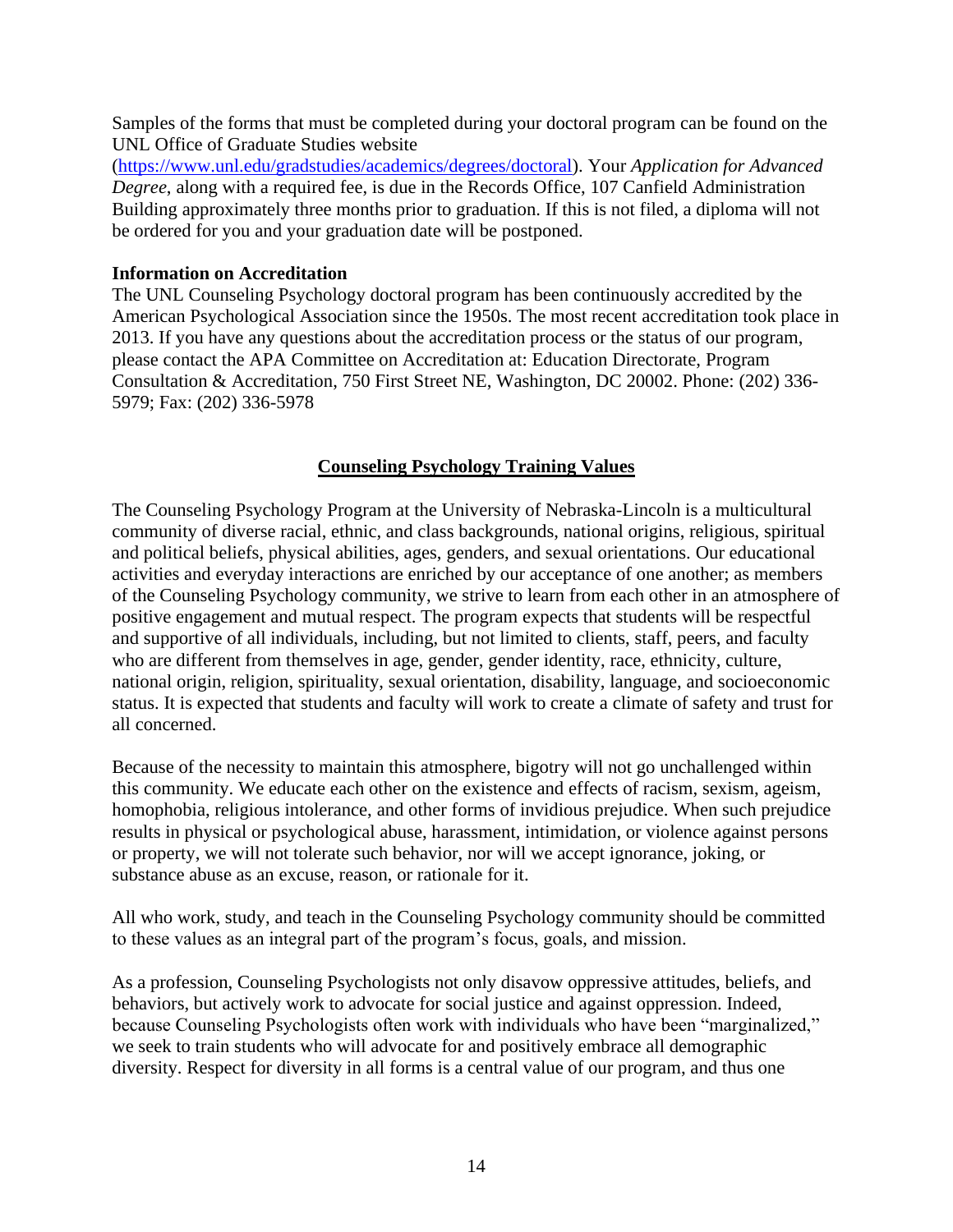Samples of the forms that must be completed during your doctoral program can be found on the UNL Office of Graduate Studies website (https://www.unl.edu/gradstudies/academics/degrees/doctoral). Your *Application for Advanced Degree*, along with a required fee, is due in the Records Office, 107 Canfield Administration Building approximately three months prior to graduation. If this is not filed, a diploma will not be ordered for you and your graduation date will be postponed.

**Information on Accreditation**

The UNL Counseling Psychology doctoral program has been continuously accredited by the American Psychological Association since the 1950s. The most recent accreditation took place in 2013. If you have any questions about the accreditation process or the status of our program, please contact the APA Committee on Accreditation at: Education Directorate, Program Consultation & Accreditation, 750 First Street NE, Washington, DC 20002. Phone: (202) 336-5979; Fax: (202) 336-5978

## Counseling Psychology Training Values

The Counseling Psychology Program at the University of Nebraska-Lincoln is a multicultural community of diverse racial, ethnic, and class backgrounds, national origins, religious, spiritual and political beliefs, physical abilities, ages, genders, and sexual orientations. Our educational activities and everyday interactions are enriched by our acceptance of one another; as members of the Counseling Psychology community, we strive to learn from each other in an atmosphere of positive engagement and mutual respect. The program expects that students will be respectful and supportive of all individuals, including, but not limited to clients, staff, peers, and faculty who are different from themselves in age, gender, gender identity, race, ethnicity, culture, national origin, religion, spirituality, sexual orientation, disability, language, and socioeconomic status. It is expected that students and faculty will work to create a climate of safety and trust for all concerned.

Because of the necessity to maintain this atmosphere, bigotry will not go unchallenged within this community. We educate each other on the existence and effects of racism, sexism, ageism, homophobia, religious intolerance, and other forms of invidious prejudice. When such prejudice results in physical or psychological abuse, harassment, intimidation, or violence against persons or property, we will not tolerate such behavior, nor will we accept ignorance, joking, or substance abuse as an excuse, reason, or rationale for it.

All who work, study, and teach in the Counseling Psychology community should be committed to these values as an integral part of the program's focus, goals, and mission.

As a profession, Counseling Psychologists not only disavow oppressive attitudes, beliefs, and behaviors, but actively work to advocate for social justice and against oppression. Indeed, because Counseling Psychologists often work with individuals who have been "marginalized," we seek to train students who will advocate for and positively embrace all demographic diversity. Respect for diversity in all forms is a central value of our program, and thus one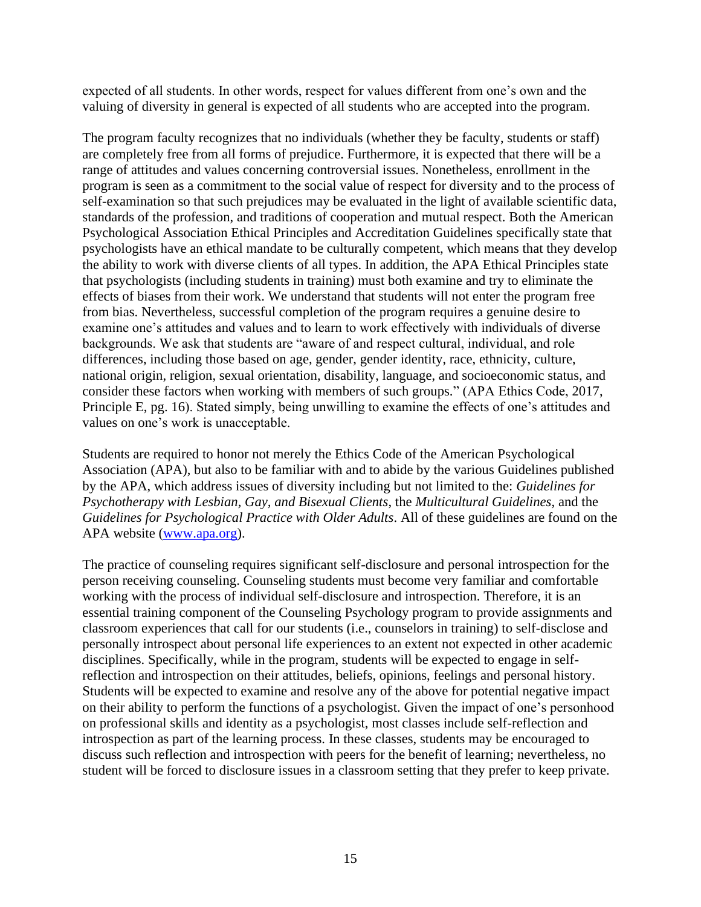expected of all students. In other words, respect for values different from one's own and the valuing of diversity in general is expected of all students who are accepted into the program.

The program faculty recognizes that no individuals (whether they be faculty, students or staff) are completely free from all forms of prejudice. Furthermore, it is expected that there will be a range of attitudes and values concerning controversial issues. Nonetheless, enrollment in the program is seen as a commitment to the social value of respect for diversity and to the process of self-examination so that such prejudices may be evaluated in the light of available scientific data, standards of the profession, and traditions of cooperation and mutual respect. Both the American Psychological Association Ethical Principles and Accreditation Guidelines specifically state that psychologists have an ethical mandate to be culturally competent, which means that they develop the ability to work with diverse clients of all types. In addition, the APA Ethical Principles state that psychologists (including students in training) must both examine and try to eliminate the effects of biases from their work. We understand that students will not enter the program free from bias. Nevertheless, successful completion of the program requires a genuine desire to examine one's attitudes and values and to learn to work effectively with individuals of diverse backgrounds. We ask that students are "aware of and respect cultural, individual, and role differences, including those based on age, gender, gender identity, race, ethnicity, culture, national origin, religion, sexual orientation, disability, language, and socioeconomic status, and consider these factors when working with members of such groups." (APA Ethics Code, 2017, Principle E, pg. 16). Stated simply, being unwilling to examine the effects of one's attitudes and values on one's work is unacceptable.

Students are required to honor not merely the Ethics Code of the American Psychological Association (APA), but also to be familiar with and to abide by the various Guidelines published by the APA, which address issues of diversity including but not limited to the: *Guidelines for Psychotherapy with Lesbian, Gay, and Bisexual Clients*, the *Multicultural Guidelines*, and the *Guidelines for Psychological Practice with Older Adults*. All of these guidelines are found on the APA website (www.apa.org).

The practice of counseling requires significant self-disclosure and personal introspection for the person receiving counseling. Counseling students must become very familiar and comfortable working with the process of individual self-disclosure and introspection. Therefore, it is an essential training component of the Counseling Psychology program to provide assignments and classroom experiences that call for our students (i.e., counselors in training) to self-disclose and personally introspect about personal life experiences to an extent not expected in other academic disciplines. Specifically, while in the program, students will be expected to engage in self-reflection and introspection on their attitudes, beliefs, opinions, feelings and personal history. Students will be expected to examine and resolve any of the above for potential negative impact on their ability to perform the functions of a psychologist. Given the impact of one's personhood on professional skills and identity as a psychologist, most classes include self-reflection and introspection as part of the learning process. In these classes, students may be encouraged to discuss such reflection and introspection with peers for the benefit of learning; nevertheless, no student will be forced to disclosure issues in a classroom setting that they prefer to keep private.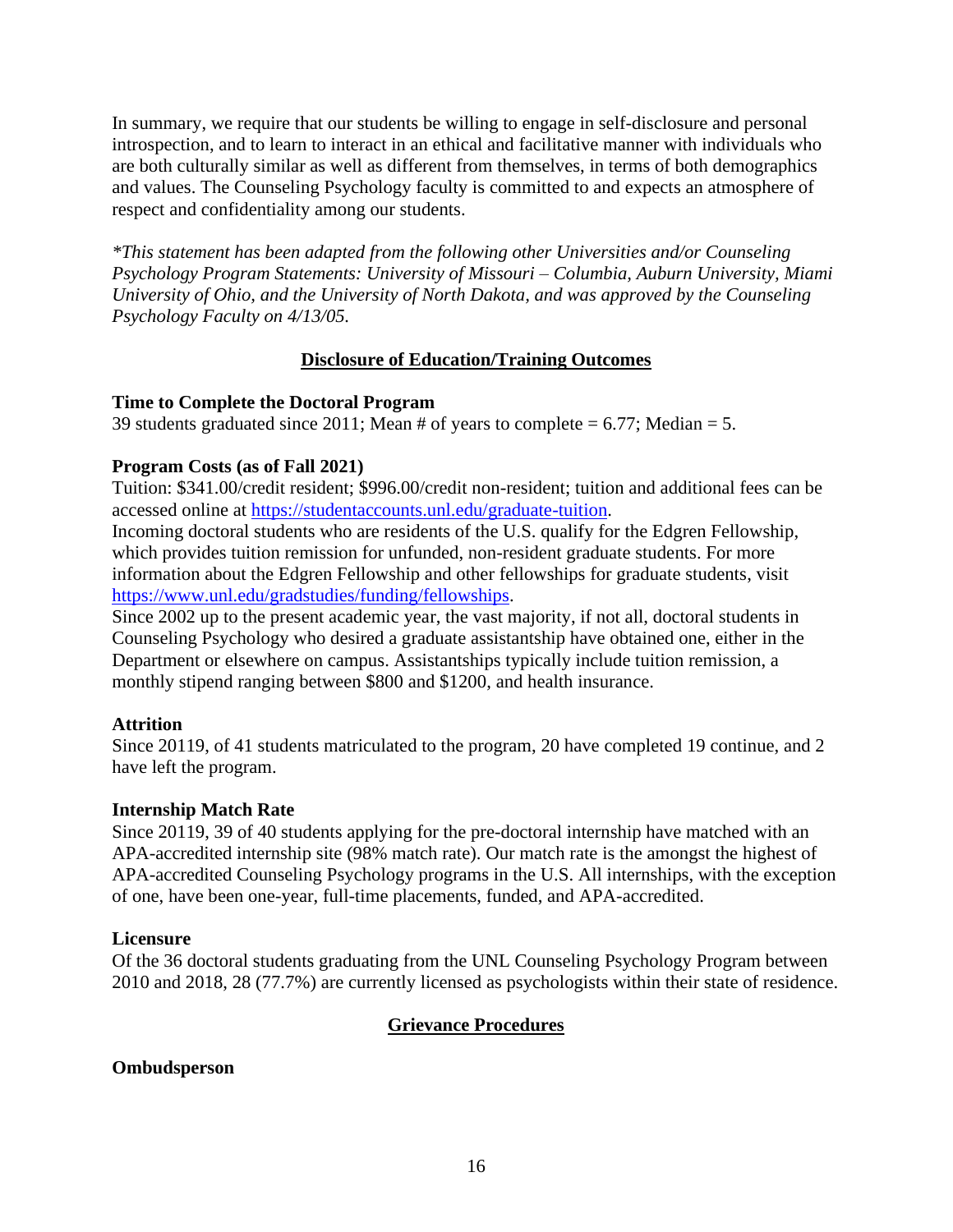In summary, we require that our students be willing to engage in self-disclosure and personal introspection, and to learn to interact in an ethical and facilitative manner with individuals who are both culturally similar as well as different from themselves, in terms of both demographics and values. The Counseling Psychology faculty is committed to and expects an atmosphere of respect and confidentiality among our students.

*\*This statement has been adapted from the following other Universities and/or Counseling Psychology Program Statements: University of Missouri – Columbia, Auburn University, Miami University of Ohio, and the University of North Dakota, and was approved by the Counseling Psychology Faculty on 4/13/05.*

## Disclosure of Education/Training Outcomes

**Time to Complete the Doctoral Program**

39 students graduated since 2011; Mean # of years to complete = 6.77; Median = 5.

**Program Costs (as of Fall 2021)**

Tuition: $341.00/credit resident; $996.00/credit non-resident; tuition and additional fees can be accessed online at [https://studentaccounts.unl.edu/graduate-tuition](https://studentaccounts.unl.edu/graduate-tuition).

Incoming doctoral students who are residents of the U.S. qualify for the Edgren Fellowship, which provides tuition remission for unfunded, non-resident graduate students. For more information about the Edgren Fellowship and other fellowships for graduate students, visit [https://www.unl.edu/gradstudies/funding/fellowships](https://www.unl.edu/gradstudies/funding/fellowships).

Since 2002 up to the present academic year, the vast majority, if not all, doctoral students in Counseling Psychology who desired a graduate assistantship have obtained one, either in the Department or elsewhere on campus. Assistantships typically include tuition remission, a monthly stipend ranging between $800 and $1200, and health insurance.

**Attrition**

Since 20119, of 41 students matriculated to the program, 20 have completed 19 continue, and 2 have left the program.

**Internship Match Rate**

Since 20119, 39 of 40 students applying for the pre-doctoral internship have matched with an APA-accredited internship site (98% match rate). Our match rate is the amongst the highest of APA-accredited Counseling Psychology programs in the U.S. All internships, with the exception of one, have been one-year, full-time placements, funded, and APA-accredited.

**Licensure**

Of the 36 doctoral students graduating from the UNL Counseling Psychology Program between 2010 and 2018, 28 (77.7%) are currently licensed as psychologists within their state of residence.

## Grievance Procedures

**Ombudsperson**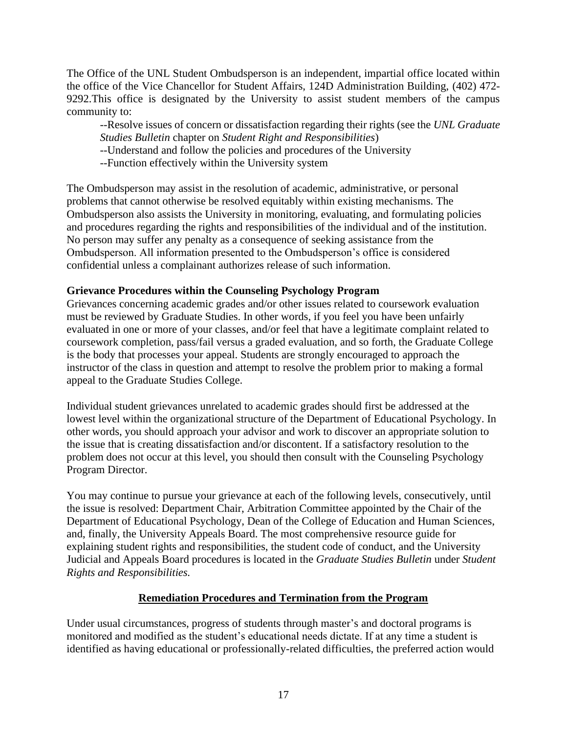The Office of the UNL Student Ombudsperson is an independent, impartial office located within the office of the Vice Chancellor for Student Affairs, 124D Administration Building, (402) 472-9292.This office is designated by the University to assist student members of the campus community to:

--Resolve issues of concern or dissatisfaction regarding their rights (see the *UNL Graduate Studies Bulletin* chapter on *Student Right and Responsibilities*)
--Understand and follow the policies and procedures of the University
--Function effectively within the University system

The Ombudsperson may assist in the resolution of academic, administrative, or personal problems that cannot otherwise be resolved equitably within existing mechanisms. The Ombudsperson also assists the University in monitoring, evaluating, and formulating policies and procedures regarding the rights and responsibilities of the individual and of the institution. No person may suffer any penalty as a consequence of seeking assistance from the Ombudsperson. All information presented to the Ombudsperson's office is considered confidential unless a complainant authorizes release of such information.

**Grievance Procedures within the Counseling Psychology Program**

Grievances concerning academic grades and/or other issues related to coursework evaluation must be reviewed by Graduate Studies. In other words, if you feel you have been unfairly evaluated in one or more of your classes, and/or feel that have a legitimate complaint related to coursework completion, pass/fail versus a graded evaluation, and so forth, the Graduate College is the body that processes your appeal. Students are strongly encouraged to approach the instructor of the class in question and attempt to resolve the problem prior to making a formal appeal to the Graduate Studies College.

Individual student grievances unrelated to academic grades should first be addressed at the lowest level within the organizational structure of the Department of Educational Psychology. In other words, you should approach your advisor and work to discover an appropriate solution to the issue that is creating dissatisfaction and/or discontent. If a satisfactory resolution to the problem does not occur at this level, you should then consult with the Counseling Psychology Program Director.

You may continue to pursue your grievance at each of the following levels, consecutively, until the issue is resolved: Department Chair, Arbitration Committee appointed by the Chair of the Department of Educational Psychology, Dean of the College of Education and Human Sciences, and, finally, the University Appeals Board. The most comprehensive resource guide for explaining student rights and responsibilities, the student code of conduct, and the University Judicial and Appeals Board procedures is located in the *Graduate Studies Bulletin* under *Student Rights and Responsibilities.*

## Remediation Procedures and Termination from the Program

Under usual circumstances, progress of students through master's and doctoral programs is monitored and modified as the student's educational needs dictate. If at any time a student is identified as having educational or professionally-related difficulties, the preferred action would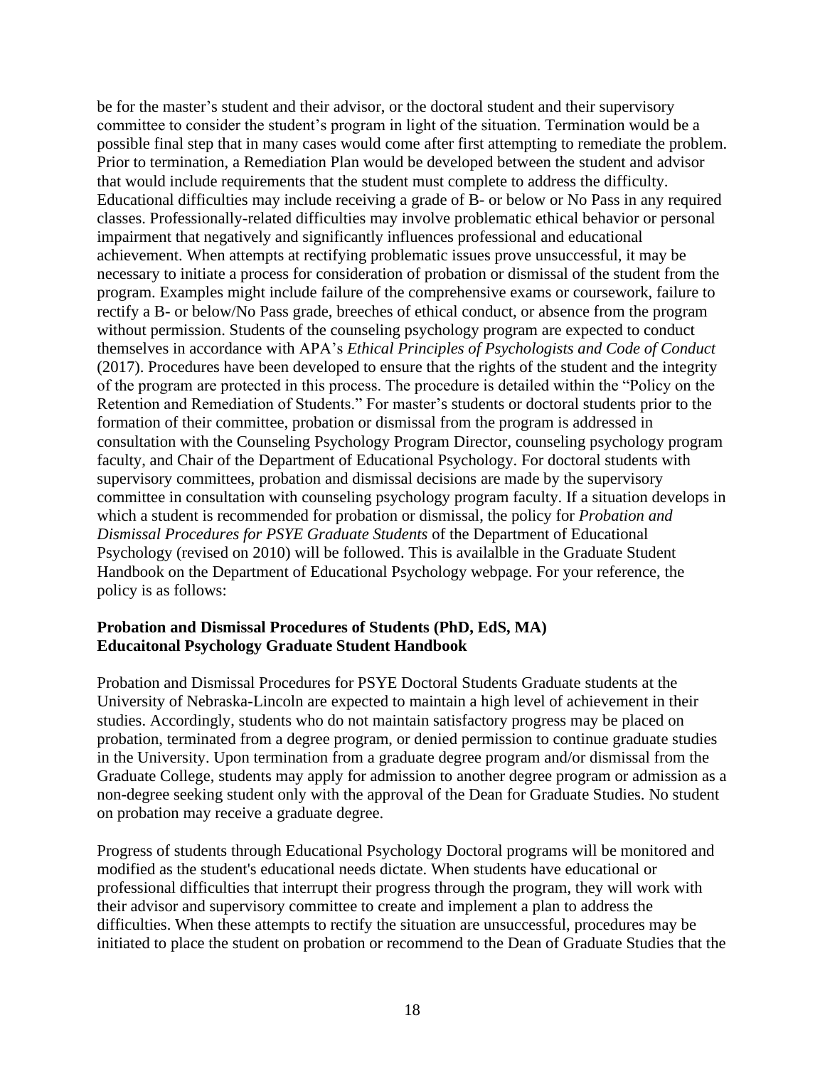be for the master's student and their advisor, or the doctoral student and their supervisory committee to consider the student's program in light of the situation. Termination would be a possible final step that in many cases would come after first attempting to remediate the problem. Prior to termination, a Remediation Plan would be developed between the student and advisor that would include requirements that the student must complete to address the difficulty. Educational difficulties may include receiving a grade of B- or below or No Pass in any required classes. Professionally-related difficulties may involve problematic ethical behavior or personal impairment that negatively and significantly influences professional and educational achievement. When attempts at rectifying problematic issues prove unsuccessful, it may be necessary to initiate a process for consideration of probation or dismissal of the student from the program. Examples might include failure of the comprehensive exams or coursework, failure to rectify a B- or below/No Pass grade, breeches of ethical conduct, or absence from the program without permission. Students of the counseling psychology program are expected to conduct themselves in accordance with APA's *Ethical Principles of Psychologists and Code of Conduct* (2017). Procedures have been developed to ensure that the rights of the student and the integrity of the program are protected in this process. The procedure is detailed within the "Policy on the Retention and Remediation of Students." For master's students or doctoral students prior to the formation of their committee, probation or dismissal from the program is addressed in consultation with the Counseling Psychology Program Director, counseling psychology program faculty, and Chair of the Department of Educational Psychology. For doctoral students with supervisory committees, probation and dismissal decisions are made by the supervisory committee in consultation with counseling psychology program faculty. If a situation develops in which a student is recommended for probation or dismissal, the policy for *Probation and Dismissal Procedures for PSYE Graduate Students* of the Department of Educational Psychology (revised on 2010) will be followed. This is availalble in the Graduate Student Handbook on the Department of Educational Psychology webpage. For your reference, the policy is as follows:

**Probation and Dismissal Procedures of Students (PhD, EdS, MA)**
**Educaitonal Psychology Graduate Student Handbook**

Probation and Dismissal Procedures for PSYE Doctoral Students Graduate students at the University of Nebraska-Lincoln are expected to maintain a high level of achievement in their studies. Accordingly, students who do not maintain satisfactory progress may be placed on probation, terminated from a degree program, or denied permission to continue graduate studies in the University. Upon termination from a graduate degree program and/or dismissal from the Graduate College, students may apply for admission to another degree program or admission as a non-degree seeking student only with the approval of the Dean for Graduate Studies. No student on probation may receive a graduate degree.

Progress of students through Educational Psychology Doctoral programs will be monitored and modified as the student's educational needs dictate. When students have educational or professional difficulties that interrupt their progress through the program, they will work with their advisor and supervisory committee to create and implement a plan to address the difficulties. When these attempts to rectify the situation are unsuccessful, procedures may be initiated to place the student on probation or recommend to the Dean of Graduate Studies that the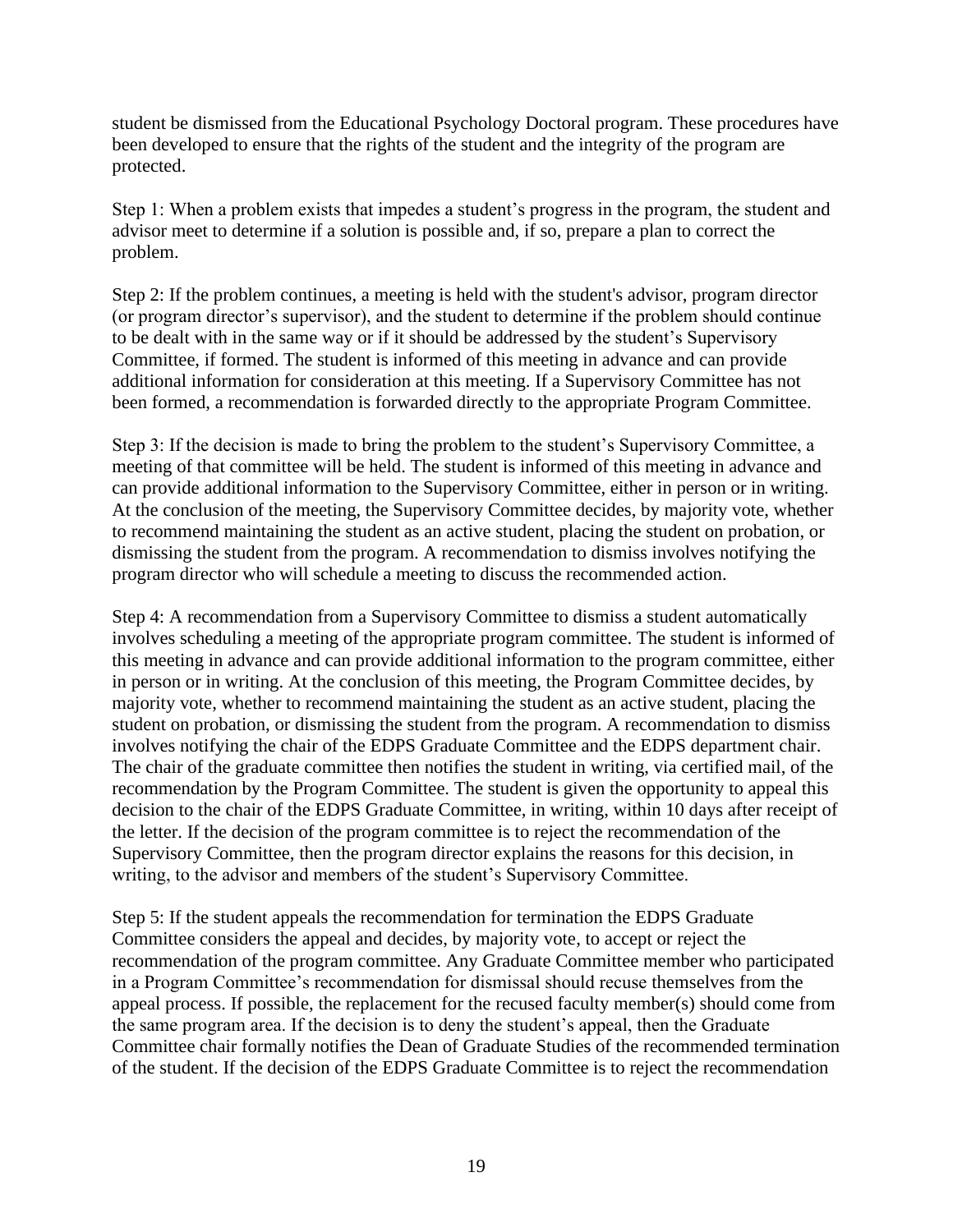student be dismissed from the Educational Psychology Doctoral program. These procedures have been developed to ensure that the rights of the student and the integrity of the program are protected.

Step 1: When a problem exists that impedes a student's progress in the program, the student and advisor meet to determine if a solution is possible and, if so, prepare a plan to correct the problem.

Step 2: If the problem continues, a meeting is held with the student's advisor, program director (or program director's supervisor), and the student to determine if the problem should continue to be dealt with in the same way or if it should be addressed by the student's Supervisory Committee, if formed. The student is informed of this meeting in advance and can provide additional information for consideration at this meeting. If a Supervisory Committee has not been formed, a recommendation is forwarded directly to the appropriate Program Committee.

Step 3: If the decision is made to bring the problem to the student's Supervisory Committee, a meeting of that committee will be held. The student is informed of this meeting in advance and can provide additional information to the Supervisory Committee, either in person or in writing. At the conclusion of the meeting, the Supervisory Committee decides, by majority vote, whether to recommend maintaining the student as an active student, placing the student on probation, or dismissing the student from the program. A recommendation to dismiss involves notifying the program director who will schedule a meeting to discuss the recommended action.

Step 4: A recommendation from a Supervisory Committee to dismiss a student automatically involves scheduling a meeting of the appropriate program committee. The student is informed of this meeting in advance and can provide additional information to the program committee, either in person or in writing. At the conclusion of this meeting, the Program Committee decides, by majority vote, whether to recommend maintaining the student as an active student, placing the student on probation, or dismissing the student from the program. A recommendation to dismiss involves notifying the chair of the EDPS Graduate Committee and the EDPS department chair. The chair of the graduate committee then notifies the student in writing, via certified mail, of the recommendation by the Program Committee. The student is given the opportunity to appeal this decision to the chair of the EDPS Graduate Committee, in writing, within 10 days after receipt of the letter. If the decision of the program committee is to reject the recommendation of the Supervisory Committee, then the program director explains the reasons for this decision, in writing, to the advisor and members of the student's Supervisory Committee.

Step 5: If the student appeals the recommendation for termination the EDPS Graduate Committee considers the appeal and decides, by majority vote, to accept or reject the recommendation of the program committee. Any Graduate Committee member who participated in a Program Committee's recommendation for dismissal should recuse themselves from the appeal process. If possible, the replacement for the recused faculty member(s) should come from the same program area. If the decision is to deny the student's appeal, then the Graduate Committee chair formally notifies the Dean of Graduate Studies of the recommended termination of the student. If the decision of the EDPS Graduate Committee is to reject the recommendation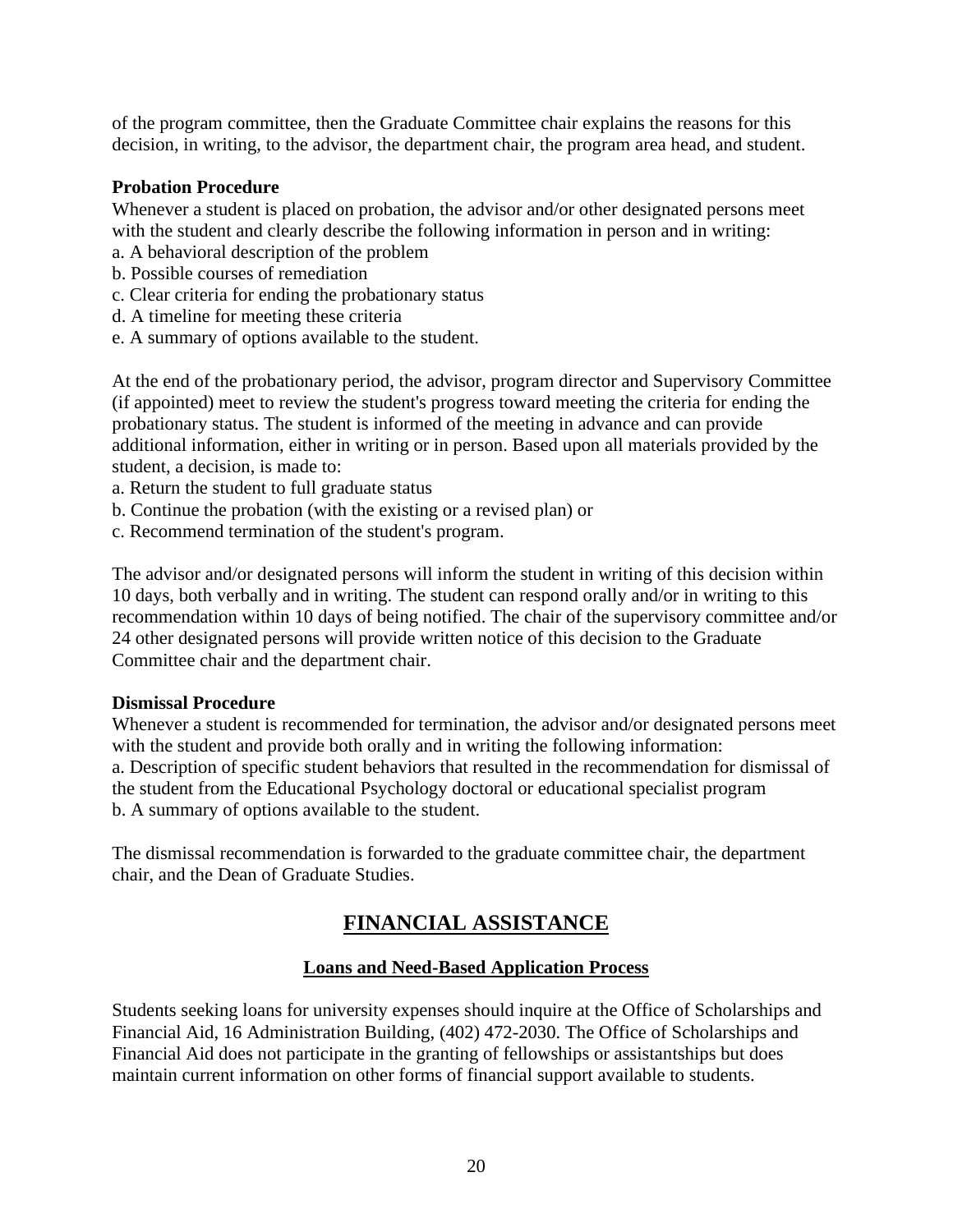of the program committee, then the Graduate Committee chair explains the reasons for this decision, in writing, to the advisor, the department chair, the program area head, and student.

**Probation Procedure**

Whenever a student is placed on probation, the advisor and/or other designated persons meet with the student and clearly describe the following information in person and in writing:

a. A behavioral description of the problem
b. Possible courses of remediation
c. Clear criteria for ending the probationary status
d. A timeline for meeting these criteria
e. A summary of options available to the student.

At the end of the probationary period, the advisor, program director and Supervisory Committee (if appointed) meet to review the student's progress toward meeting the criteria for ending the probationary status. The student is informed of the meeting in advance and can provide additional information, either in writing or in person. Based upon all materials provided by the student, a decision, is made to:

a. Return the student to full graduate status
b. Continue the probation (with the existing or a revised plan) or
c. Recommend termination of the student's program.

The advisor and/or designated persons will inform the student in writing of this decision within 10 days, both verbally and in writing. The student can respond orally and/or in writing to this recommendation within 10 days of being notified. The chair of the supervisory committee and/or 24 other designated persons will provide written notice of this decision to the Graduate Committee chair and the department chair.

**Dismissal Procedure**

Whenever a student is recommended for termination, the advisor and/or designated persons meet with the student and provide both orally and in writing the following information:

a. Description of specific student behaviors that resulted in the recommendation for dismissal of the student from the Educational Psychology doctoral or educational specialist program
b. A summary of options available to the student.

The dismissal recommendation is forwarded to the graduate committee chair, the department chair, and the Dean of Graduate Studies.

# FINANCIAL ASSISTANCE

## Loans and Need-Based Application Process

Students seeking loans for university expenses should inquire at the Office of Scholarships and Financial Aid, 16 Administration Building, (402) 472-2030. The Office of Scholarships and Financial Aid does not participate in the granting of fellowships or assistantships but does maintain current information on other forms of financial support available to students.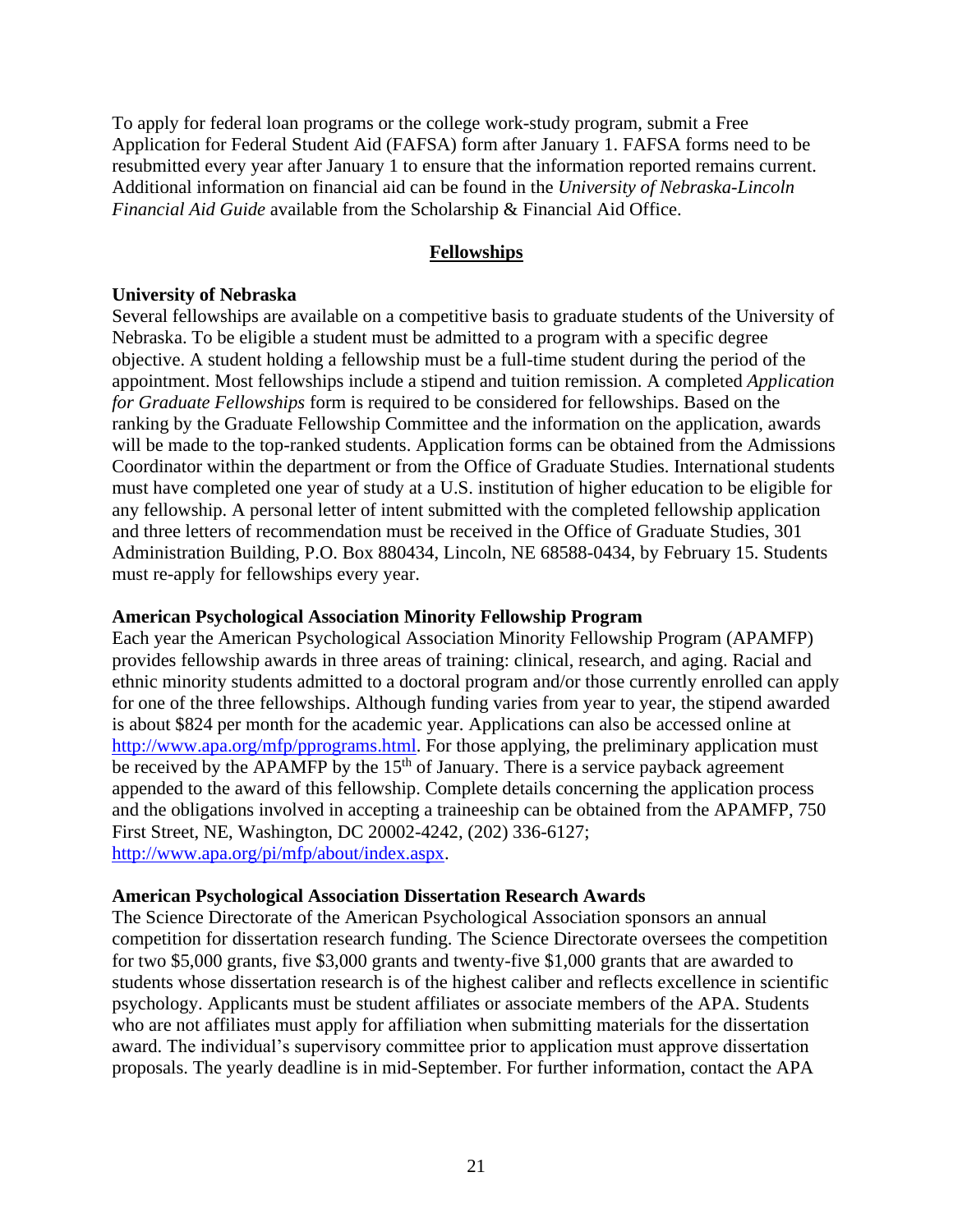To apply for federal loan programs or the college work-study program, submit a Free Application for Federal Student Aid (FAFSA) form after January 1. FAFSA forms need to be resubmitted every year after January 1 to ensure that the information reported remains current. Additional information on financial aid can be found in the *University of Nebraska-Lincoln Financial Aid Guide* available from the Scholarship & Financial Aid Office.

## Fellowships

### University of Nebraska

Several fellowships are available on a competitive basis to graduate students of the University of Nebraska. To be eligible a student must be admitted to a program with a specific degree objective. A student holding a fellowship must be a full-time student during the period of the appointment. Most fellowships include a stipend and tuition remission. A completed *Application for Graduate Fellowships* form is required to be considered for fellowships. Based on the ranking by the Graduate Fellowship Committee and the information on the application, awards will be made to the top-ranked students. Application forms can be obtained from the Admissions Coordinator within the department or from the Office of Graduate Studies. International students must have completed one year of study at a U.S. institution of higher education to be eligible for any fellowship. A personal letter of intent submitted with the completed fellowship application and three letters of recommendation must be received in the Office of Graduate Studies, 301 Administration Building, P.O. Box 880434, Lincoln, NE 68588-0434, by February 15. Students must re-apply for fellowships every year.

### American Psychological Association Minority Fellowship Program

Each year the American Psychological Association Minority Fellowship Program (APAMFP) provides fellowship awards in three areas of training: clinical, research, and aging. Racial and ethnic minority students admitted to a doctoral program and/or those currently enrolled can apply for one of the three fellowships. Although funding varies from year to year, the stipend awarded is about $824 per month for the academic year. Applications can also be accessed online at http://www.apa.org/mfp/pprograms.html. For those applying, the preliminary application must be received by the APAMFP by the 15th of January. There is a service payback agreement appended to the award of this fellowship. Complete details concerning the application process and the obligations involved in accepting a traineeship can be obtained from the APAMFP, 750 First Street, NE, Washington, DC 20002-4242, (202) 336-6127; http://www.apa.org/pi/mfp/about/index.aspx.

### American Psychological Association Dissertation Research Awards

The Science Directorate of the American Psychological Association sponsors an annual competition for dissertation research funding. The Science Directorate oversees the competition for two $5,000 grants, five $3,000 grants and twenty-five $1,000 grants that are awarded to students whose dissertation research is of the highest caliber and reflects excellence in scientific psychology. Applicants must be student affiliates or associate members of the APA. Students who are not affiliates must apply for affiliation when submitting materials for the dissertation award. The individual's supervisory committee prior to application must approve dissertation proposals. The yearly deadline is in mid-September. For further information, contact the APA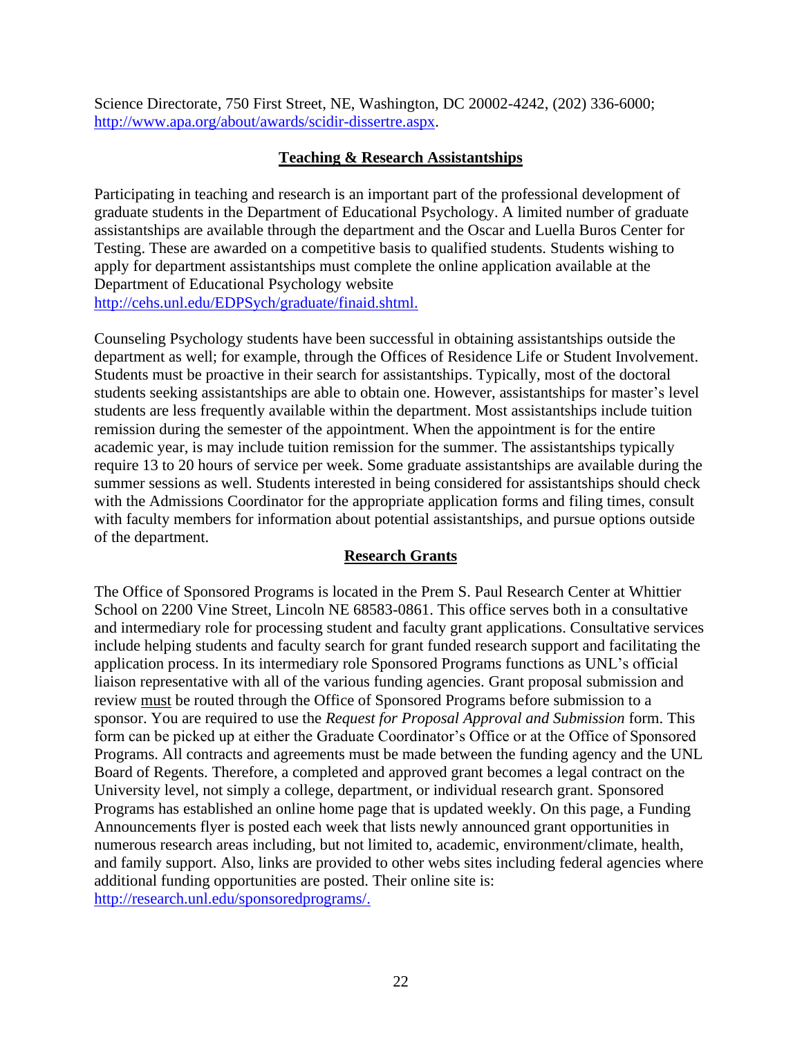Science Directorate, 750 First Street, NE, Washington, DC 20002-4242, (202) 336-6000; http://www.apa.org/about/awards/scidir-dissertre.aspx.

## Teaching & Research Assistantships

Participating in teaching and research is an important part of the professional development of graduate students in the Department of Educational Psychology. A limited number of graduate assistantships are available through the department and the Oscar and Luella Buros Center for Testing. These are awarded on a competitive basis to qualified students. Students wishing to apply for department assistantships must complete the online application available at the Department of Educational Psychology website http://cehs.unl.edu/EDPSych/graduate/finaid.shtml.

Counseling Psychology students have been successful in obtaining assistantships outside the department as well; for example, through the Offices of Residence Life or Student Involvement. Students must be proactive in their search for assistantships. Typically, most of the doctoral students seeking assistantships are able to obtain one. However, assistantships for master's level students are less frequently available within the department. Most assistantships include tuition remission during the semester of the appointment. When the appointment is for the entire academic year, is may include tuition remission for the summer. The assistantships typically require 13 to 20 hours of service per week. Some graduate assistantships are available during the summer sessions as well. Students interested in being considered for assistantships should check with the Admissions Coordinator for the appropriate application forms and filing times, consult with faculty members for information about potential assistantships, and pursue options outside of the department.

## Research Grants

The Office of Sponsored Programs is located in the Prem S. Paul Research Center at Whittier School on 2200 Vine Street, Lincoln NE 68583-0861. This office serves both in a consultative and intermediary role for processing student and faculty grant applications. Consultative services include helping students and faculty search for grant funded research support and facilitating the application process. In its intermediary role Sponsored Programs functions as UNL's official liaison representative with all of the various funding agencies. Grant proposal submission and review must be routed through the Office of Sponsored Programs before submission to a sponsor. You are required to use the *Request for Proposal Approval and Submission* form. This form can be picked up at either the Graduate Coordinator's Office or at the Office of Sponsored Programs. All contracts and agreements must be made between the funding agency and the UNL Board of Regents. Therefore, a completed and approved grant becomes a legal contract on the University level, not simply a college, department, or individual research grant. Sponsored Programs has established an online home page that is updated weekly. On this page, a Funding Announcements flyer is posted each week that lists newly announced grant opportunities in numerous research areas including, but not limited to, academic, environment/climate, health, and family support. Also, links are provided to other webs sites including federal agencies where additional funding opportunities are posted. Their online site is: http://research.unl.edu/sponsoredprograms/.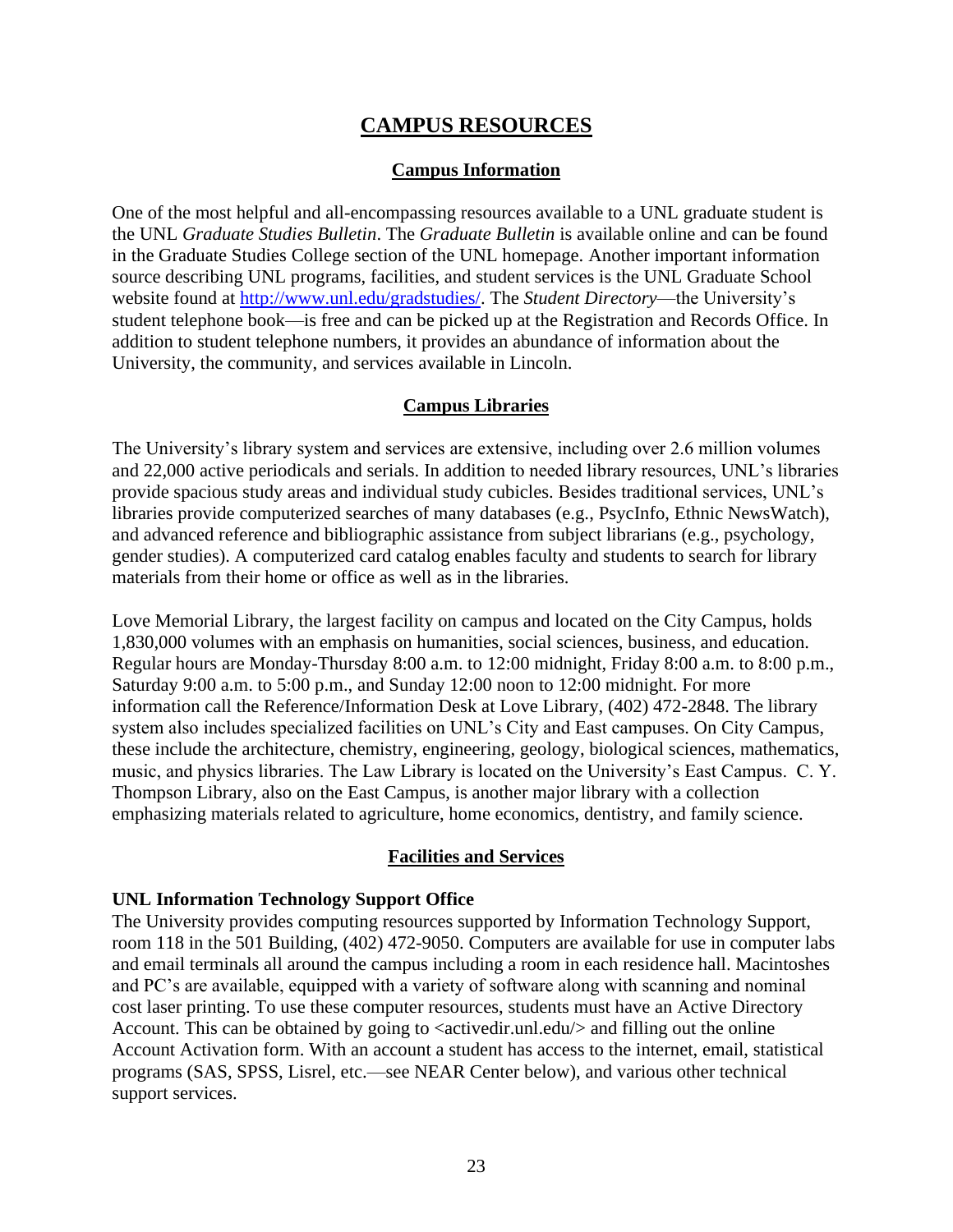# CAMPUS RESOURCES

## Campus Information

One of the most helpful and all-encompassing resources available to a UNL graduate student is the UNL *Graduate Studies Bulletin*. The *Graduate Bulletin* is available online and can be found in the Graduate Studies College section of the UNL homepage. Another important information source describing UNL programs, facilities, and student services is the UNL Graduate School website found at [http://www.unl.edu/gradstudies/](http://www.unl.edu/gradstudies/). The *Student Directory*—the University's student telephone book—is free and can be picked up at the Registration and Records Office. In addition to student telephone numbers, it provides an abundance of information about the University, the community, and services available in Lincoln.

## Campus Libraries

The University's library system and services are extensive, including over 2.6 million volumes and 22,000 active periodicals and serials. In addition to needed library resources, UNL's libraries provide spacious study areas and individual study cubicles. Besides traditional services, UNL's libraries provide computerized searches of many databases (e.g., PsycInfo, Ethnic NewsWatch), and advanced reference and bibliographic assistance from subject librarians (e.g., psychology, gender studies). A computerized card catalog enables faculty and students to search for library materials from their home or office as well as in the libraries.

Love Memorial Library, the largest facility on campus and located on the City Campus, holds 1,830,000 volumes with an emphasis on humanities, social sciences, business, and education. Regular hours are Monday-Thursday 8:00 a.m. to 12:00 midnight, Friday 8:00 a.m. to 8:00 p.m., Saturday 9:00 a.m. to 5:00 p.m., and Sunday 12:00 noon to 12:00 midnight. For more information call the Reference/Information Desk at Love Library, (402) 472-2848. The library system also includes specialized facilities on UNL's City and East campuses. On City Campus, these include the architecture, chemistry, engineering, geology, biological sciences, mathematics, music, and physics libraries. The Law Library is located on the University's East Campus. C. Y. Thompson Library, also on the East Campus, is another major library with a collection emphasizing materials related to agriculture, home economics, dentistry, and family science.

## Facilities and Services

### UNL Information Technology Support Office

The University provides computing resources supported by Information Technology Support, room 118 in the 501 Building, (402) 472-9050. Computers are available for use in computer labs and email terminals all around the campus including a room in each residence hall. Macintoshes and PC's are available, equipped with a variety of software along with scanning and nominal cost laser printing. To use these computer resources, students must have an Active Directory Account. This can be obtained by going to <activedir.unl.edu/> and filling out the online Account Activation form. With an account a student has access to the internet, email, statistical programs (SAS, SPSS, Lisrel, etc.—see NEAR Center below), and various other technical support services.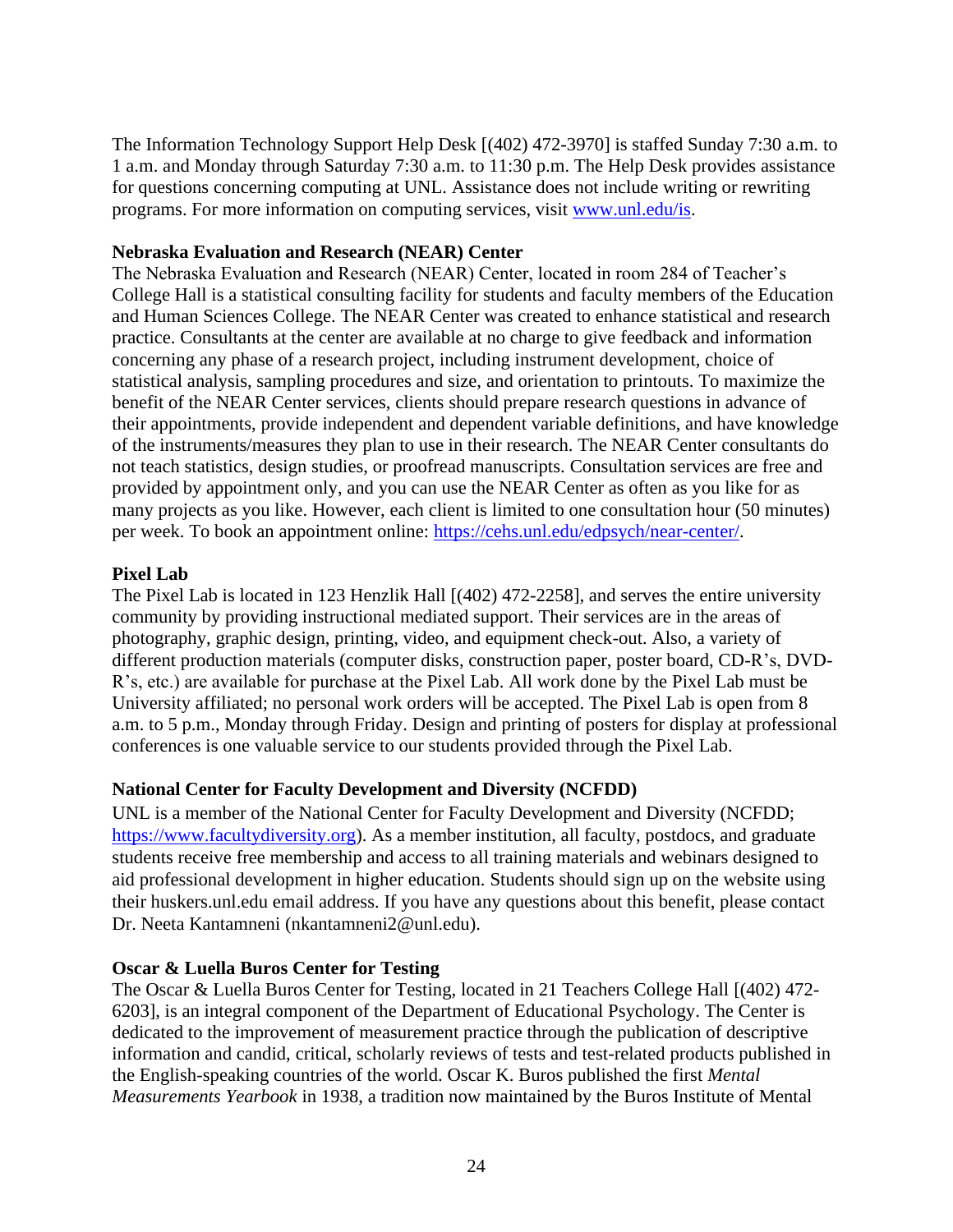The Information Technology Support Help Desk [(402) 472-3970] is staffed Sunday 7:30 a.m. to 1 a.m. and Monday through Saturday 7:30 a.m. to 11:30 p.m. The Help Desk provides assistance for questions concerning computing at UNL. Assistance does not include writing or rewriting programs. For more information on computing services, visit [www.unl.edu/is](www.unl.edu/is).

**Nebraska Evaluation and Research (NEAR) Center**

The Nebraska Evaluation and Research (NEAR) Center, located in room 284 of Teacher's College Hall is a statistical consulting facility for students and faculty members of the Education and Human Sciences College. The NEAR Center was created to enhance statistical and research practice. Consultants at the center are available at no charge to give feedback and information concerning any phase of a research project, including instrument development, choice of statistical analysis, sampling procedures and size, and orientation to printouts. To maximize the benefit of the NEAR Center services, clients should prepare research questions in advance of their appointments, provide independent and dependent variable definitions, and have knowledge of the instruments/measures they plan to use in their research. The NEAR Center consultants do not teach statistics, design studies, or proofread manuscripts. Consultation services are free and provided by appointment only, and you can use the NEAR Center as often as you like for as many projects as you like. However, each client is limited to one consultation hour (50 minutes) per week. To book an appointment online: [https://cehs.unl.edu/edpsych/near-center/](https://cehs.unl.edu/edpsych/near-center/).

**Pixel Lab**

The Pixel Lab is located in 123 Henzlik Hall [(402) 472-2258], and serves the entire university community by providing instructional mediated support. Their services are in the areas of photography, graphic design, printing, video, and equipment check-out. Also, a variety of different production materials (computer disks, construction paper, poster board, CD-R's, DVD-R's, etc.) are available for purchase at the Pixel Lab. All work done by the Pixel Lab must be University affiliated; no personal work orders will be accepted. The Pixel Lab is open from 8 a.m. to 5 p.m., Monday through Friday. Design and printing of posters for display at professional conferences is one valuable service to our students provided through the Pixel Lab.

**National Center for Faculty Development and Diversity (NCFDD)**

UNL is a member of the National Center for Faculty Development and Diversity (NCFDD; [https://www.facultydiversity.org](https://www.facultydiversity.org)). As a member institution, all faculty, postdocs, and graduate students receive free membership and access to all training materials and webinars designed to aid professional development in higher education. Students should sign up on the website using their huskers.unl.edu email address. If you have any questions about this benefit, please contact Dr. Neeta Kantamneni (nkantamneni2@unl.edu).

**Oscar & Luella Buros Center for Testing**

The Oscar & Luella Buros Center for Testing, located in 21 Teachers College Hall [(402) 472-6203], is an integral component of the Department of Educational Psychology. The Center is dedicated to the improvement of measurement practice through the publication of descriptive information and candid, critical, scholarly reviews of tests and test-related products published in the English-speaking countries of the world. Oscar K. Buros published the first *Mental Measurements Yearbook* in 1938, a tradition now maintained by the Buros Institute of Mental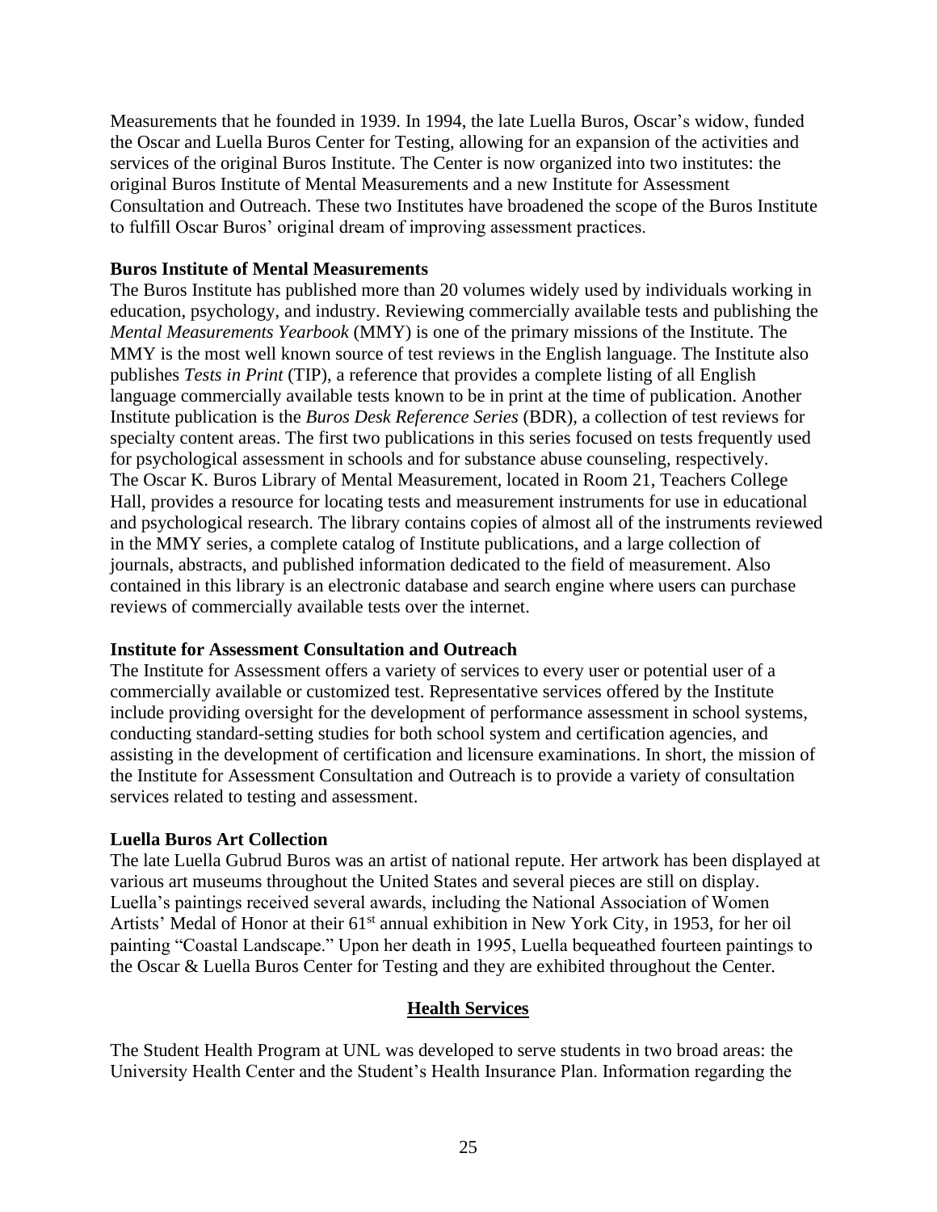Measurements that he founded in 1939. In 1994, the late Luella Buros, Oscar's widow, funded the Oscar and Luella Buros Center for Testing, allowing for an expansion of the activities and services of the original Buros Institute. The Center is now organized into two institutes: the original Buros Institute of Mental Measurements and a new Institute for Assessment Consultation and Outreach. These two Institutes have broadened the scope of the Buros Institute to fulfill Oscar Buros' original dream of improving assessment practices.

**Buros Institute of Mental Measurements**

The Buros Institute has published more than 20 volumes widely used by individuals working in education, psychology, and industry. Reviewing commercially available tests and publishing the *Mental Measurements Yearbook* (MMY) is one of the primary missions of the Institute. The MMY is the most well known source of test reviews in the English language. The Institute also publishes *Tests in Print* (TIP), a reference that provides a complete listing of all English language commercially available tests known to be in print at the time of publication. Another Institute publication is the *Buros Desk Reference Series* (BDR), a collection of test reviews for specialty content areas. The first two publications in this series focused on tests frequently used for psychological assessment in schools and for substance abuse counseling, respectively. The Oscar K. Buros Library of Mental Measurement, located in Room 21, Teachers College Hall, provides a resource for locating tests and measurement instruments for use in educational and psychological research. The library contains copies of almost all of the instruments reviewed in the MMY series, a complete catalog of Institute publications, and a large collection of journals, abstracts, and published information dedicated to the field of measurement. Also contained in this library is an electronic database and search engine where users can purchase reviews of commercially available tests over the internet.

**Institute for Assessment Consultation and Outreach**

The Institute for Assessment offers a variety of services to every user or potential user of a commercially available or customized test. Representative services offered by the Institute include providing oversight for the development of performance assessment in school systems, conducting standard-setting studies for both school system and certification agencies, and assisting in the development of certification and licensure examinations. In short, the mission of the Institute for Assessment Consultation and Outreach is to provide a variety of consultation services related to testing and assessment.

**Luella Buros Art Collection**

The late Luella Gubrud Buros was an artist of national repute. Her artwork has been displayed at various art museums throughout the United States and several pieces are still on display. Luella's paintings received several awards, including the National Association of Women Artists' Medal of Honor at their 61st annual exhibition in New York City, in 1953, for her oil painting "Coastal Landscape." Upon her death in 1995, Luella bequeathed fourteen paintings to the Oscar & Luella Buros Center for Testing and they are exhibited throughout the Center.

## Health Services

The Student Health Program at UNL was developed to serve students in two broad areas: the University Health Center and the Student's Health Insurance Plan. Information regarding the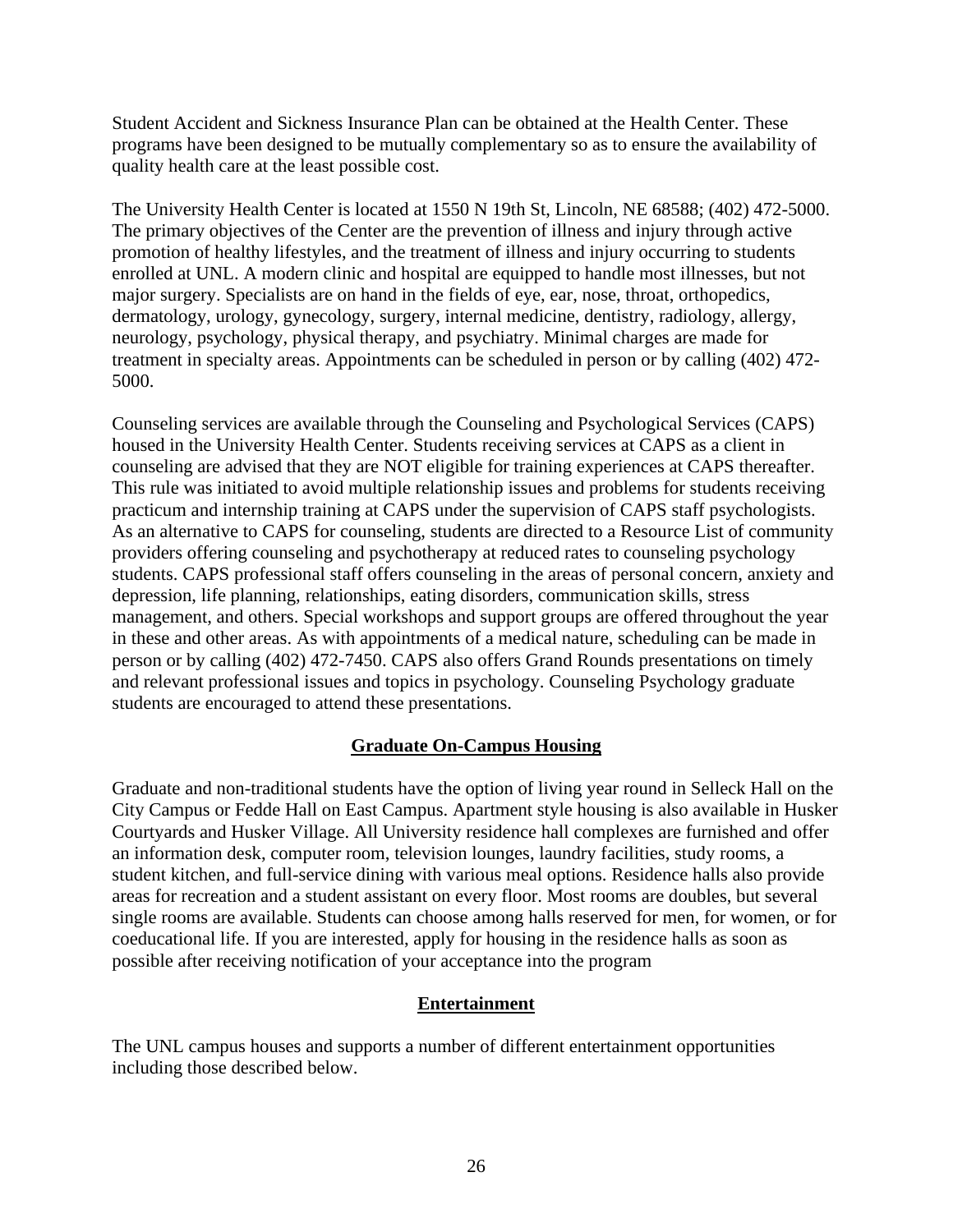Student Accident and Sickness Insurance Plan can be obtained at the Health Center. These programs have been designed to be mutually complementary so as to ensure the availability of quality health care at the least possible cost.

The University Health Center is located at 1550 N 19th St, Lincoln, NE 68588; (402) 472-5000. The primary objectives of the Center are the prevention of illness and injury through active promotion of healthy lifestyles, and the treatment of illness and injury occurring to students enrolled at UNL. A modern clinic and hospital are equipped to handle most illnesses, but not major surgery. Specialists are on hand in the fields of eye, ear, nose, throat, orthopedics, dermatology, urology, gynecology, surgery, internal medicine, dentistry, radiology, allergy, neurology, psychology, physical therapy, and psychiatry. Minimal charges are made for treatment in specialty areas. Appointments can be scheduled in person or by calling (402) 472-5000.

Counseling services are available through the Counseling and Psychological Services (CAPS) housed in the University Health Center. Students receiving services at CAPS as a client in counseling are advised that they are NOT eligible for training experiences at CAPS thereafter. This rule was initiated to avoid multiple relationship issues and problems for students receiving practicum and internship training at CAPS under the supervision of CAPS staff psychologists. As an alternative to CAPS for counseling, students are directed to a Resource List of community providers offering counseling and psychotherapy at reduced rates to counseling psychology students. CAPS professional staff offers counseling in the areas of personal concern, anxiety and depression, life planning, relationships, eating disorders, communication skills, stress management, and others. Special workshops and support groups are offered throughout the year in these and other areas. As with appointments of a medical nature, scheduling can be made in person or by calling (402) 472-7450. CAPS also offers Grand Rounds presentations on timely and relevant professional issues and topics in psychology. Counseling Psychology graduate students are encouraged to attend these presentations.

## Graduate On-Campus Housing

Graduate and non-traditional students have the option of living year round in Selleck Hall on the City Campus or Fedde Hall on East Campus. Apartment style housing is also available in Husker Courtyards and Husker Village. All University residence hall complexes are furnished and offer an information desk, computer room, television lounges, laundry facilities, study rooms, a student kitchen, and full-service dining with various meal options. Residence halls also provide areas for recreation and a student assistant on every floor. Most rooms are doubles, but several single rooms are available. Students can choose among halls reserved for men, for women, or for coeducational life. If you are interested, apply for housing in the residence halls as soon as possible after receiving notification of your acceptance into the program

## Entertainment

The UNL campus houses and supports a number of different entertainment opportunities including those described below.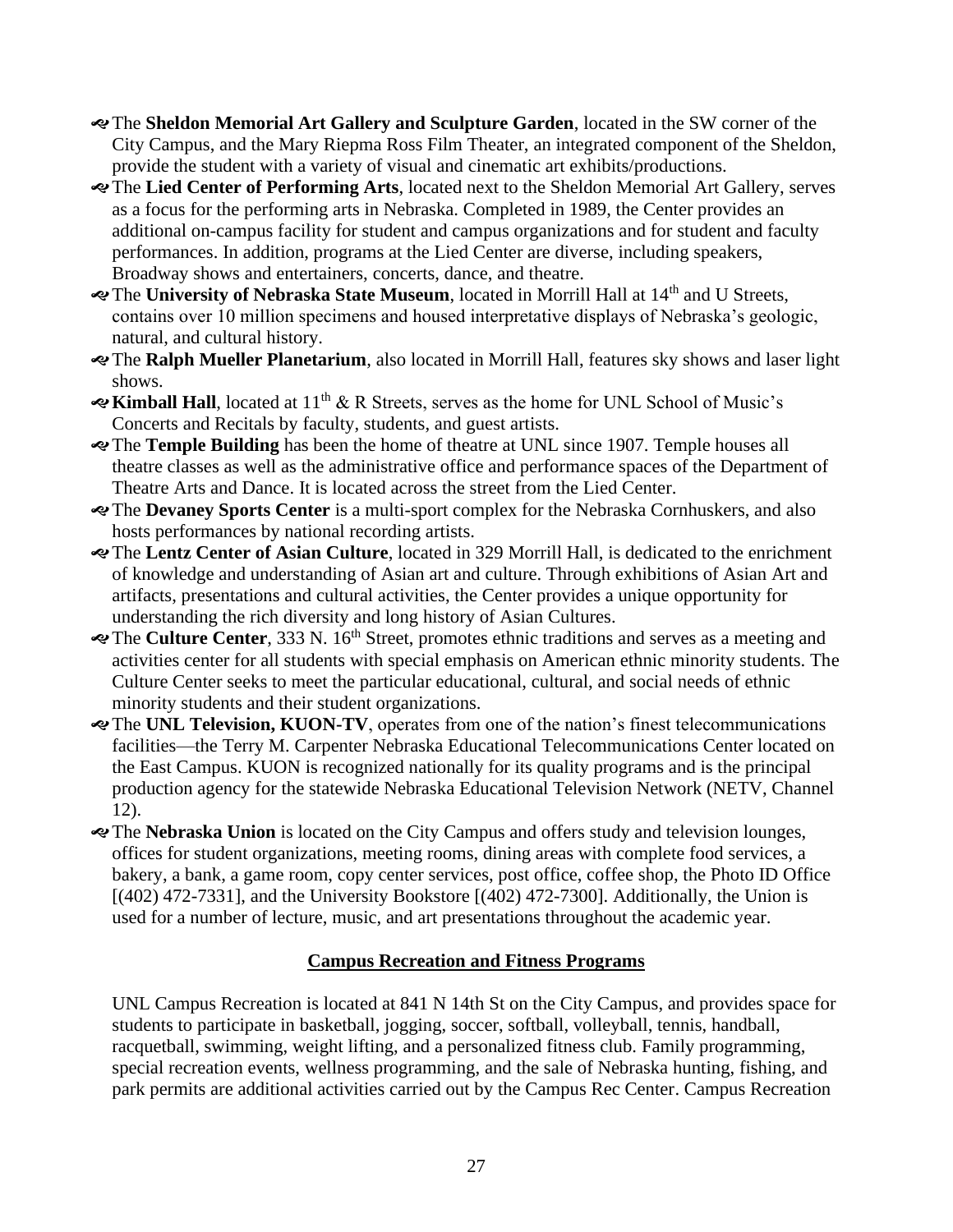- The **Sheldon Memorial Art Gallery and Sculpture Garden**, located in the SW corner of the City Campus, and the Mary Riepma Ross Film Theater, an integrated component of the Sheldon, provide the student with a variety of visual and cinematic art exhibits/productions.
- The **Lied Center of Performing Arts**, located next to the Sheldon Memorial Art Gallery, serves as a focus for the performing arts in Nebraska. Completed in 1989, the Center provides an additional on-campus facility for student and campus organizations and for student and faculty performances. In addition, programs at the Lied Center are diverse, including speakers, Broadway shows and entertainers, concerts, dance, and theatre.
- The **University of Nebraska State Museum**, located in Morrill Hall at 14th and U Streets, contains over 10 million specimens and housed interpretative displays of Nebraska's geologic, natural, and cultural history.
- The **Ralph Mueller Planetarium**, also located in Morrill Hall, features sky shows and laser light shows.
- **Kimball Hall**, located at 11th & R Streets, serves as the home for UNL School of Music's Concerts and Recitals by faculty, students, and guest artists.
- The **Temple Building** has been the home of theatre at UNL since 1907. Temple houses all theatre classes as well as the administrative office and performance spaces of the Department of Theatre Arts and Dance. It is located across the street from the Lied Center.
- The **Devaney Sports Center** is a multi-sport complex for the Nebraska Cornhuskers, and also hosts performances by national recording artists.
- The **Lentz Center of Asian Culture**, located in 329 Morrill Hall, is dedicated to the enrichment of knowledge and understanding of Asian art and culture. Through exhibitions of Asian Art and artifacts, presentations and cultural activities, the Center provides a unique opportunity for understanding the rich diversity and long history of Asian Cultures.
- The **Culture Center**, 333 N. 16th Street, promotes ethnic traditions and serves as a meeting and activities center for all students with special emphasis on American ethnic minority students. The Culture Center seeks to meet the particular educational, cultural, and social needs of ethnic minority students and their student organizations.
- The **UNL Television, KUON-TV**, operates from one of the nation's finest telecommunications facilities—the Terry M. Carpenter Nebraska Educational Telecommunications Center located on the East Campus. KUON is recognized nationally for its quality programs and is the principal production agency for the statewide Nebraska Educational Television Network (NETV, Channel 12).
- The **Nebraska Union** is located on the City Campus and offers study and television lounges, offices for student organizations, meeting rooms, dining areas with complete food services, a bakery, a bank, a game room, copy center services, post office, coffee shop, the Photo ID Office [(402) 472-7331], and the University Bookstore [(402) 472-7300]. Additionally, the Union is used for a number of lecture, music, and art presentations throughout the academic year.

## Campus Recreation and Fitness Programs

UNL Campus Recreation is located at 841 N 14th St on the City Campus, and provides space for students to participate in basketball, jogging, soccer, softball, volleyball, tennis, handball, racquetball, swimming, weight lifting, and a personalized fitness club. Family programming, special recreation events, wellness programming, and the sale of Nebraska hunting, fishing, and park permits are additional activities carried out by the Campus Rec Center. Campus Recreation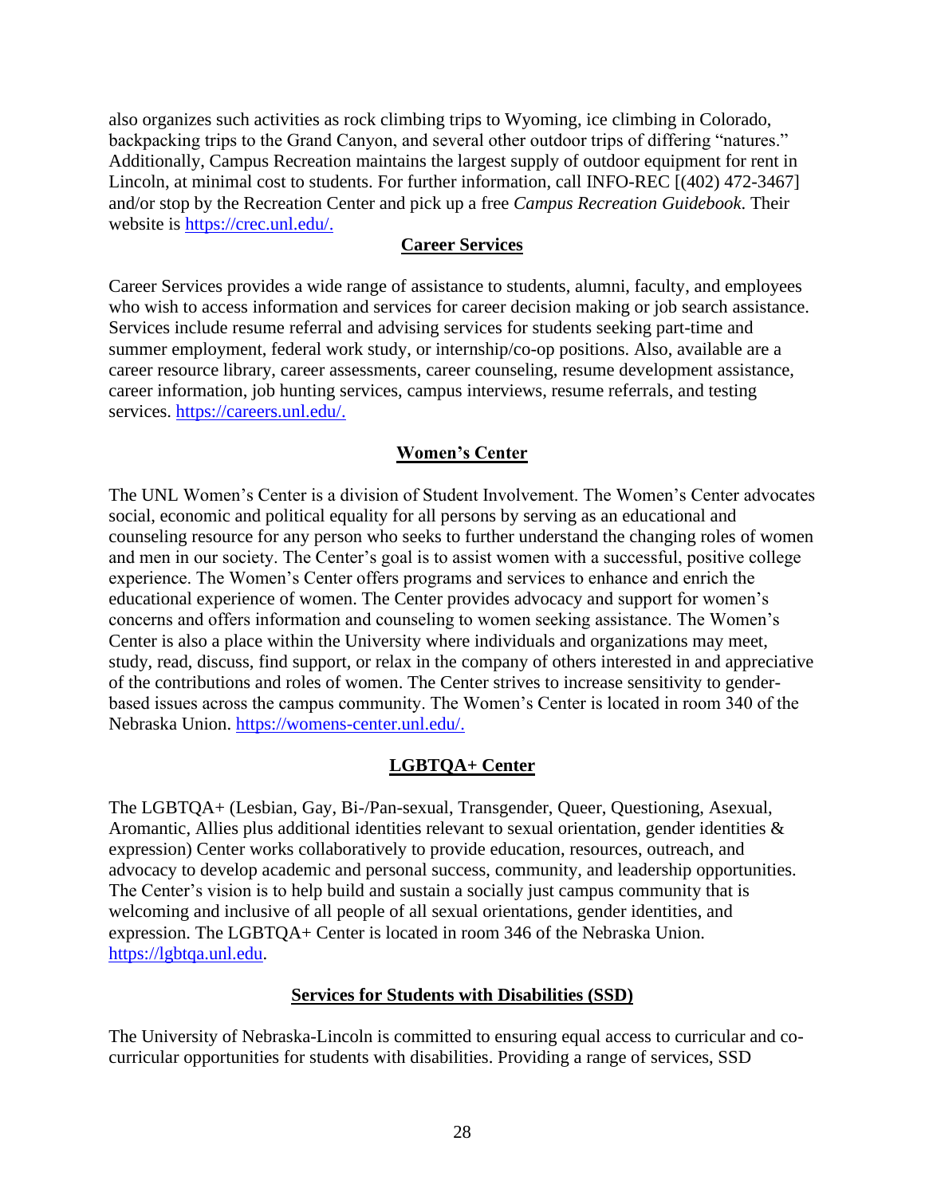also organizes such activities as rock climbing trips to Wyoming, ice climbing in Colorado, backpacking trips to the Grand Canyon, and several other outdoor trips of differing "natures." Additionally, Campus Recreation maintains the largest supply of outdoor equipment for rent in Lincoln, at minimal cost to students. For further information, call INFO-REC [(402) 472-3467] and/or stop by the Recreation Center and pick up a free *Campus Recreation Guidebook*. Their website is https://crec.unl.edu/.

## Career Services

Career Services provides a wide range of assistance to students, alumni, faculty, and employees who wish to access information and services for career decision making or job search assistance. Services include resume referral and advising services for students seeking part-time and summer employment, federal work study, or internship/co-op positions. Also, available are a career resource library, career assessments, career counseling, resume development assistance, career information, job hunting services, campus interviews, resume referrals, and testing services. https://careers.unl.edu/.

## Women's Center

The UNL Women's Center is a division of Student Involvement. The Women's Center advocates social, economic and political equality for all persons by serving as an educational and counseling resource for any person who seeks to further understand the changing roles of women and men in our society. The Center's goal is to assist women with a successful, positive college experience. The Women's Center offers programs and services to enhance and enrich the educational experience of women. The Center provides advocacy and support for women's concerns and offers information and counseling to women seeking assistance. The Women's Center is also a place within the University where individuals and organizations may meet, study, read, discuss, find support, or relax in the company of others interested in and appreciative of the contributions and roles of women. The Center strives to increase sensitivity to gender-based issues across the campus community. The Women's Center is located in room 340 of the Nebraska Union. https://womens-center.unl.edu/.

## LGBTQA+ Center

The LGBTQA+ (Lesbian, Gay, Bi-/Pan-sexual, Transgender, Queer, Questioning, Asexual, Aromantic, Allies plus additional identities relevant to sexual orientation, gender identities & expression) Center works collaboratively to provide education, resources, outreach, and advocacy to develop academic and personal success, community, and leadership opportunities. The Center's vision is to help build and sustain a socially just campus community that is welcoming and inclusive of all people of all sexual orientations, gender identities, and expression. The LGBTQA+ Center is located in room 346 of the Nebraska Union. https://lgbtqa.unl.edu.

## Services for Students with Disabilities (SSD)

The University of Nebraska-Lincoln is committed to ensuring equal access to curricular and co-curricular opportunities for students with disabilities. Providing a range of services, SSD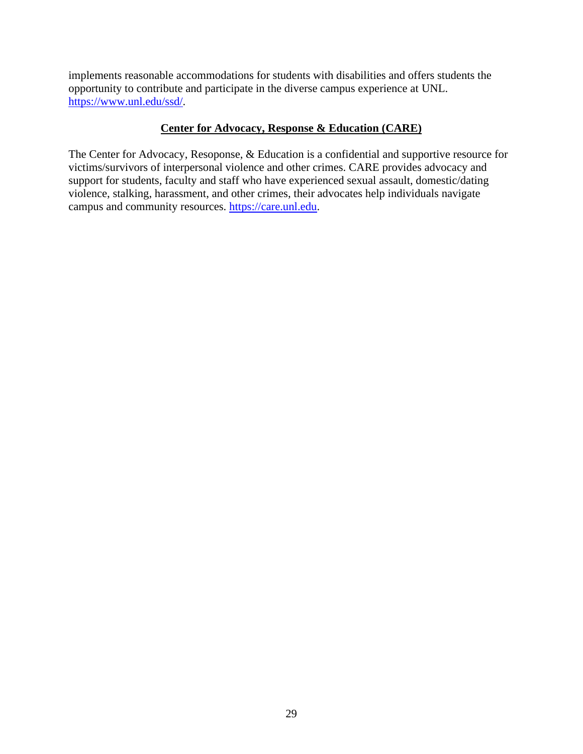implements reasonable accommodations for students with disabilities and offers students the opportunity to contribute and participate in the diverse campus experience at UNL. [https://www.unl.edu/ssd/](https://www.unl.edu/ssd/).

## Center for Advocacy, Response & Education (CARE)

The Center for Advocacy, Resoponse, & Education is a confidential and supportive resource for victims/survivors of interpersonal violence and other crimes. CARE provides advocacy and support for students, faculty and staff who have experienced sexual assault, domestic/dating violence, stalking, harassment, and other crimes, their advocates help individuals navigate campus and community resources. [https://care.unl.edu](https://care.unl.edu).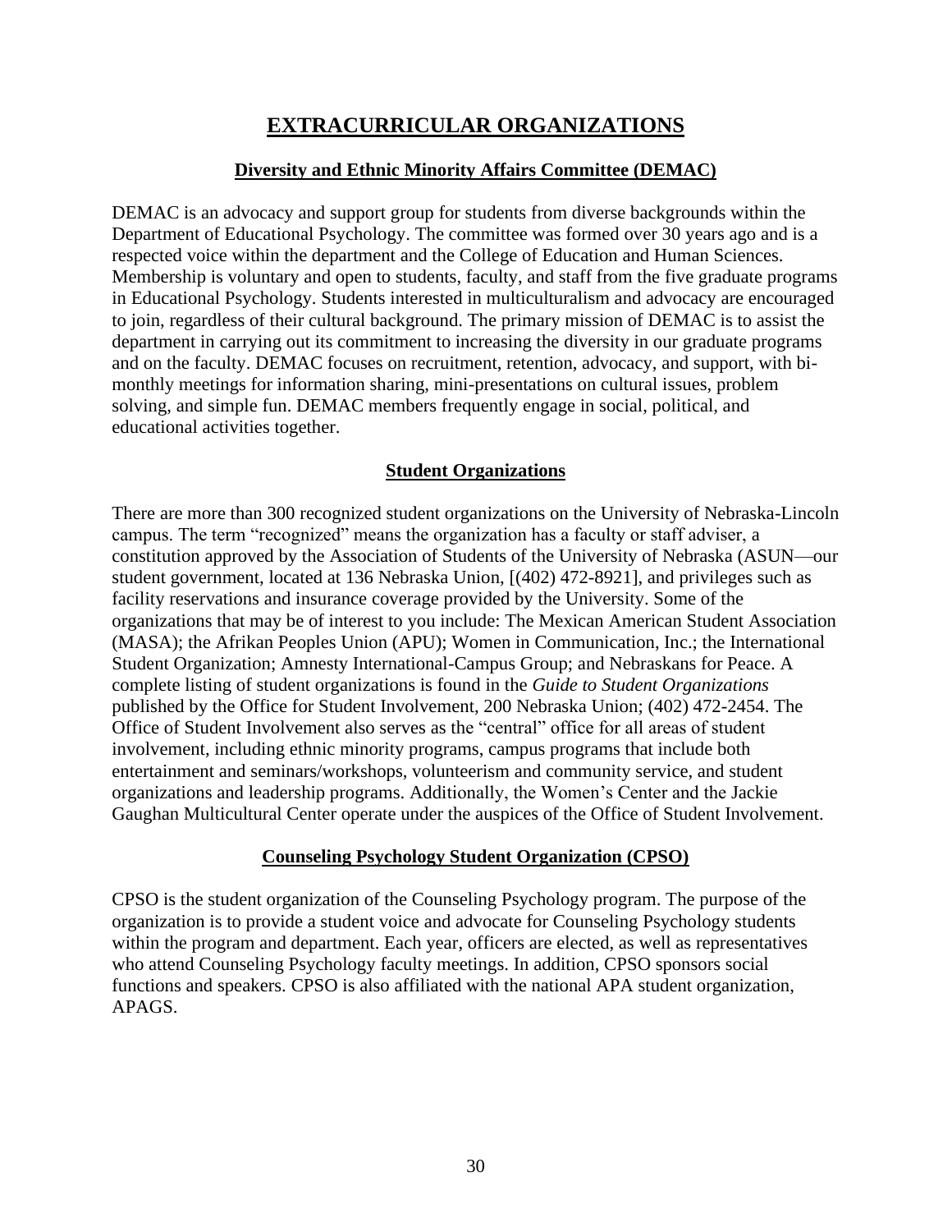# EXTRACURRICULAR ORGANIZATIONS

## Diversity and Ethnic Minority Affairs Committee (DEMAC)

DEMAC is an advocacy and support group for students from diverse backgrounds within the Department of Educational Psychology. The committee was formed over 30 years ago and is a respected voice within the department and the College of Education and Human Sciences. Membership is voluntary and open to students, faculty, and staff from the five graduate programs in Educational Psychology. Students interested in multiculturalism and advocacy are encouraged to join, regardless of their cultural background. The primary mission of DEMAC is to assist the department in carrying out its commitment to increasing the diversity in our graduate programs and on the faculty. DEMAC focuses on recruitment, retention, advocacy, and support, with bi-monthly meetings for information sharing, mini-presentations on cultural issues, problem solving, and simple fun. DEMAC members frequently engage in social, political, and educational activities together.

## Student Organizations

There are more than 300 recognized student organizations on the University of Nebraska-Lincoln campus. The term "recognized" means the organization has a faculty or staff adviser, a constitution approved by the Association of Students of the University of Nebraska (ASUN—our student government, located at 136 Nebraska Union, [(402) 472-8921], and privileges such as facility reservations and insurance coverage provided by the University. Some of the organizations that may be of interest to you include: The Mexican American Student Association (MASA); the Afrikan Peoples Union (APU); Women in Communication, Inc.; the International Student Organization; Amnesty International-Campus Group; and Nebraskans for Peace. A complete listing of student organizations is found in the *Guide to Student Organizations* published by the Office for Student Involvement, 200 Nebraska Union; (402) 472-2454. The Office of Student Involvement also serves as the "central" office for all areas of student involvement, including ethnic minority programs, campus programs that include both entertainment and seminars/workshops, volunteerism and community service, and student organizations and leadership programs. Additionally, the Women's Center and the Jackie Gaughan Multicultural Center operate under the auspices of the Office of Student Involvement.

## Counseling Psychology Student Organization (CPSO)

CPSO is the student organization of the Counseling Psychology program. The purpose of the organization is to provide a student voice and advocate for Counseling Psychology students within the program and department. Each year, officers are elected, as well as representatives who attend Counseling Psychology faculty meetings. In addition, CPSO sponsors social functions and speakers. CPSO is also affiliated with the national APA student organization, APAGS.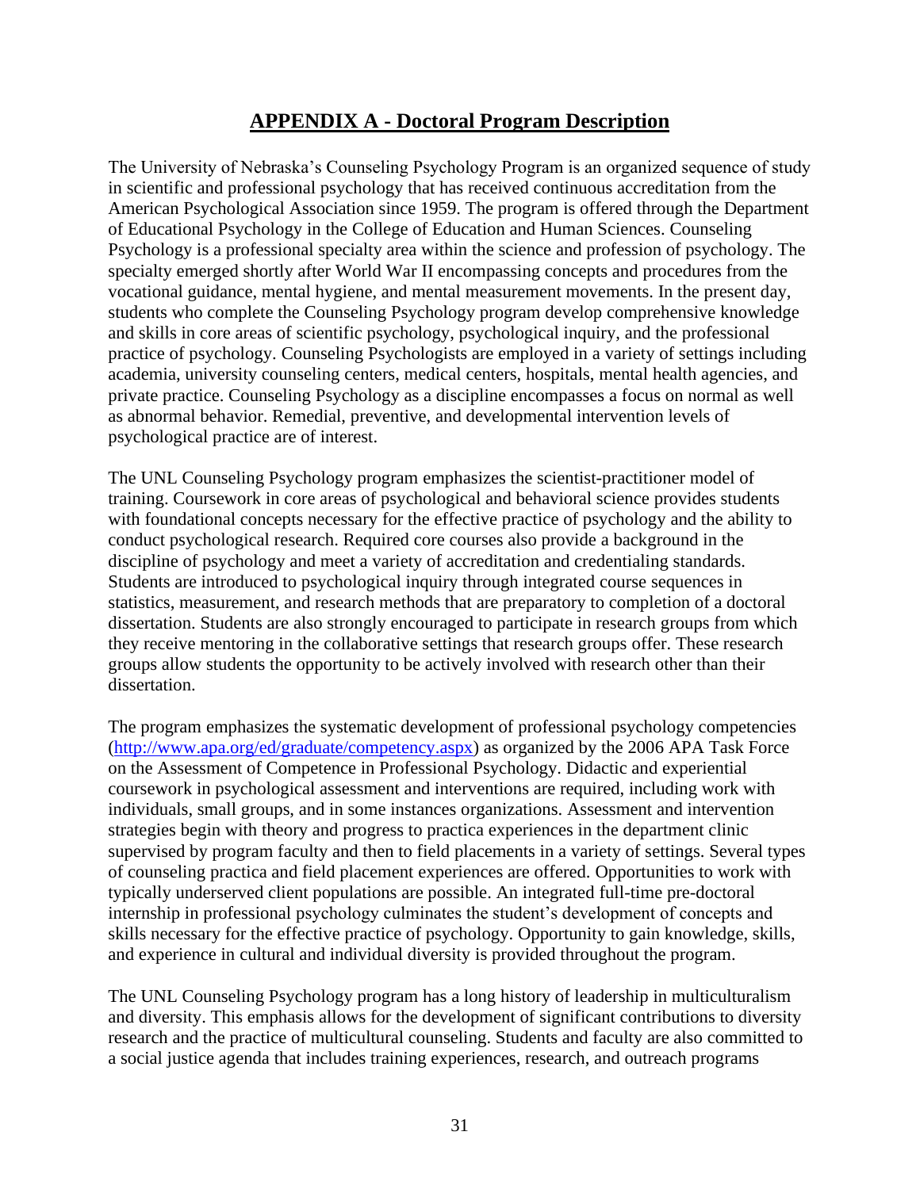## APPENDIX A - Doctoral Program Description

The University of Nebraska's Counseling Psychology Program is an organized sequence of study in scientific and professional psychology that has received continuous accreditation from the American Psychological Association since 1959. The program is offered through the Department of Educational Psychology in the College of Education and Human Sciences. Counseling Psychology is a professional specialty area within the science and profession of psychology. The specialty emerged shortly after World War II encompassing concepts and procedures from the vocational guidance, mental hygiene, and mental measurement movements. In the present day, students who complete the Counseling Psychology program develop comprehensive knowledge and skills in core areas of scientific psychology, psychological inquiry, and the professional practice of psychology. Counseling Psychologists are employed in a variety of settings including academia, university counseling centers, medical centers, hospitals, mental health agencies, and private practice. Counseling Psychology as a discipline encompasses a focus on normal as well as abnormal behavior. Remedial, preventive, and developmental intervention levels of psychological practice are of interest.

The UNL Counseling Psychology program emphasizes the scientist-practitioner model of training. Coursework in core areas of psychological and behavioral science provides students with foundational concepts necessary for the effective practice of psychology and the ability to conduct psychological research. Required core courses also provide a background in the discipline of psychology and meet a variety of accreditation and credentialing standards. Students are introduced to psychological inquiry through integrated course sequences in statistics, measurement, and research methods that are preparatory to completion of a doctoral dissertation. Students are also strongly encouraged to participate in research groups from which they receive mentoring in the collaborative settings that research groups offer. These research groups allow students the opportunity to be actively involved with research other than their dissertation.

The program emphasizes the systematic development of professional psychology competencies (http://www.apa.org/ed/graduate/competency.aspx) as organized by the 2006 APA Task Force on the Assessment of Competence in Professional Psychology. Didactic and experiential coursework in psychological assessment and interventions are required, including work with individuals, small groups, and in some instances organizations. Assessment and intervention strategies begin with theory and progress to practica experiences in the department clinic supervised by program faculty and then to field placements in a variety of settings. Several types of counseling practica and field placement experiences are offered. Opportunities to work with typically underserved client populations are possible. An integrated full-time pre-doctoral internship in professional psychology culminates the student's development of concepts and skills necessary for the effective practice of psychology. Opportunity to gain knowledge, skills, and experience in cultural and individual diversity is provided throughout the program.

The UNL Counseling Psychology program has a long history of leadership in multiculturalism and diversity. This emphasis allows for the development of significant contributions to diversity research and the practice of multicultural counseling. Students and faculty are also committed to a social justice agenda that includes training experiences, research, and outreach programs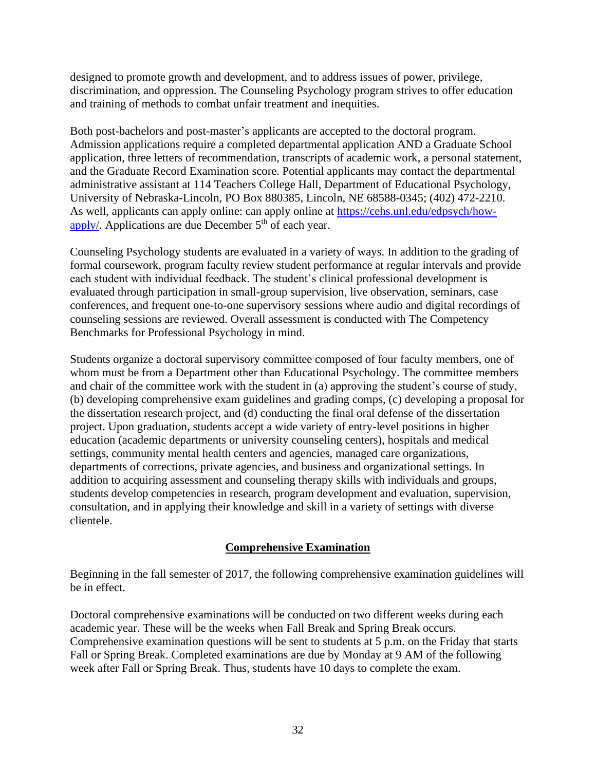designed to promote growth and development, and to address issues of power, privilege, discrimination, and oppression. The Counseling Psychology program strives to offer education and training of methods to combat unfair treatment and inequities.

Both post-bachelors and post-master's applicants are accepted to the doctoral program. Admission applications require a completed departmental application AND a Graduate School application, three letters of recommendation, transcripts of academic work, a personal statement, and the Graduate Record Examination score. Potential applicants may contact the departmental administrative assistant at 114 Teachers College Hall, Department of Educational Psychology, University of Nebraska-Lincoln, PO Box 880385, Lincoln, NE 68588-0345; (402) 472-2210. As well, applicants can apply online: can apply online at [https://cehs.unl.edu/edpsych/how-apply/](https://cehs.unl.edu/edpsych/how-apply/). Applications are due December 5th of each year.

Counseling Psychology students are evaluated in a variety of ways. In addition to the grading of formal coursework, program faculty review student performance at regular intervals and provide each student with individual feedback. The student's clinical professional development is evaluated through participation in small-group supervision, live observation, seminars, case conferences, and frequent one-to-one supervisory sessions where audio and digital recordings of counseling sessions are reviewed. Overall assessment is conducted with The Competency Benchmarks for Professional Psychology in mind.

Students organize a doctoral supervisory committee composed of four faculty members, one of whom must be from a Department other than Educational Psychology. The committee members and chair of the committee work with the student in (a) approving the student's course of study, (b) developing comprehensive exam guidelines and grading comps, (c) developing a proposal for the dissertation research project, and (d) conducting the final oral defense of the dissertation project. Upon graduation, students accept a wide variety of entry-level positions in higher education (academic departments or university counseling centers), hospitals and medical settings, community mental health centers and agencies, managed care organizations, departments of corrections, private agencies, and business and organizational settings. In addition to acquiring assessment and counseling therapy skills with individuals and groups, students develop competencies in research, program development and evaluation, supervision, consultation, and in applying their knowledge and skill in a variety of settings with diverse clientele.

## Comprehensive Examination

Beginning in the fall semester of 2017, the following comprehensive examination guidelines will be in effect.

Doctoral comprehensive examinations will be conducted on two different weeks during each academic year. These will be the weeks when Fall Break and Spring Break occurs. Comprehensive examination questions will be sent to students at 5 p.m. on the Friday that starts Fall or Spring Break. Completed examinations are due by Monday at 9 AM of the following week after Fall or Spring Break. Thus, students have 10 days to complete the exam.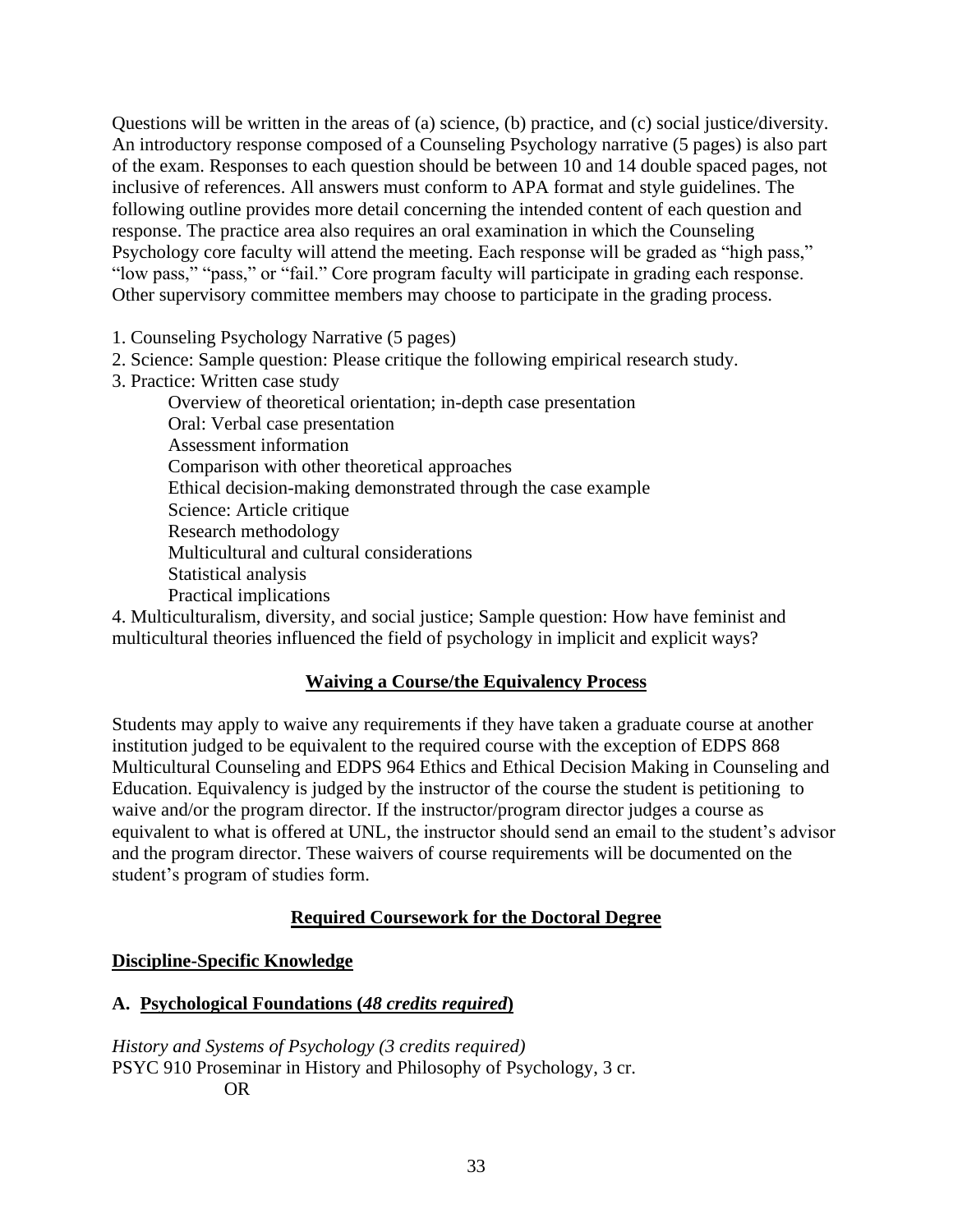Questions will be written in the areas of (a) science, (b) practice, and (c) social justice/diversity. An introductory response composed of a Counseling Psychology narrative (5 pages) is also part of the exam. Responses to each question should be between 10 and 14 double spaced pages, not inclusive of references. All answers must conform to APA format and style guidelines. The following outline provides more detail concerning the intended content of each question and response. The practice area also requires an oral examination in which the Counseling Psychology core faculty will attend the meeting. Each response will be graded as "high pass," "low pass," "pass," or "fail." Core program faculty will participate in grading each response. Other supervisory committee members may choose to participate in the grading process.

1. Counseling Psychology Narrative (5 pages)
2. Science: Sample question: Please critique the following empirical research study.
3. Practice: Written case study
    - Overview of theoretical orientation; in-depth case presentation
    - Oral: Verbal case presentation
    - Assessment information
    - Comparison with other theoretical approaches
    - Ethical decision-making demonstrated through the case example
    - Science: Article critique
    - Research methodology
    - Multicultural and cultural considerations
    - Statistical analysis
    - Practical implications
4. Multiculturalism, diversity, and social justice; Sample question: How have feminist and multicultural theories influenced the field of psychology in implicit and explicit ways?

## Waiving a Course/the Equivalency Process

Students may apply to waive any requirements if they have taken a graduate course at another institution judged to be equivalent to the required course with the exception of EDPS 868 Multicultural Counseling and EDPS 964 Ethics and Ethical Decision Making in Counseling and Education. Equivalency is judged by the instructor of the course the student is petitioning to waive and/or the program director. If the instructor/program director judges a course as equivalent to what is offered at UNL, the instructor should send an email to the student's advisor and the program director. These waivers of course requirements will be documented on the student's program of studies form.

## Required Coursework for the Doctoral Degree

### Discipline-Specific Knowledge

### A. Psychological Foundations (*48 credits required*)

*History and Systems of Psychology (3 credits required)*

PSYC 910 Proseminar in History and Philosophy of Psychology, 3 cr.

OR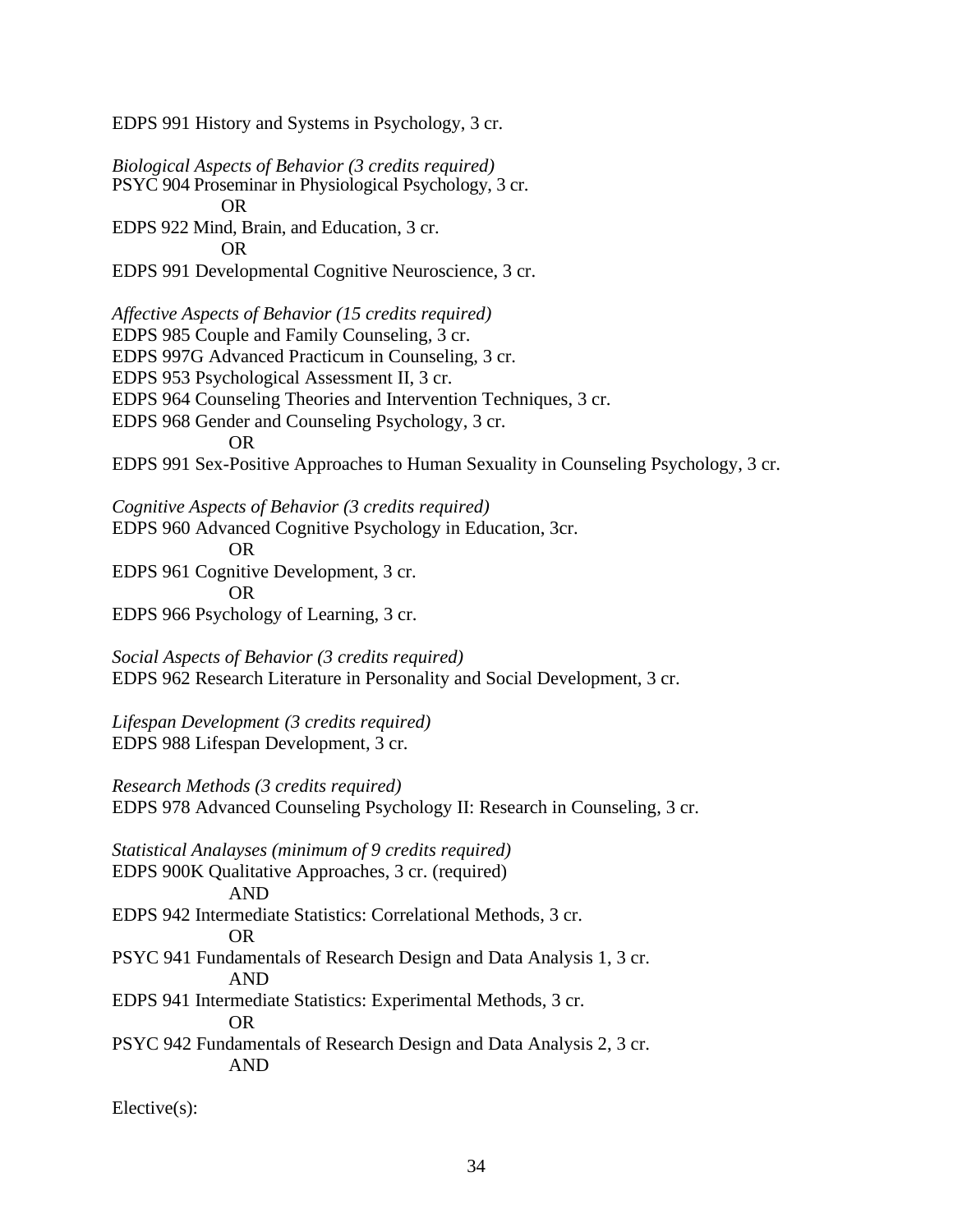EDPS 991 History and Systems in Psychology, 3 cr.

*Biological Aspects of Behavior (3 credits required)*
PSYC 904 Proseminar in Physiological Psychology, 3 cr.
OR
EDPS 922 Mind, Brain, and Education, 3 cr.
OR
EDPS 991 Developmental Cognitive Neuroscience, 3 cr.

*Affective Aspects of Behavior (15 credits required)*
EDPS 985 Couple and Family Counseling, 3 cr.
EDPS 997G Advanced Practicum in Counseling, 3 cr.
EDPS 953 Psychological Assessment II, 3 cr.
EDPS 964 Counseling Theories and Intervention Techniques, 3 cr.
EDPS 968 Gender and Counseling Psychology, 3 cr.
OR
EDPS 991 Sex-Positive Approaches to Human Sexuality in Counseling Psychology, 3 cr.

*Cognitive Aspects of Behavior (3 credits required)*
EDPS 960 Advanced Cognitive Psychology in Education, 3cr.
OR
EDPS 961 Cognitive Development, 3 cr.
OR
EDPS 966 Psychology of Learning, 3 cr.

*Social Aspects of Behavior (3 credits required)*
EDPS 962 Research Literature in Personality and Social Development, 3 cr.

*Lifespan Development (3 credits required)*
EDPS 988 Lifespan Development, 3 cr.

*Research Methods (3 credits required)*
EDPS 978 Advanced Counseling Psychology II: Research in Counseling, 3 cr.

*Statistical Analayses (minimum of 9 credits required)*
EDPS 900K Qualitative Approaches, 3 cr. (required)
AND
EDPS 942 Intermediate Statistics: Correlational Methods, 3 cr.
OR
PSYC 941 Fundamentals of Research Design and Data Analysis 1, 3 cr.
AND
EDPS 941 Intermediate Statistics: Experimental Methods, 3 cr.
OR
PSYC 942 Fundamentals of Research Design and Data Analysis 2, 3 cr.
AND

Elective(s):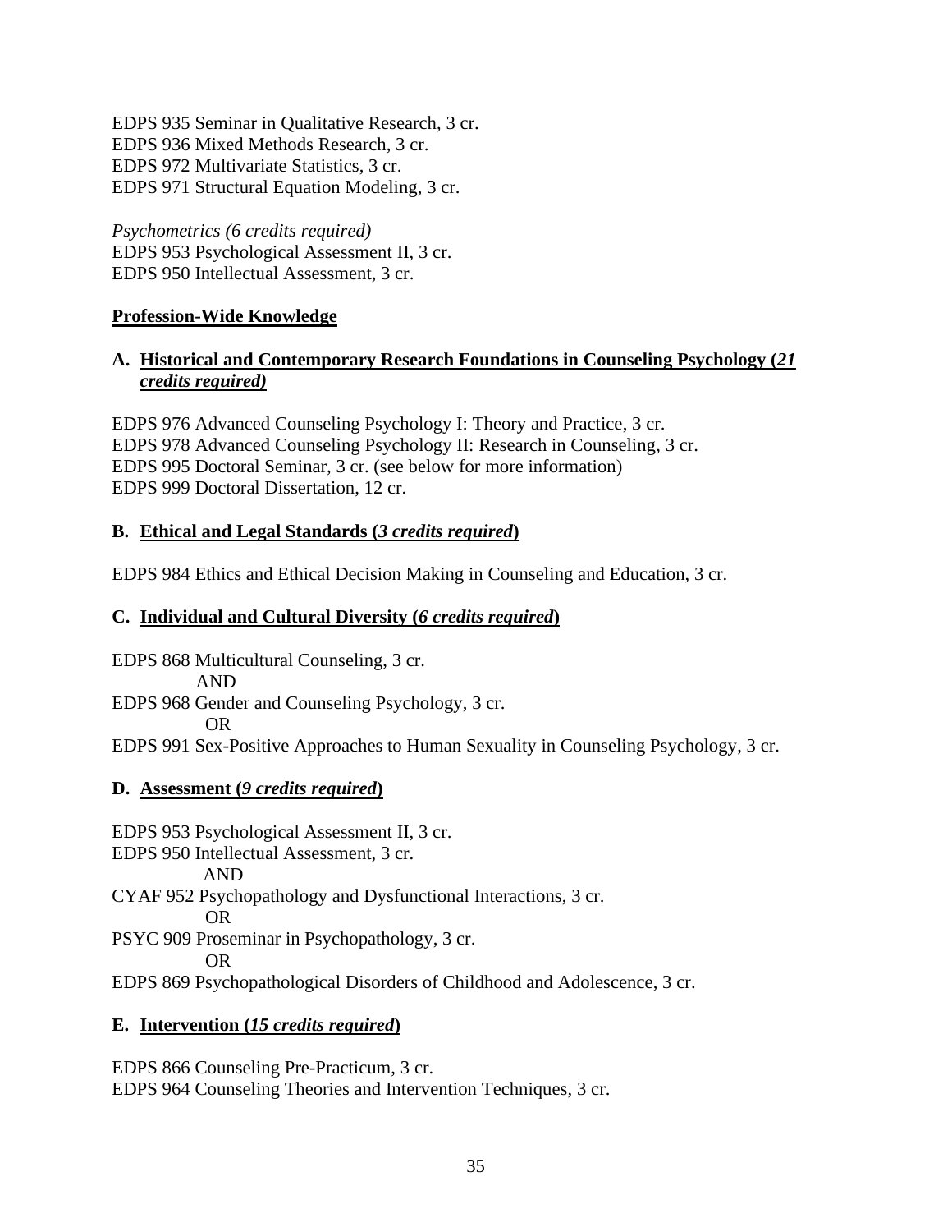EDPS 935 Seminar in Qualitative Research, 3 cr.
EDPS 936 Mixed Methods Research, 3 cr.
EDPS 972 Multivariate Statistics, 3 cr.
EDPS 971 Structural Equation Modeling, 3 cr.

*Psychometrics (6 credits required)*
EDPS 953 Psychological Assessment II, 3 cr.
EDPS 950 Intellectual Assessment, 3 cr.

## **Profession-Wide Knowledge**

### A. Historical and Contemporary Research Foundations in Counseling Psychology (*21 credits required)*

EDPS 976 Advanced Counseling Psychology I: Theory and Practice, 3 cr.
EDPS 978 Advanced Counseling Psychology II: Research in Counseling, 3 cr.
EDPS 995 Doctoral Seminar, 3 cr. (see below for more information)
EDPS 999 Doctoral Dissertation, 12 cr.

### B. Ethical and Legal Standards (*3 credits required*)

EDPS 984 Ethics and Ethical Decision Making in Counseling and Education, 3 cr.

### C. Individual and Cultural Diversity (*6 credits required*)

EDPS 868 Multicultural Counseling, 3 cr.
AND
EDPS 968 Gender and Counseling Psychology, 3 cr.
OR
EDPS 991 Sex-Positive Approaches to Human Sexuality in Counseling Psychology, 3 cr.

### D. Assessment (*9 credits required*)

EDPS 953 Psychological Assessment II, 3 cr.
EDPS 950 Intellectual Assessment, 3 cr.
AND
CYAF 952 Psychopathology and Dysfunctional Interactions, 3 cr.
OR
PSYC 909 Proseminar in Psychopathology, 3 cr.
OR
EDPS 869 Psychopathological Disorders of Childhood and Adolescence, 3 cr.

### E. Intervention (*15 credits required*)

EDPS 866 Counseling Pre-Practicum, 3 cr.
EDPS 964 Counseling Theories and Intervention Techniques, 3 cr.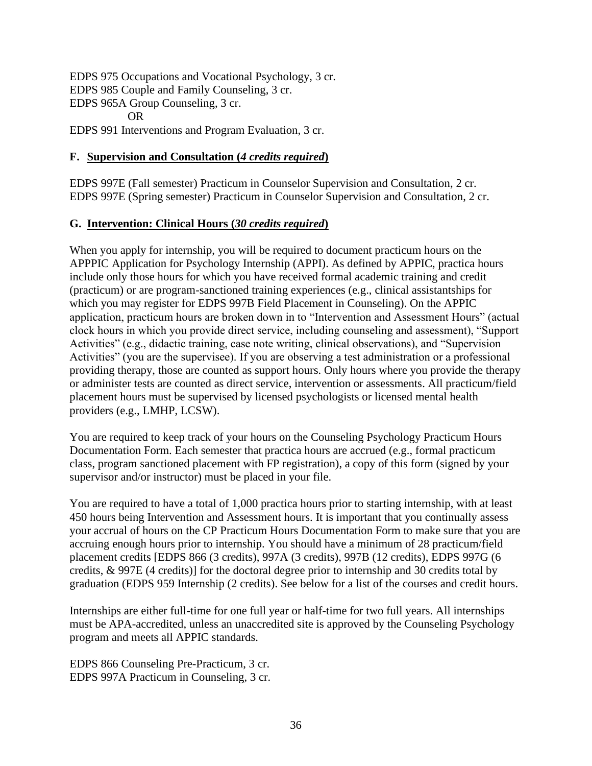EDPS 975 Occupations and Vocational Psychology, 3 cr.
EDPS 985 Couple and Family Counseling, 3 cr.
EDPS 965A Group Counseling, 3 cr.
OR
EDPS 991 Interventions and Program Evaluation, 3 cr.

**F. Supervision and Consultation (*4 credits required*)**

EDPS 997E (Fall semester) Practicum in Counselor Supervision and Consultation, 2 cr.
EDPS 997E (Spring semester) Practicum in Counselor Supervision and Consultation, 2 cr.

**G. Intervention: Clinical Hours (*30 credits required*)**

When you apply for internship, you will be required to document practicum hours on the APPPIC Application for Psychology Internship (APPI). As defined by APPIC, practica hours include only those hours for which you have received formal academic training and credit (practicum) or are program-sanctioned training experiences (e.g., clinical assistantships for which you may register for EDPS 997B Field Placement in Counseling). On the APPIC application, practicum hours are broken down in to "Intervention and Assessment Hours" (actual clock hours in which you provide direct service, including counseling and assessment), "Support Activities" (e.g., didactic training, case note writing, clinical observations), and "Supervision Activities" (you are the supervisee). If you are observing a test administration or a professional providing therapy, those are counted as support hours. Only hours where you provide the therapy or administer tests are counted as direct service, intervention or assessments. All practicum/field placement hours must be supervised by licensed psychologists or licensed mental health providers (e.g., LMHP, LCSW).

You are required to keep track of your hours on the Counseling Psychology Practicum Hours Documentation Form. Each semester that practica hours are accrued (e.g., formal practicum class, program sanctioned placement with FP registration), a copy of this form (signed by your supervisor and/or instructor) must be placed in your file.

You are required to have a total of 1,000 practica hours prior to starting internship, with at least 450 hours being Intervention and Assessment hours. It is important that you continually assess your accrual of hours on the CP Practicum Hours Documentation Form to make sure that you are accruing enough hours prior to internship. You should have a minimum of 28 practicum/field placement credits [EDPS 866 (3 credits), 997A (3 credits), 997B (12 credits), EDPS 997G (6 credits, & 997E (4 credits)] for the doctoral degree prior to internship and 30 credits total by graduation (EDPS 959 Internship (2 credits). See below for a list of the courses and credit hours.

Internships are either full-time for one full year or half-time for two full years. All internships must be APA-accredited, unless an unaccredited site is approved by the Counseling Psychology program and meets all APPIC standards.

EDPS 866 Counseling Pre-Practicum, 3 cr.
EDPS 997A Practicum in Counseling, 3 cr.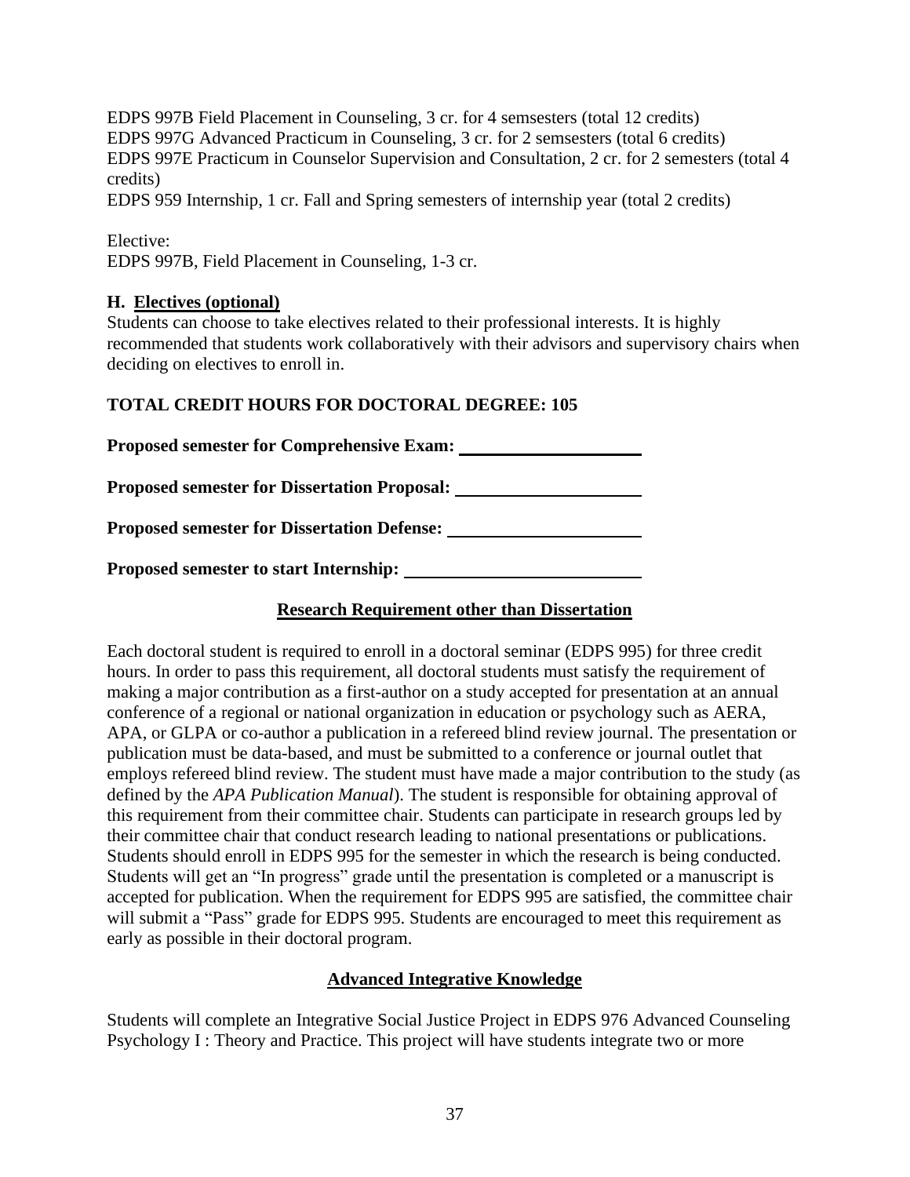EDPS 997B Field Placement in Counseling, 3 cr. for 4 semsesters (total 12 credits)
EDPS 997G Advanced Practicum in Counseling, 3 cr. for 2 semsesters (total 6 credits)
EDPS 997E Practicum in Counselor Supervision and Consultation, 2 cr. for 2 semesters (total 4 credits)
EDPS 959 Internship, 1 cr. Fall and Spring semesters of internship year (total 2 credits)

Elective:
EDPS 997B, Field Placement in Counseling, 1-3 cr.

**H. Electives (optional)**

Students can choose to take electives related to their professional interests. It is highly recommended that students work collaboratively with their advisors and supervisory chairs when deciding on electives to enroll in.

**TOTAL CREDIT HOURS FOR DOCTORAL DEGREE: 105**

**Proposed semester for Comprehensive Exam:** ____________________

**Proposed semester for Dissertation Proposal:** ____________________

**Proposed semester for Dissertation Defense:** ____________________

**Proposed semester to start Internship:** ________________________

## Research Requirement other than Dissertation

Each doctoral student is required to enroll in a doctoral seminar (EDPS 995) for three credit hours. In order to pass this requirement, all doctoral students must satisfy the requirement of making a major contribution as a first-author on a study accepted for presentation at an annual conference of a regional or national organization in education or psychology such as AERA, APA, or GLPA or co-author a publication in a refereed blind review journal. The presentation or publication must be data-based, and must be submitted to a conference or journal outlet that employs refereed blind review. The student must have made a major contribution to the study (as defined by the *APA Publication Manual*). The student is responsible for obtaining approval of this requirement from their committee chair. Students can participate in research groups led by their committee chair that conduct research leading to national presentations or publications. Students should enroll in EDPS 995 for the semester in which the research is being conducted. Students will get an "In progress" grade until the presentation is completed or a manuscript is accepted for publication. When the requirement for EDPS 995 are satisfied, the committee chair will submit a "Pass" grade for EDPS 995. Students are encouraged to meet this requirement as early as possible in their doctoral program.

## Advanced Integrative Knowledge

Students will complete an Integrative Social Justice Project in EDPS 976 Advanced Counseling Psychology I : Theory and Practice. This project will have students integrate two or more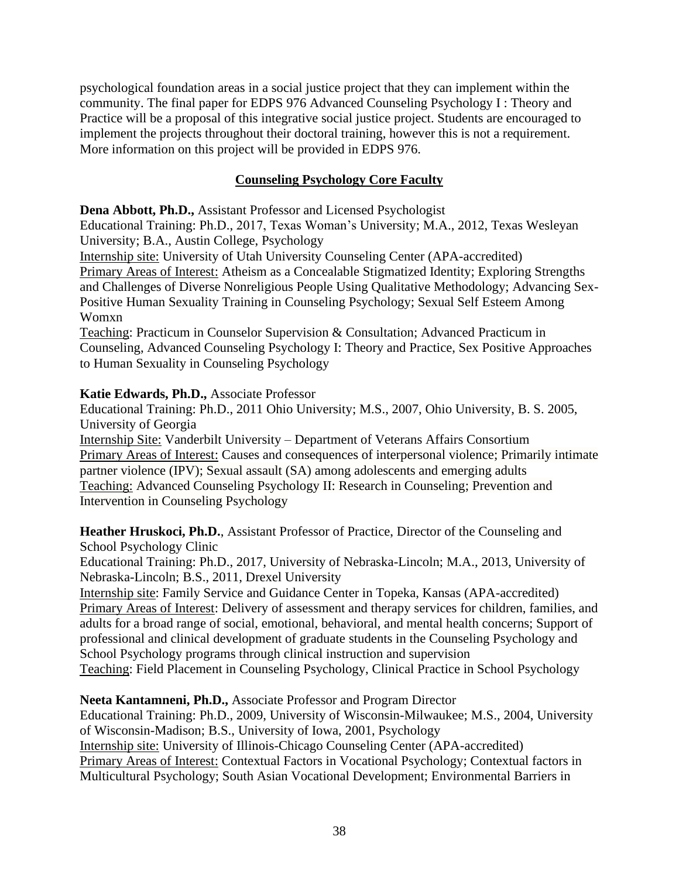psychological foundation areas in a social justice project that they can implement within the community. The final paper for EDPS 976 Advanced Counseling Psychology I : Theory and Practice will be a proposal of this integrative social justice project. Students are encouraged to implement the projects throughout their doctoral training, however this is not a requirement. More information on this project will be provided in EDPS 976.

## Counseling Psychology Core Faculty

**Dena Abbott, Ph.D.,** Assistant Professor and Licensed Psychologist
Educational Training: Ph.D., 2017, Texas Woman's University; M.A., 2012, Texas Wesleyan University; B.A., Austin College, Psychology
Internship site: University of Utah University Counseling Center (APA-accredited)
Primary Areas of Interest: Atheism as a Concealable Stigmatized Identity; Exploring Strengths and Challenges of Diverse Nonreligious People Using Qualitative Methodology; Advancing Sex-Positive Human Sexuality Training in Counseling Psychology; Sexual Self Esteem Among Womxn
Teaching: Practicum in Counselor Supervision & Consultation; Advanced Practicum in Counseling, Advanced Counseling Psychology I: Theory and Practice, Sex Positive Approaches to Human Sexuality in Counseling Psychology

**Katie Edwards, Ph.D.,** Associate Professor
Educational Training: Ph.D., 2011 Ohio University; M.S., 2007, Ohio University, B. S. 2005, University of Georgia
Internship Site: Vanderbilt University – Department of Veterans Affairs Consortium
Primary Areas of Interest: Causes and consequences of interpersonal violence; Primarily intimate partner violence (IPV); Sexual assault (SA) among adolescents and emerging adults
Teaching: Advanced Counseling Psychology II: Research in Counseling; Prevention and Intervention in Counseling Psychology

**Heather Hruskoci, Ph.D.**, Assistant Professor of Practice, Director of the Counseling and School Psychology Clinic
Educational Training: Ph.D., 2017, University of Nebraska-Lincoln; M.A., 2013, University of Nebraska-Lincoln; B.S., 2011, Drexel University
Internship site: Family Service and Guidance Center in Topeka, Kansas (APA-accredited)
Primary Areas of Interest: Delivery of assessment and therapy services for children, families, and adults for a broad range of social, emotional, behavioral, and mental health concerns; Support of professional and clinical development of graduate students in the Counseling Psychology and School Psychology programs through clinical instruction and supervision
Teaching: Field Placement in Counseling Psychology, Clinical Practice in School Psychology

**Neeta Kantamneni, Ph.D.,** Associate Professor and Program Director
Educational Training: Ph.D., 2009, University of Wisconsin-Milwaukee; M.S., 2004, University of Wisconsin-Madison; B.S., University of Iowa, 2001, Psychology
Internship site: University of Illinois-Chicago Counseling Center (APA-accredited)
Primary Areas of Interest: Contextual Factors in Vocational Psychology; Contextual factors in Multicultural Psychology; South Asian Vocational Development; Environmental Barriers in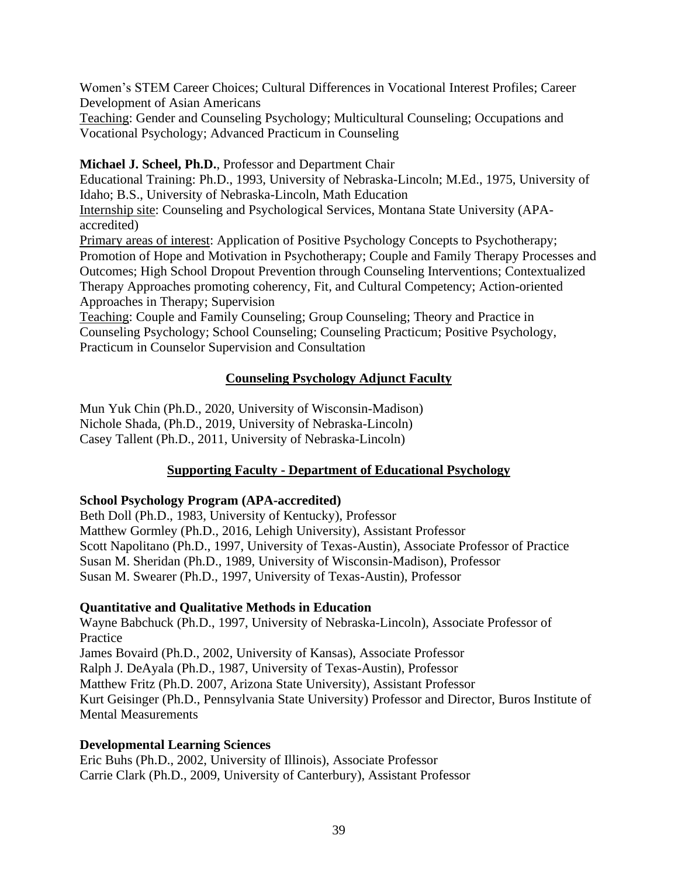Women's STEM Career Choices; Cultural Differences in Vocational Interest Profiles; Career Development of Asian Americans
Teaching: Gender and Counseling Psychology; Multicultural Counseling; Occupations and Vocational Psychology; Advanced Practicum in Counseling

**Michael J. Scheel, Ph.D.**, Professor and Department Chair
Educational Training: Ph.D., 1993, University of Nebraska-Lincoln; M.Ed., 1975, University of Idaho; B.S., University of Nebraska-Lincoln, Math Education
Internship site: Counseling and Psychological Services, Montana State University (APA-accredited)
Primary areas of interest: Application of Positive Psychology Concepts to Psychotherapy; Promotion of Hope and Motivation in Psychotherapy; Couple and Family Therapy Processes and Outcomes; High School Dropout Prevention through Counseling Interventions; Contextualized Therapy Approaches promoting coherency, Fit, and Cultural Competency; Action-oriented Approaches in Therapy; Supervision
Teaching: Couple and Family Counseling; Group Counseling; Theory and Practice in Counseling Psychology; School Counseling; Counseling Practicum; Positive Psychology, Practicum in Counselor Supervision and Consultation

## Counseling Psychology Adjunct Faculty

Mun Yuk Chin (Ph.D., 2020, University of Wisconsin-Madison)
Nichole Shada, (Ph.D., 2019, University of Nebraska-Lincoln)
Casey Tallent (Ph.D., 2011, University of Nebraska-Lincoln)

## Supporting Faculty - Department of Educational Psychology

**School Psychology Program (APA-accredited)**
Beth Doll (Ph.D., 1983, University of Kentucky), Professor
Matthew Gormley (Ph.D., 2016, Lehigh University), Assistant Professor
Scott Napolitano (Ph.D., 1997, University of Texas-Austin), Associate Professor of Practice
Susan M. Sheridan (Ph.D., 1989, University of Wisconsin-Madison), Professor
Susan M. Swearer (Ph.D., 1997, University of Texas-Austin), Professor

**Quantitative and Qualitative Methods in Education**
Wayne Babchuck (Ph.D., 1997, University of Nebraska-Lincoln), Associate Professor of Practice
James Bovaird (Ph.D., 2002, University of Kansas), Associate Professor
Ralph J. DeAyala (Ph.D., 1987, University of Texas-Austin), Professor
Matthew Fritz (Ph.D. 2007, Arizona State University), Assistant Professor
Kurt Geisinger (Ph.D., Pennsylvania State University) Professor and Director, Buros Institute of Mental Measurements

**Developmental Learning Sciences**
Eric Buhs (Ph.D., 2002, University of Illinois), Associate Professor
Carrie Clark (Ph.D., 2009, University of Canterbury), Assistant Professor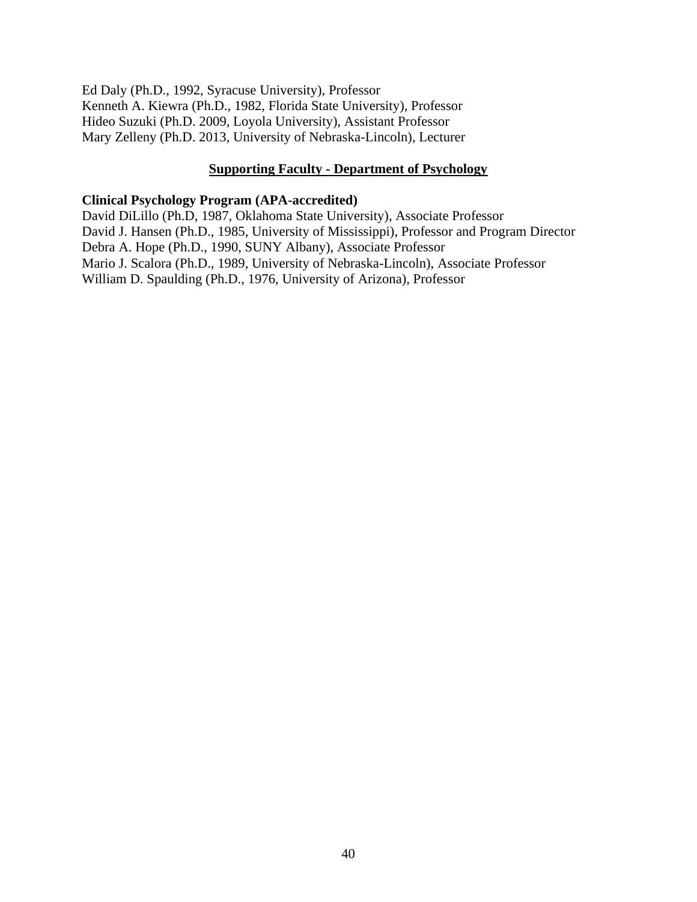Ed Daly (Ph.D., 1992, Syracuse University), Professor
Kenneth A. Kiewra (Ph.D., 1982, Florida State University), Professor
Hideo Suzuki (Ph.D. 2009, Loyola University), Assistant Professor
Mary Zelleny (Ph.D. 2013, University of Nebraska-Lincoln), Lecturer

## Supporting Faculty - Department of Psychology

**Clinical Psychology Program (APA-accredited)**
David DiLillo (Ph.D, 1987, Oklahoma State University), Associate Professor
David J. Hansen (Ph.D., 1985, University of Mississippi), Professor and Program Director
Debra A. Hope (Ph.D., 1990, SUNY Albany), Associate Professor
Mario J. Scalora (Ph.D., 1989, University of Nebraska-Lincoln), Associate Professor
William D. Spaulding (Ph.D., 1976, University of Arizona), Professor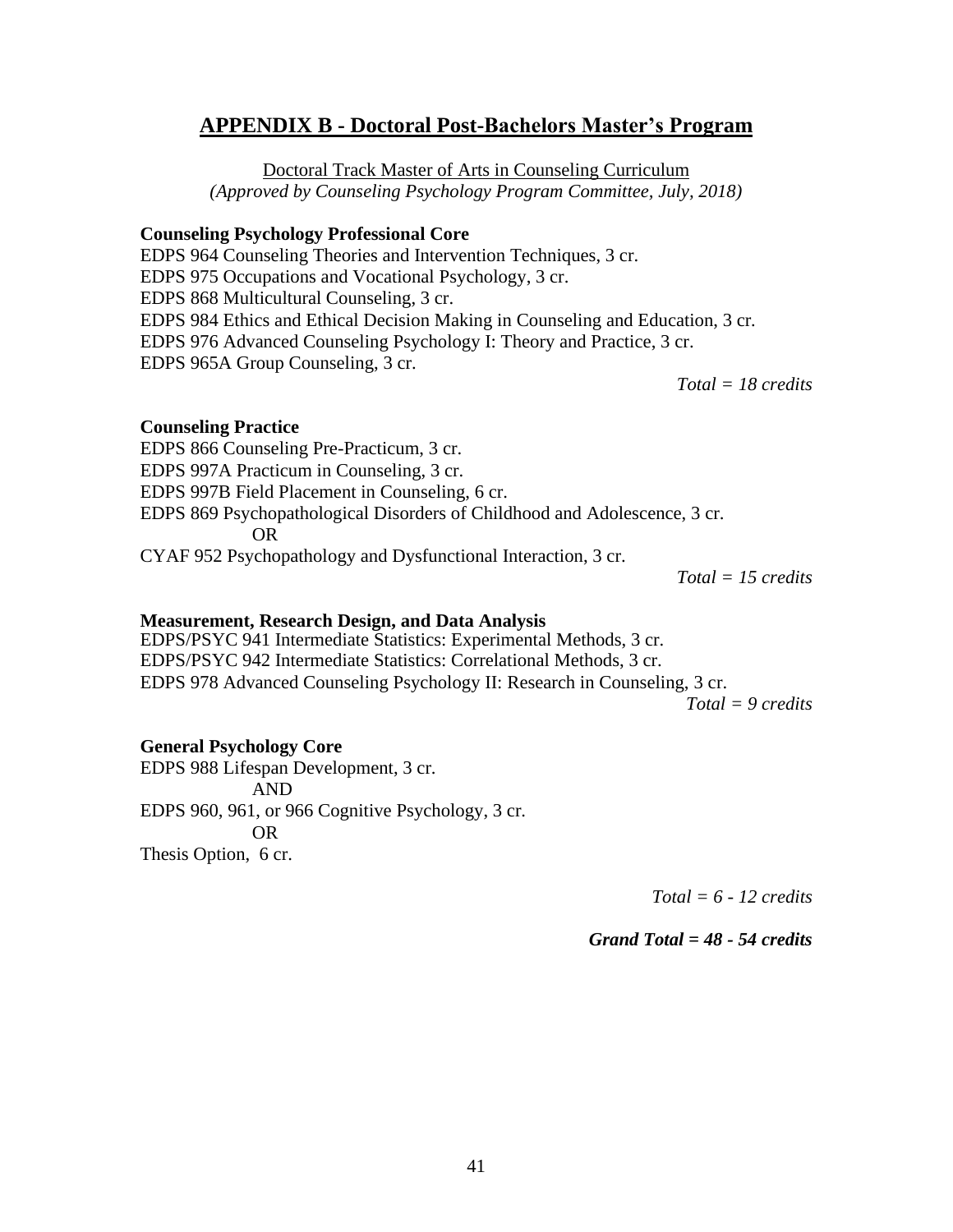## APPENDIX B - Doctoral Post-Bachelors Master's Program

Doctoral Track Master of Arts in Counseling Curriculum

*(Approved by Counseling Psychology Program Committee, July, 2018)*

**Counseling Psychology Professional Core**

EDPS 964 Counseling Theories and Intervention Techniques, 3 cr.
EDPS 975 Occupations and Vocational Psychology, 3 cr.
EDPS 868 Multicultural Counseling, 3 cr.
EDPS 984 Ethics and Ethical Decision Making in Counseling and Education, 3 cr.
EDPS 976 Advanced Counseling Psychology I: Theory and Practice, 3 cr.
EDPS 965A Group Counseling, 3 cr.

*Total = 18 credits*

**Counseling Practice**

EDPS 866 Counseling Pre-Practicum, 3 cr.
EDPS 997A Practicum in Counseling, 3 cr.
EDPS 997B Field Placement in Counseling, 6 cr.
EDPS 869 Psychopathological Disorders of Childhood and Adolescence, 3 cr.

OR

CYAF 952 Psychopathology and Dysfunctional Interaction, 3 cr.

*Total = 15 credits*

**Measurement, Research Design, and Data Analysis**

EDPS/PSYC 941 Intermediate Statistics: Experimental Methods, 3 cr.
EDPS/PSYC 942 Intermediate Statistics: Correlational Methods, 3 cr.
EDPS 978 Advanced Counseling Psychology II: Research in Counseling, 3 cr.

*Total = 9 credits*

**General Psychology Core**

EDPS 988 Lifespan Development, 3 cr.

AND

EDPS 960, 961, or 966 Cognitive Psychology, 3 cr.

OR

Thesis Option, 6 cr.

*Total = 6 - 12 credits*

***Grand Total = 48 - 54 credits***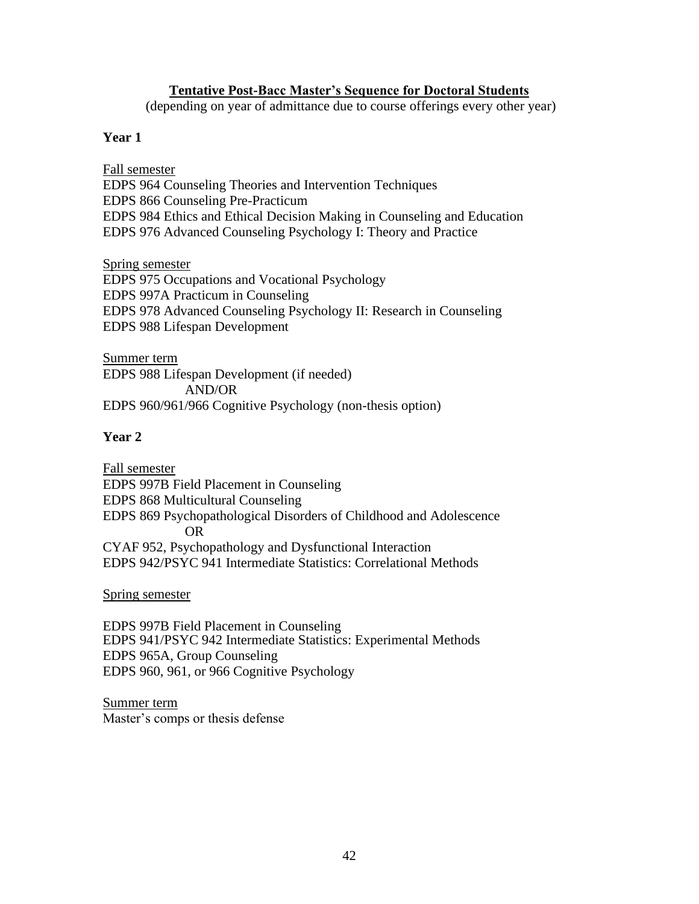## Tentative Post-Bacc Master's Sequence for Doctoral Students

(depending on year of admittance due to course offerings every other year)

### Year 1

Fall semester
EDPS 964 Counseling Theories and Intervention Techniques
EDPS 866 Counseling Pre-Practicum
EDPS 984 Ethics and Ethical Decision Making in Counseling and Education
EDPS 976 Advanced Counseling Psychology I: Theory and Practice

Spring semester
EDPS 975 Occupations and Vocational Psychology
EDPS 997A Practicum in Counseling
EDPS 978 Advanced Counseling Psychology II: Research in Counseling
EDPS 988 Lifespan Development

Summer term
EDPS 988 Lifespan Development (if needed)
AND/OR
EDPS 960/961/966 Cognitive Psychology (non-thesis option)

### Year 2

Fall semester
EDPS 997B Field Placement in Counseling
EDPS 868 Multicultural Counseling
EDPS 869 Psychopathological Disorders of Childhood and Adolescence
OR
CYAF 952, Psychopathology and Dysfunctional Interaction
EDPS 942/PSYC 941 Intermediate Statistics: Correlational Methods

Spring semester

EDPS 997B Field Placement in Counseling
EDPS 941/PSYC 942 Intermediate Statistics: Experimental Methods
EDPS 965A, Group Counseling
EDPS 960, 961, or 966 Cognitive Psychology

Summer term
Master's comps or thesis defense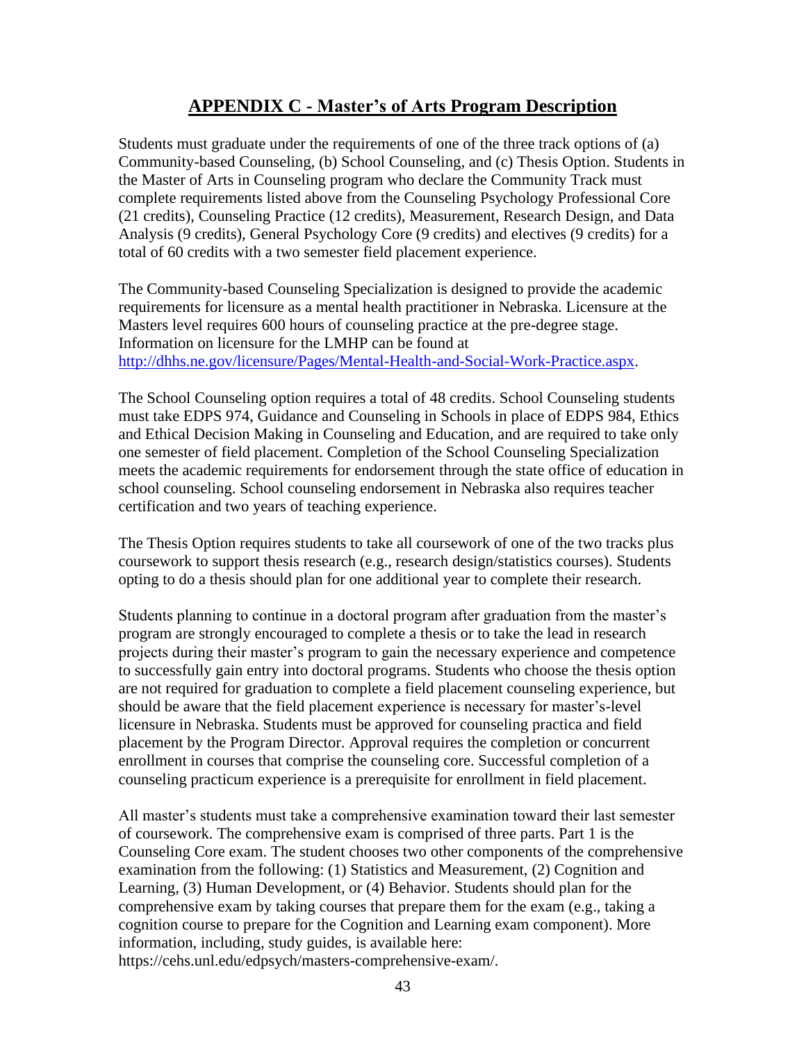## APPENDIX C - Master's of Arts Program Description

Students must graduate under the requirements of one of the three track options of (a) Community-based Counseling, (b) School Counseling, and (c) Thesis Option. Students in the Master of Arts in Counseling program who declare the Community Track must complete requirements listed above from the Counseling Psychology Professional Core (21 credits), Counseling Practice (12 credits), Measurement, Research Design, and Data Analysis (9 credits), General Psychology Core (9 credits) and electives (9 credits) for a total of 60 credits with a two semester field placement experience.

The Community-based Counseling Specialization is designed to provide the academic requirements for licensure as a mental health practitioner in Nebraska. Licensure at the Masters level requires 600 hours of counseling practice at the pre-degree stage. Information on licensure for the LMHP can be found at http://dhhs.ne.gov/licensure/Pages/Mental-Health-and-Social-Work-Practice.aspx.

The School Counseling option requires a total of 48 credits. School Counseling students must take EDPS 974, Guidance and Counseling in Schools in place of EDPS 984, Ethics and Ethical Decision Making in Counseling and Education, and are required to take only one semester of field placement. Completion of the School Counseling Specialization meets the academic requirements for endorsement through the state office of education in school counseling. School counseling endorsement in Nebraska also requires teacher certification and two years of teaching experience.

The Thesis Option requires students to take all coursework of one of the two tracks plus coursework to support thesis research (e.g., research design/statistics courses). Students opting to do a thesis should plan for one additional year to complete their research.

Students planning to continue in a doctoral program after graduation from the master's program are strongly encouraged to complete a thesis or to take the lead in research projects during their master's program to gain the necessary experience and competence to successfully gain entry into doctoral programs. Students who choose the thesis option are not required for graduation to complete a field placement counseling experience, but should be aware that the field placement experience is necessary for master's-level licensure in Nebraska. Students must be approved for counseling practica and field placement by the Program Director. Approval requires the completion or concurrent enrollment in courses that comprise the counseling core. Successful completion of a counseling practicum experience is a prerequisite for enrollment in field placement.

All master's students must take a comprehensive examination toward their last semester of coursework. The comprehensive exam is comprised of three parts. Part 1 is the Counseling Core exam. The student chooses two other components of the comprehensive examination from the following: (1) Statistics and Measurement, (2) Cognition and Learning, (3) Human Development, or (4) Behavior. Students should plan for the comprehensive exam by taking courses that prepare them for the exam (e.g., taking a cognition course to prepare for the Cognition and Learning exam component). More information, including, study guides, is available here: https://cehs.unl.edu/edpsych/masters-comprehensive-exam/.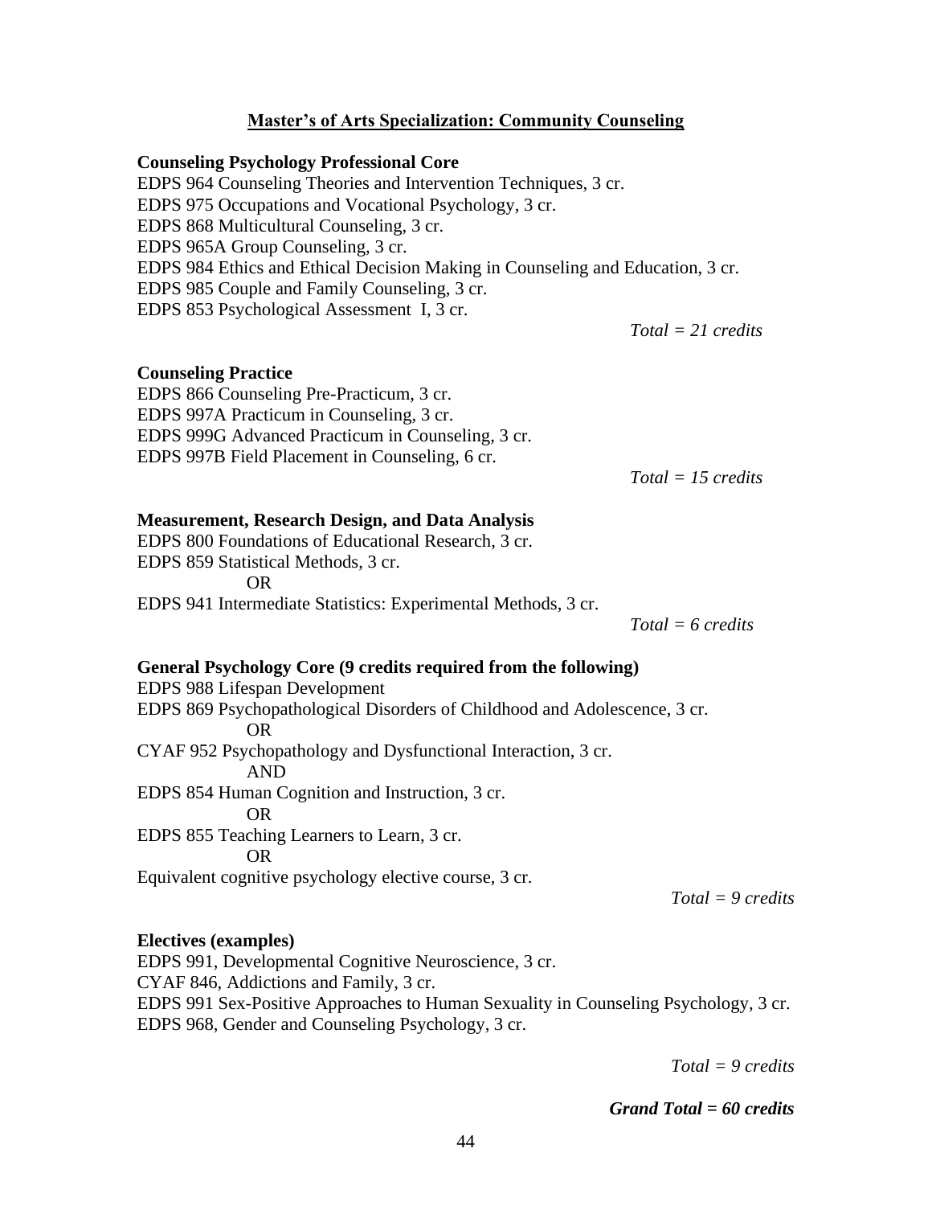## Master's of Arts Specialization: Community Counseling

**Counseling Psychology Professional Core**

EDPS 964 Counseling Theories and Intervention Techniques, 3 cr.
EDPS 975 Occupations and Vocational Psychology, 3 cr.
EDPS 868 Multicultural Counseling, 3 cr.
EDPS 965A Group Counseling, 3 cr.
EDPS 984 Ethics and Ethical Decision Making in Counseling and Education, 3 cr.
EDPS 985 Couple and Family Counseling, 3 cr.
EDPS 853 Psychological Assessment I, 3 cr.

*Total = 21 credits*

**Counseling Practice**

EDPS 866 Counseling Pre-Practicum, 3 cr.
EDPS 997A Practicum in Counseling, 3 cr.
EDPS 999G Advanced Practicum in Counseling, 3 cr.
EDPS 997B Field Placement in Counseling, 6 cr.

*Total = 15 credits*

**Measurement, Research Design, and Data Analysis**

EDPS 800 Foundations of Educational Research, 3 cr.
EDPS 859 Statistical Methods, 3 cr.
OR
EDPS 941 Intermediate Statistics: Experimental Methods, 3 cr.

*Total = 6 credits*

**General Psychology Core (9 credits required from the following)**

EDPS 988 Lifespan Development
EDPS 869 Psychopathological Disorders of Childhood and Adolescence, 3 cr.
OR
CYAF 952 Psychopathology and Dysfunctional Interaction, 3 cr.
AND
EDPS 854 Human Cognition and Instruction, 3 cr.
OR
EDPS 855 Teaching Learners to Learn, 3 cr.
OR
Equivalent cognitive psychology elective course, 3 cr.

*Total = 9 credits*

**Electives (examples)**

EDPS 991, Developmental Cognitive Neuroscience, 3 cr.
CYAF 846, Addictions and Family, 3 cr.
EDPS 991 Sex-Positive Approaches to Human Sexuality in Counseling Psychology, 3 cr.
EDPS 968, Gender and Counseling Psychology, 3 cr.

*Total = 9 credits*

***Grand Total = 60 credits***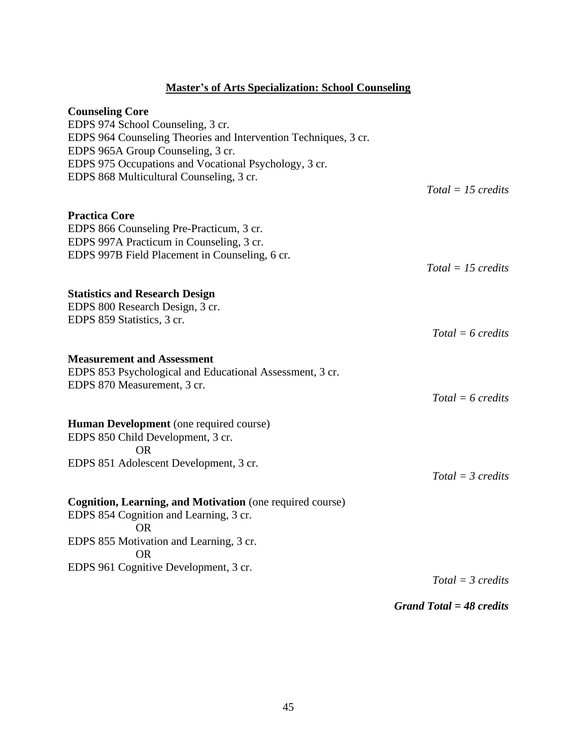## Master's of Arts Specialization: School Counseling

**Counseling Core**
EDPS 974 School Counseling, 3 cr.
EDPS 964 Counseling Theories and Intervention Techniques, 3 cr.
EDPS 965A Group Counseling, 3 cr.
EDPS 975 Occupations and Vocational Psychology, 3 cr.
EDPS 868 Multicultural Counseling, 3 cr.

*Total = 15 credits*

**Practica Core**
EDPS 866 Counseling Pre-Practicum, 3 cr.
EDPS 997A Practicum in Counseling, 3 cr.
EDPS 997B Field Placement in Counseling, 6 cr.

*Total = 15 credits*

**Statistics and Research Design**
EDPS 800 Research Design, 3 cr.
EDPS 859 Statistics, 3 cr.

*Total = 6 credits*

**Measurement and Assessment**
EDPS 853 Psychological and Educational Assessment, 3 cr.
EDPS 870 Measurement, 3 cr.

*Total = 6 credits*

**Human Development** (one required course)
EDPS 850 Child Development, 3 cr.
OR
EDPS 851 Adolescent Development, 3 cr.

*Total = 3 credits*

**Cognition, Learning, and Motivation** (one required course)
EDPS 854 Cognition and Learning, 3 cr.
OR
EDPS 855 Motivation and Learning, 3 cr.
OR
EDPS 961 Cognitive Development, 3 cr.

*Total = 3 credits*

***Grand Total = 48 credits***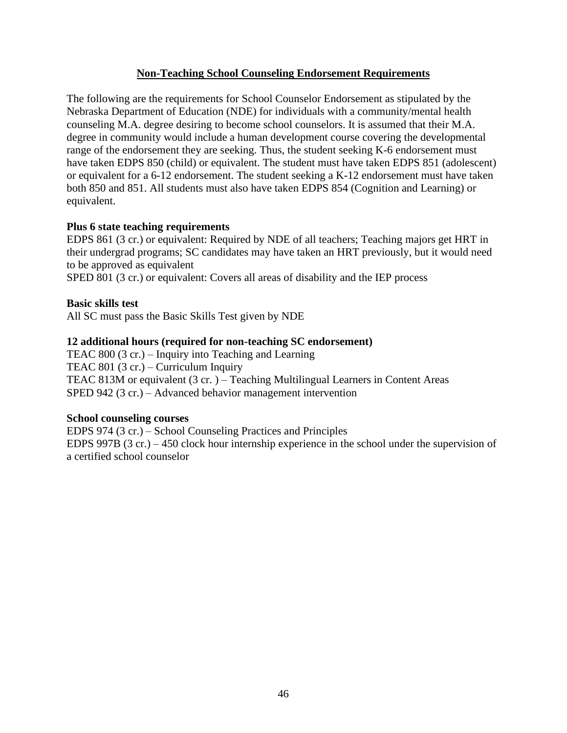## Non-Teaching School Counseling Endorsement Requirements

The following are the requirements for School Counselor Endorsement as stipulated by the Nebraska Department of Education (NDE) for individuals with a community/mental health counseling M.A. degree desiring to become school counselors. It is assumed that their M.A. degree in community would include a human development course covering the developmental range of the endorsement they are seeking. Thus, the student seeking K-6 endorsement must have taken EDPS 850 (child) or equivalent. The student must have taken EDPS 851 (adolescent) or equivalent for a 6-12 endorsement. The student seeking a K-12 endorsement must have taken both 850 and 851. All students must also have taken EDPS 854 (Cognition and Learning) or equivalent.

**Plus 6 state teaching requirements**

EDPS 861 (3 cr.) or equivalent: Required by NDE of all teachers; Teaching majors get HRT in their undergrad programs; SC candidates may have taken an HRT previously, but it would need to be approved as equivalent

SPED 801 (3 cr.) or equivalent: Covers all areas of disability and the IEP process

**Basic skills test**

All SC must pass the Basic Skills Test given by NDE

**12 additional hours (required for non-teaching SC endorsement)**

TEAC 800 (3 cr.) – Inquiry into Teaching and Learning
TEAC 801 (3 cr.) – Curriculum Inquiry
TEAC 813M or equivalent (3 cr. ) – Teaching Multilingual Learners in Content Areas
SPED 942 (3 cr.) – Advanced behavior management intervention

**School counseling courses**

EDPS 974 (3 cr.) – School Counseling Practices and Principles
EDPS 997B (3 cr.) – 450 clock hour internship experience in the school under the supervision of a certified school counselor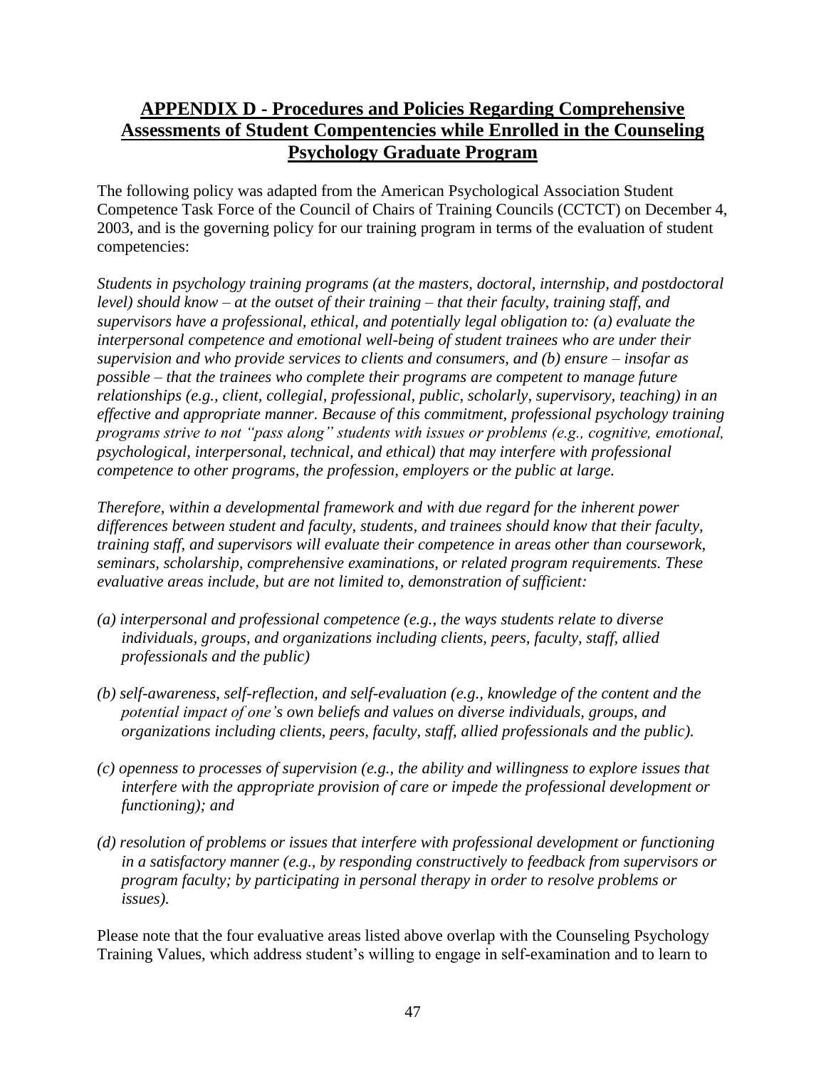## APPENDIX D - Procedures and Policies Regarding Comprehensive Assessments of Student Compentencies while Enrolled in the Counseling Psychology Graduate Program

The following policy was adapted from the American Psychological Association Student Competence Task Force of the Council of Chairs of Training Councils (CCTCT) on December 4, 2003, and is the governing policy for our training program in terms of the evaluation of student competencies:

*Students in psychology training programs (at the masters, doctoral, internship, and postdoctoral level) should know – at the outset of their training – that their faculty, training staff, and supervisors have a professional, ethical, and potentially legal obligation to: (a) evaluate the interpersonal competence and emotional well-being of student trainees who are under their supervision and who provide services to clients and consumers, and (b) ensure – insofar as possible – that the trainees who complete their programs are competent to manage future relationships (e.g., client, collegial, professional, public, scholarly, supervisory, teaching) in an effective and appropriate manner. Because of this commitment, professional psychology training programs strive to not "pass along" students with issues or problems (e.g., cognitive, emotional, psychological, interpersonal, technical, and ethical) that may interfere with professional competence to other programs, the profession, employers or the public at large.*

*Therefore, within a developmental framework and with due regard for the inherent power differences between student and faculty, students, and trainees should know that their faculty, training staff, and supervisors will evaluate their competence in areas other than coursework, seminars, scholarship, comprehensive examinations, or related program requirements. These evaluative areas include, but are not limited to, demonstration of sufficient:*

*(a) interpersonal and professional competence (e.g., the ways students relate to diverse individuals, groups, and organizations including clients, peers, faculty, staff, allied professionals and the public)*

*(b) self-awareness, self-reflection, and self-evaluation (e.g., knowledge of the content and the potential impact of one's own beliefs and values on diverse individuals, groups, and organizations including clients, peers, faculty, staff, allied professionals and the public).*

*(c) openness to processes of supervision (e.g., the ability and willingness to explore issues that interfere with the appropriate provision of care or impede the professional development or functioning); and*

*(d) resolution of problems or issues that interfere with professional development or functioning in a satisfactory manner (e.g., by responding constructively to feedback from supervisors or program faculty; by participating in personal therapy in order to resolve problems or issues).*

Please note that the four evaluative areas listed above overlap with the Counseling Psychology Training Values, which address student's willing to engage in self-examination and to learn to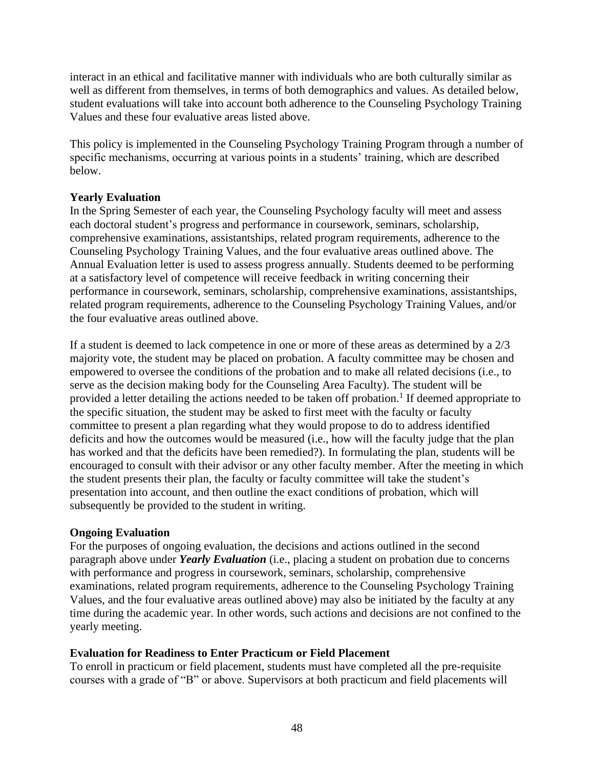interact in an ethical and facilitative manner with individuals who are both culturally similar as well as different from themselves, in terms of both demographics and values. As detailed below, student evaluations will take into account both adherence to the Counseling Psychology Training Values and these four evaluative areas listed above.

This policy is implemented in the Counseling Psychology Training Program through a number of specific mechanisms, occurring at various points in a students' training, which are described below.

**Yearly Evaluation**
In the Spring Semester of each year, the Counseling Psychology faculty will meet and assess each doctoral student's progress and performance in coursework, seminars, scholarship, comprehensive examinations, assistantships, related program requirements, adherence to the Counseling Psychology Training Values, and the four evaluative areas outlined above. The Annual Evaluation letter is used to assess progress annually. Students deemed to be performing at a satisfactory level of competence will receive feedback in writing concerning their performance in coursework, seminars, scholarship, comprehensive examinations, assistantships, related program requirements, adherence to the Counseling Psychology Training Values, and/or the four evaluative areas outlined above.

If a student is deemed to lack competence in one or more of these areas as determined by a 2/3 majority vote, the student may be placed on probation. A faculty committee may be chosen and empowered to oversee the conditions of the probation and to make all related decisions (i.e., to serve as the decision making body for the Counseling Area Faculty). The student will be provided a letter detailing the actions needed to be taken off probation.[1] If deemed appropriate to the specific situation, the student may be asked to first meet with the faculty or faculty committee to present a plan regarding what they would propose to do to address identified deficits and how the outcomes would be measured (i.e., how will the faculty judge that the plan has worked and that the deficits have been remedied?). In formulating the plan, students will be encouraged to consult with their advisor or any other faculty member. After the meeting in which the student presents their plan, the faculty or faculty committee will take the student's presentation into account, and then outline the exact conditions of probation, which will subsequently be provided to the student in writing.

**Ongoing Evaluation**
For the purposes of ongoing evaluation, the decisions and actions outlined in the second paragraph above under ***Yearly Evaluation*** (i.e., placing a student on probation due to concerns with performance and progress in coursework, seminars, scholarship, comprehensive examinations, related program requirements, adherence to the Counseling Psychology Training Values, and the four evaluative areas outlined above) may also be initiated by the faculty at any time during the academic year. In other words, such actions and decisions are not confined to the yearly meeting.

**Evaluation for Readiness to Enter Practicum or Field Placement**
To enroll in practicum or field placement, students must have completed all the pre-requisite courses with a grade of "B" or above. Supervisors at both practicum and field placements will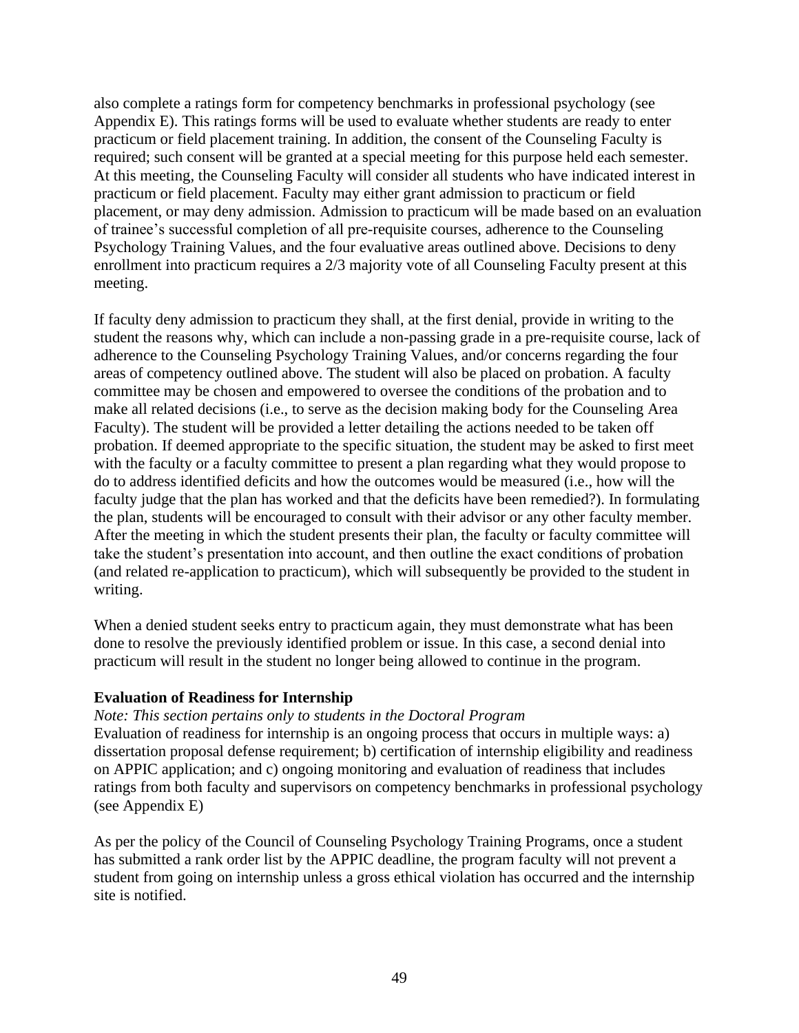also complete a ratings form for competency benchmarks in professional psychology (see Appendix E). This ratings forms will be used to evaluate whether students are ready to enter practicum or field placement training. In addition, the consent of the Counseling Faculty is required; such consent will be granted at a special meeting for this purpose held each semester. At this meeting, the Counseling Faculty will consider all students who have indicated interest in practicum or field placement. Faculty may either grant admission to practicum or field placement, or may deny admission. Admission to practicum will be made based on an evaluation of trainee's successful completion of all pre-requisite courses, adherence to the Counseling Psychology Training Values, and the four evaluative areas outlined above. Decisions to deny enrollment into practicum requires a 2/3 majority vote of all Counseling Faculty present at this meeting.

If faculty deny admission to practicum they shall, at the first denial, provide in writing to the student the reasons why, which can include a non-passing grade in a pre-requisite course, lack of adherence to the Counseling Psychology Training Values, and/or concerns regarding the four areas of competency outlined above. The student will also be placed on probation. A faculty committee may be chosen and empowered to oversee the conditions of the probation and to make all related decisions (i.e., to serve as the decision making body for the Counseling Area Faculty). The student will be provided a letter detailing the actions needed to be taken off probation. If deemed appropriate to the specific situation, the student may be asked to first meet with the faculty or a faculty committee to present a plan regarding what they would propose to do to address identified deficits and how the outcomes would be measured (i.e., how will the faculty judge that the plan has worked and that the deficits have been remedied?). In formulating the plan, students will be encouraged to consult with their advisor or any other faculty member. After the meeting in which the student presents their plan, the faculty or faculty committee will take the student's presentation into account, and then outline the exact conditions of probation (and related re-application to practicum), which will subsequently be provided to the student in writing.

When a denied student seeks entry to practicum again, they must demonstrate what has been done to resolve the previously identified problem or issue. In this case, a second denial into practicum will result in the student no longer being allowed to continue in the program.

**Evaluation of Readiness for Internship**

*Note: This section pertains only to students in the Doctoral Program*

Evaluation of readiness for internship is an ongoing process that occurs in multiple ways: a) dissertation proposal defense requirement; b) certification of internship eligibility and readiness on APPIC application; and c) ongoing monitoring and evaluation of readiness that includes ratings from both faculty and supervisors on competency benchmarks in professional psychology (see Appendix E)

As per the policy of the Council of Counseling Psychology Training Programs, once a student has submitted a rank order list by the APPIC deadline, the program faculty will not prevent a student from going on internship unless a gross ethical violation has occurred and the internship site is notified.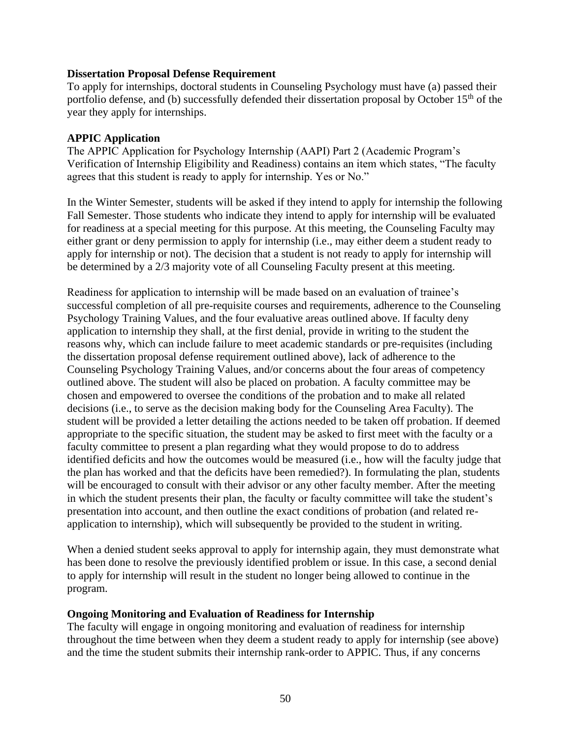**Dissertation Proposal Defense Requirement**

To apply for internships, doctoral students in Counseling Psychology must have (a) passed their portfolio defense, and (b) successfully defended their dissertation proposal by October 15th of the year they apply for internships.

**APPIC Application**

The APPIC Application for Psychology Internship (AAPI) Part 2 (Academic Program's Verification of Internship Eligibility and Readiness) contains an item which states, "The faculty agrees that this student is ready to apply for internship. Yes or No."

In the Winter Semester, students will be asked if they intend to apply for internship the following Fall Semester. Those students who indicate they intend to apply for internship will be evaluated for readiness at a special meeting for this purpose. At this meeting, the Counseling Faculty may either grant or deny permission to apply for internship (i.e., may either deem a student ready to apply for internship or not). The decision that a student is not ready to apply for internship will be determined by a 2/3 majority vote of all Counseling Faculty present at this meeting.

Readiness for application to internship will be made based on an evaluation of trainee's successful completion of all pre-requisite courses and requirements, adherence to the Counseling Psychology Training Values, and the four evaluative areas outlined above. If faculty deny application to internship they shall, at the first denial, provide in writing to the student the reasons why, which can include failure to meet academic standards or pre-requisites (including the dissertation proposal defense requirement outlined above), lack of adherence to the Counseling Psychology Training Values, and/or concerns about the four areas of competency outlined above. The student will also be placed on probation. A faculty committee may be chosen and empowered to oversee the conditions of the probation and to make all related decisions (i.e., to serve as the decision making body for the Counseling Area Faculty). The student will be provided a letter detailing the actions needed to be taken off probation. If deemed appropriate to the specific situation, the student may be asked to first meet with the faculty or a faculty committee to present a plan regarding what they would propose to do to address identified deficits and how the outcomes would be measured (i.e., how will the faculty judge that the plan has worked and that the deficits have been remedied?). In formulating the plan, students will be encouraged to consult with their advisor or any other faculty member. After the meeting in which the student presents their plan, the faculty or faculty committee will take the student's presentation into account, and then outline the exact conditions of probation (and related re-application to internship), which will subsequently be provided to the student in writing.

When a denied student seeks approval to apply for internship again, they must demonstrate what has been done to resolve the previously identified problem or issue. In this case, a second denial to apply for internship will result in the student no longer being allowed to continue in the program.

**Ongoing Monitoring and Evaluation of Readiness for Internship**

The faculty will engage in ongoing monitoring and evaluation of readiness for internship throughout the time between when they deem a student ready to apply for internship (see above) and the time the student submits their internship rank-order to APPIC. Thus, if any concerns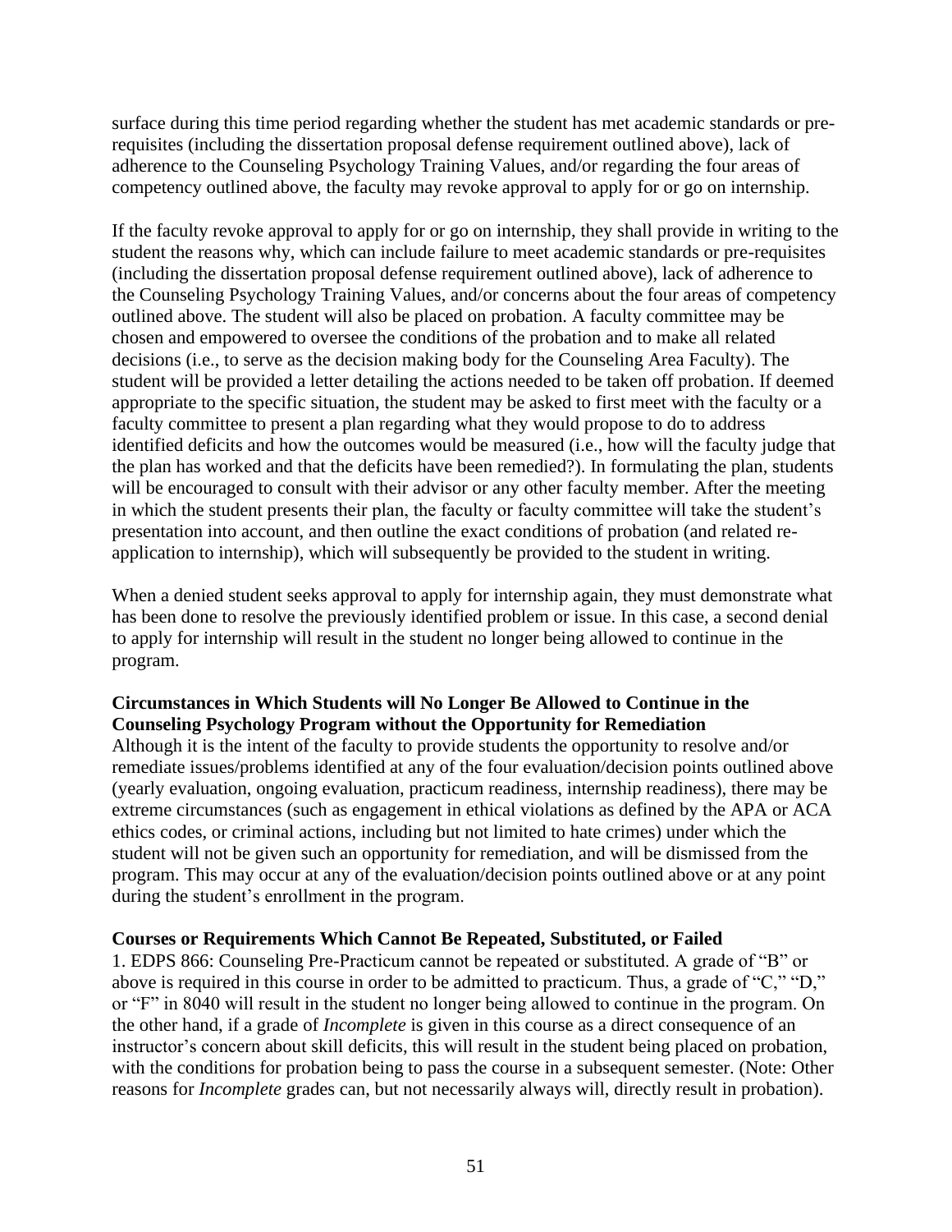surface during this time period regarding whether the student has met academic standards or pre-requisites (including the dissertation proposal defense requirement outlined above), lack of adherence to the Counseling Psychology Training Values, and/or regarding the four areas of competency outlined above, the faculty may revoke approval to apply for or go on internship.

If the faculty revoke approval to apply for or go on internship, they shall provide in writing to the student the reasons why, which can include failure to meet academic standards or pre-requisites (including the dissertation proposal defense requirement outlined above), lack of adherence to the Counseling Psychology Training Values, and/or concerns about the four areas of competency outlined above. The student will also be placed on probation. A faculty committee may be chosen and empowered to oversee the conditions of the probation and to make all related decisions (i.e., to serve as the decision making body for the Counseling Area Faculty). The student will be provided a letter detailing the actions needed to be taken off probation. If deemed appropriate to the specific situation, the student may be asked to first meet with the faculty or a faculty committee to present a plan regarding what they would propose to do to address identified deficits and how the outcomes would be measured (i.e., how will the faculty judge that the plan has worked and that the deficits have been remedied?). In formulating the plan, students will be encouraged to consult with their advisor or any other faculty member. After the meeting in which the student presents their plan, the faculty or faculty committee will take the student's presentation into account, and then outline the exact conditions of probation (and related re-application to internship), which will subsequently be provided to the student in writing.

When a denied student seeks approval to apply for internship again, they must demonstrate what has been done to resolve the previously identified problem or issue. In this case, a second denial to apply for internship will result in the student no longer being allowed to continue in the program.

**Circumstances in Which Students will No Longer Be Allowed to Continue in the Counseling Psychology Program without the Opportunity for Remediation**

Although it is the intent of the faculty to provide students the opportunity to resolve and/or remediate issues/problems identified at any of the four evaluation/decision points outlined above (yearly evaluation, ongoing evaluation, practicum readiness, internship readiness), there may be extreme circumstances (such as engagement in ethical violations as defined by the APA or ACA ethics codes, or criminal actions, including but not limited to hate crimes) under which the student will not be given such an opportunity for remediation, and will be dismissed from the program. This may occur at any of the evaluation/decision points outlined above or at any point during the student's enrollment in the program.

**Courses or Requirements Which Cannot Be Repeated, Substituted, or Failed**

1. EDPS 866: Counseling Pre-Practicum cannot be repeated or substituted. A grade of "B" or above is required in this course in order to be admitted to practicum. Thus, a grade of "C," "D," or "F" in 8040 will result in the student no longer being allowed to continue in the program. On the other hand, if a grade of *Incomplete* is given in this course as a direct consequence of an instructor's concern about skill deficits, this will result in the student being placed on probation, with the conditions for probation being to pass the course in a subsequent semester. (Note: Other reasons for *Incomplete* grades can, but not necessarily always will, directly result in probation).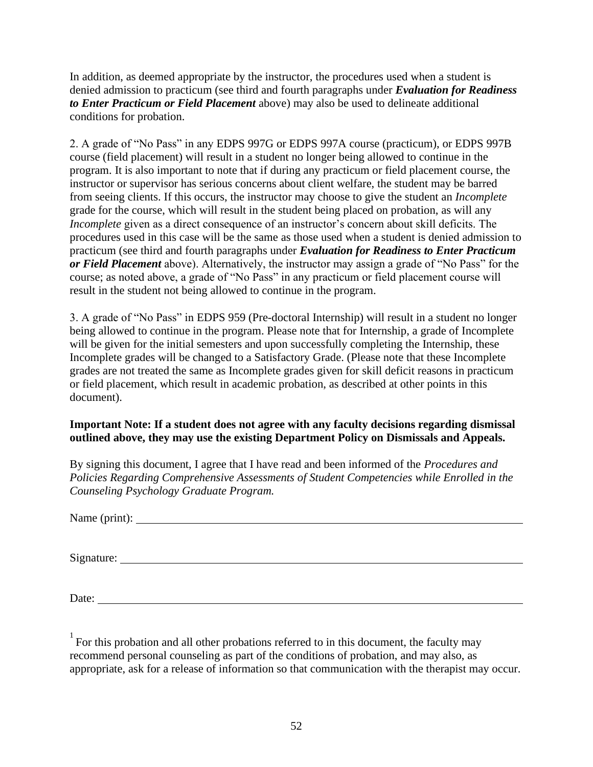In addition, as deemed appropriate by the instructor, the procedures used when a student is denied admission to practicum (see third and fourth paragraphs under ***Evaluation for Readiness to Enter Practicum or Field Placement*** above) may also be used to delineate additional conditions for probation.

2. A grade of "No Pass" in any EDPS 997G or EDPS 997A course (practicum), or EDPS 997B course (field placement) will result in a student no longer being allowed to continue in the program. It is also important to note that if during any practicum or field placement course, the instructor or supervisor has serious concerns about client welfare, the student may be barred from seeing clients. If this occurs, the instructor may choose to give the student an *Incomplete* grade for the course, which will result in the student being placed on probation, as will any *Incomplete* given as a direct consequence of an instructor's concern about skill deficits. The procedures used in this case will be the same as those used when a student is denied admission to practicum (see third and fourth paragraphs under ***Evaluation for Readiness to Enter Practicum or Field Placement*** above). Alternatively, the instructor may assign a grade of "No Pass" for the course; as noted above, a grade of "No Pass" in any practicum or field placement course will result in the student not being allowed to continue in the program.

3. A grade of "No Pass" in EDPS 959 (Pre-doctoral Internship) will result in a student no longer being allowed to continue in the program. Please note that for Internship, a grade of Incomplete will be given for the initial semesters and upon successfully completing the Internship, these Incomplete grades will be changed to a Satisfactory Grade. (Please note that these Incomplete grades are not treated the same as Incomplete grades given for skill deficit reasons in practicum or field placement, which result in academic probation, as described at other points in this document).

**Important Note: If a student does not agree with any faculty decisions regarding dismissal outlined above, they may use the existing Department Policy on Dismissals and Appeals.**

By signing this document, I agree that I have read and been informed of the *Procedures and Policies Regarding Comprehensive Assessments of Student Competencies while Enrolled in the Counseling Psychology Graduate Program.*

Name (print): ______________________________________________

Signature: ______________________________________________

Date: ______________________________________________

[1] For this probation and all other probations referred to in this document, the faculty may recommend personal counseling as part of the conditions of probation, and may also, as appropriate, ask for a release of information so that communication with the therapist may occur.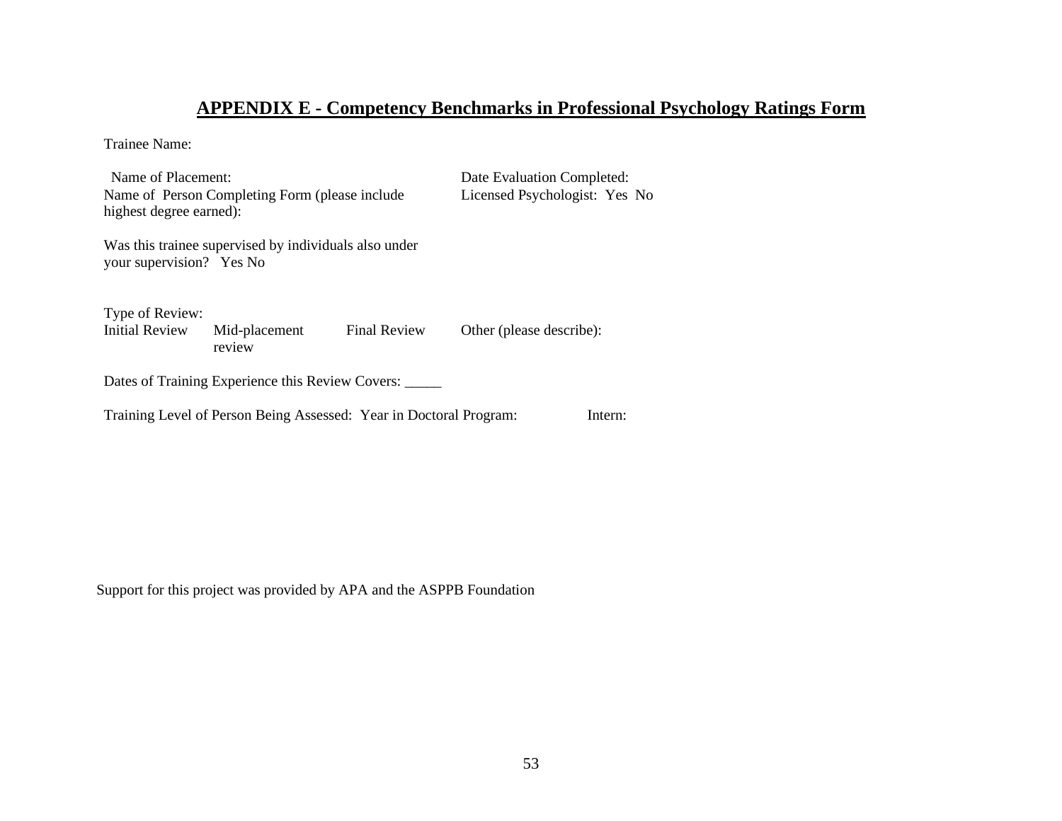# APPENDIX E - Competency Benchmarks in Professional Psychology Ratings Form

Trainee Name:

Name of Placement:

Date Evaluation Completed:

Name of Person Completing Form (please include highest degree earned):

Licensed Psychologist: Yes No

Was this trainee supervised by individuals also under your supervision? Yes No

Type of Review:

Initial Review     Mid-placement review     Final Review     Other (please describe):

Dates of Training Experience this Review Covers: _____

Training Level of Person Being Assessed: Year in Doctoral Program:     Intern:

Support for this project was provided by APA and the ASPPB Foundation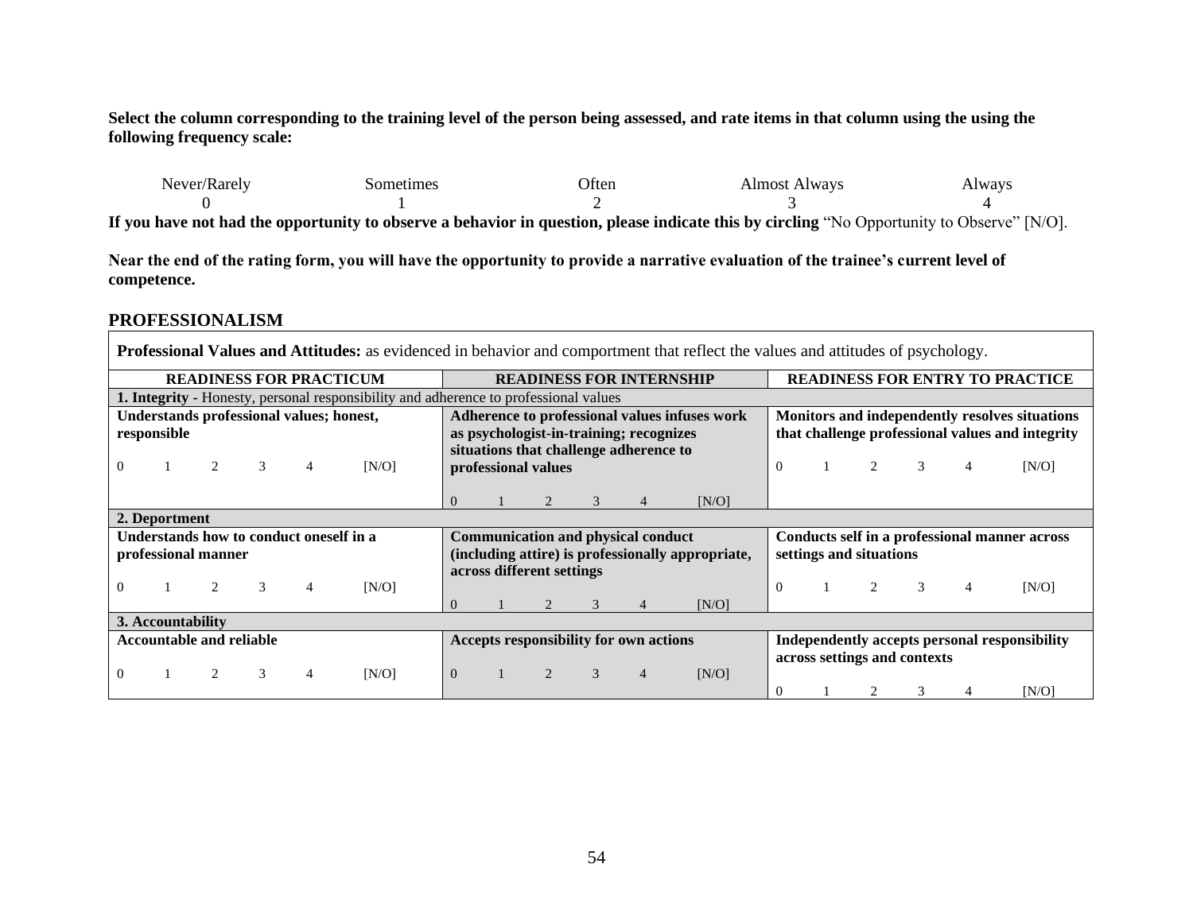**Select the column corresponding to the training level of the person being assessed, and rate items in that column using the using the following frequency scale:**

| Never/Rarely | Sometimes | Often | Almost Always | Always |
|---|---|---|---|---|
| 0 | 1 | 2 | 3 | 4 |

**If you have not had the opportunity to observe a behavior in question, please indicate this by circling** "No Opportunity to Observe" [N/O].

**Near the end of the rating form, you will have the opportunity to provide a narrative evaluation of the trainee's current level of competence.**

## PROFESSIONALISM

**Professional Values and Attitudes:** as evidenced in behavior and comportment that reflect the values and attitudes of psychology.

| READINESS FOR PRACTICUM | READINESS FOR INTERNSHIP | READINESS FOR ENTRY TO PRACTICE |
|---|---|---|
| **1. Integrity -** Honesty, personal responsibility and adherence to professional values | | |
| **Understands professional values; honest, responsible** | **Adherence to professional values infuses work as psychologist-in-training; recognizes situations that challenge adherence to professional values** | **Monitors and independently resolves situations that challenge professional values and integrity** |
| 0 1 2 3 4 [N/O] | 0 1 2 3 4 [N/O] | 0 1 2 3 4 [N/O] |
| **2. Deportment** | | |
| **Understands how to conduct oneself in a professional manner** | **Communication and physical conduct (including attire) is professionally appropriate, across different settings** | **Conducts self in a professional manner across settings and situations** |
| 0 1 2 3 4 [N/O] | 0 1 2 3 4 [N/O] | 0 1 2 3 4 [N/O] |
| **3. Accountability** | | |
| **Accountable and reliable** | **Accepts responsibility for own actions** | **Independently accepts personal responsibility across settings and contexts** |
| 0 1 2 3 4 [N/O] | 0 1 2 3 4 [N/O] | 0 1 2 3 4 [N/O] |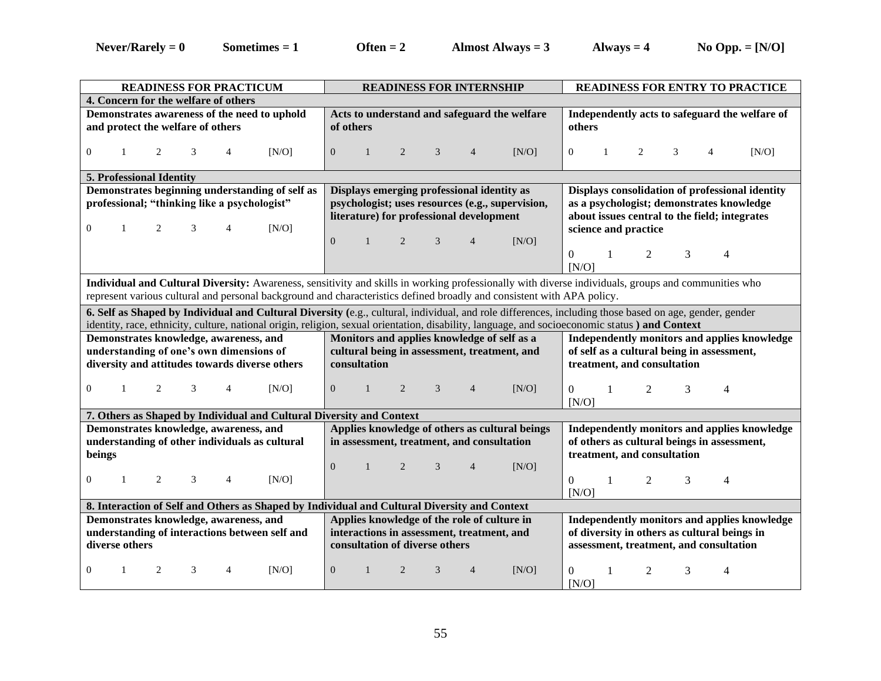**Never/Rarely = 0** **Sometimes = 1** **Often = 2** **Almost Always = 3** **Always = 4** **No Opp. = [N/O]**

| READINESS FOR PRACTICUM | READINESS FOR INTERNSHIP | READINESS FOR ENTRY TO PRACTICE |
|---|---|---|
| **4. Concern for the welfare of others** | | |
| **Demonstrates awareness of the need to uphold and protect the welfare of others**<br>0 1 2 3 4 [N/O] | **Acts to understand and safeguard the welfare of others**<br>0 1 2 3 4 [N/O] | **Independently acts to safeguard the welfare of others**<br>0 1 2 3 4 [N/O] |
| **5. Professional Identity** | | |
| **Demonstrates beginning understanding of self as professional; "thinking like a psychologist"**<br>0 1 2 3 4 [N/O] | **Displays emerging professional identity as psychologist; uses resources (e.g., supervision, literature) for professional development**<br>0 1 2 3 4 [N/O] | **Displays consolidation of professional identity as a psychologist; demonstrates knowledge about issues central to the field; integrates science and practice**<br>0 1 2 3 4 [N/O] |
| **Individual and Cultural Diversity:** Awareness, sensitivity and skills in working professionally with diverse individuals, groups and communities who represent various cultural and personal background and characteristics defined broadly and consistent with APA policy. | | |
| **6. Self as Shaped by Individual and Cultural Diversity (**e.g., cultural, individual, and role differences, including those based on age, gender, gender identity, race, ethnicity, culture, national origin, religion, sexual orientation, disability, language, and socioeconomic status **) and Context** | | |
| **Demonstrates knowledge, awareness, and understanding of one's own dimensions of diversity and attitudes towards diverse others**<br>0 1 2 3 4 [N/O] | **Monitors and applies knowledge of self as a cultural being in assessment, treatment, and consultation**<br>0 1 2 3 4 [N/O] | **Independently monitors and applies knowledge of self as a cultural being in assessment, treatment, and consultation**<br>0 1 2 3 4 [N/O] |
| **7. Others as Shaped by Individual and Cultural Diversity and Context** | | |
| **Demonstrates knowledge, awareness, and understanding of other individuals as cultural beings**<br>0 1 2 3 4 [N/O] | **Applies knowledge of others as cultural beings in assessment, treatment, and consultation**<br>0 1 2 3 4 [N/O] | **Independently monitors and applies knowledge of others as cultural beings in assessment, treatment, and consultation**<br>0 1 2 3 4 [N/O] |
| **8. Interaction of Self and Others as Shaped by Individual and Cultural Diversity and Context** | | |
| **Demonstrates knowledge, awareness, and understanding of interactions between self and diverse others**<br>0 1 2 3 4 [N/O] | **Applies knowledge of the role of culture in interactions in assessment, treatment, and consultation of diverse others**<br>0 1 2 3 4 [N/O] | **Independently monitors and applies knowledge of diversity in others as cultural beings in assessment, treatment, and consultation**<br>0 1 2 3 4 [N/O] |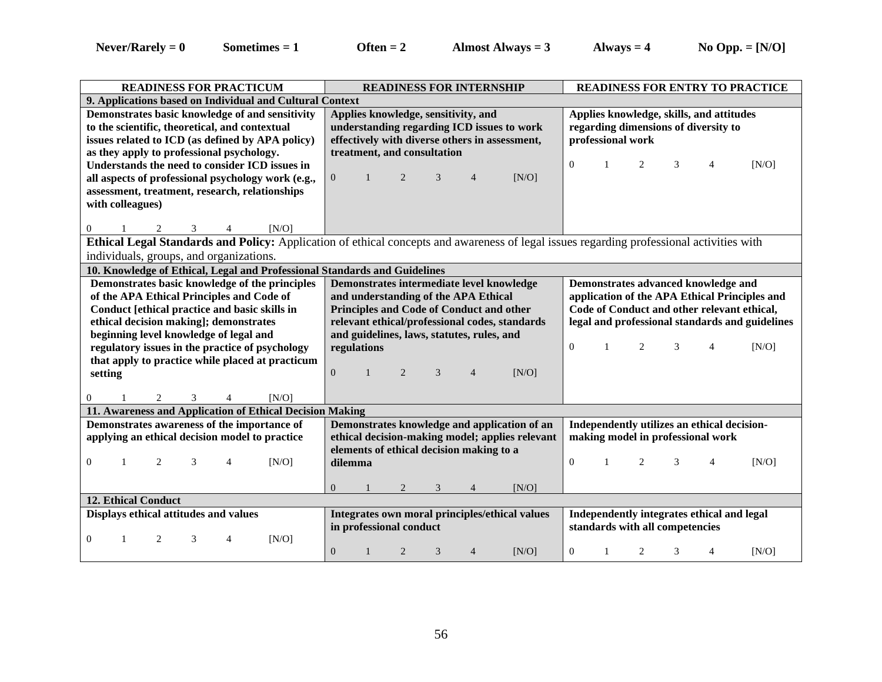**Never/Rarely = 0** **Sometimes = 1** **Often = 2** **Almost Always = 3** **Always = 4** **No Opp. = [N/O]**

| READINESS FOR PRACTICUM | READINESS FOR INTERNSHIP | READINESS FOR ENTRY TO PRACTICE |
|---|---|---|
| **9. Applications based on Individual and Cultural Context** | | |
| **Demonstrates basic knowledge of and sensitivity to the scientific, theoretical, and contextual issues related to ICD (as defined by APA policy) as they apply to professional psychology. Understands the need to consider ICD issues in all aspects of professional psychology work (e.g., assessment, treatment, research, relationships with colleagues)**<br>0 1 2 3 4 [N/O] | **Applies knowledge, sensitivity, and understanding regarding ICD issues to work effectively with diverse others in assessment, treatment, and consultation**<br>0 1 2 3 4 [N/O] | **Applies knowledge, skills, and attitudes regarding dimensions of diversity to professional work**<br>0 1 2 3 4 [N/O] |
| **Ethical Legal Standards and Policy:** Application of ethical concepts and awareness of legal issues regarding professional activities with individuals, groups, and organizations. | | |
| **10. Knowledge of Ethical, Legal and Professional Standards and Guidelines** | | |
| **Demonstrates basic knowledge of the principles of the APA Ethical Principles and Code of Conduct [ethical practice and basic skills in ethical decision making]; demonstrates beginning level knowledge of legal and regulatory issues in the practice of psychology that apply to practice while placed at practicum setting**<br>0 1 2 3 4 [N/O] | **Demonstrates intermediate level knowledge and understanding of the APA Ethical Principles and Code of Conduct and other relevant ethical/professional codes, standards and guidelines, laws, statutes, rules, and regulations**<br>0 1 2 3 4 [N/O] | **Demonstrates advanced knowledge and application of the APA Ethical Principles and Code of Conduct and other relevant ethical, legal and professional standards and guidelines**<br>0 1 2 3 4 [N/O] |
| **11. Awareness and Application of Ethical Decision Making** | | |
| **Demonstrates awareness of the importance of applying an ethical decision model to practice**<br>0 1 2 3 4 [N/O] | **Demonstrates knowledge and application of an ethical decision-making model; applies relevant elements of ethical decision making to a dilemma**<br>0 1 2 3 4 [N/O] | **Independently utilizes an ethical decision-making model in professional work**<br>0 1 2 3 4 [N/O] |
| **12. Ethical Conduct** | | |
| **Displays ethical attitudes and values**<br>0 1 2 3 4 [N/O] | **Integrates own moral principles/ethical values in professional conduct**<br>0 1 2 3 4 [N/O] | **Independently integrates ethical and legal standards with all competencies**<br>0 1 2 3 4 [N/O] |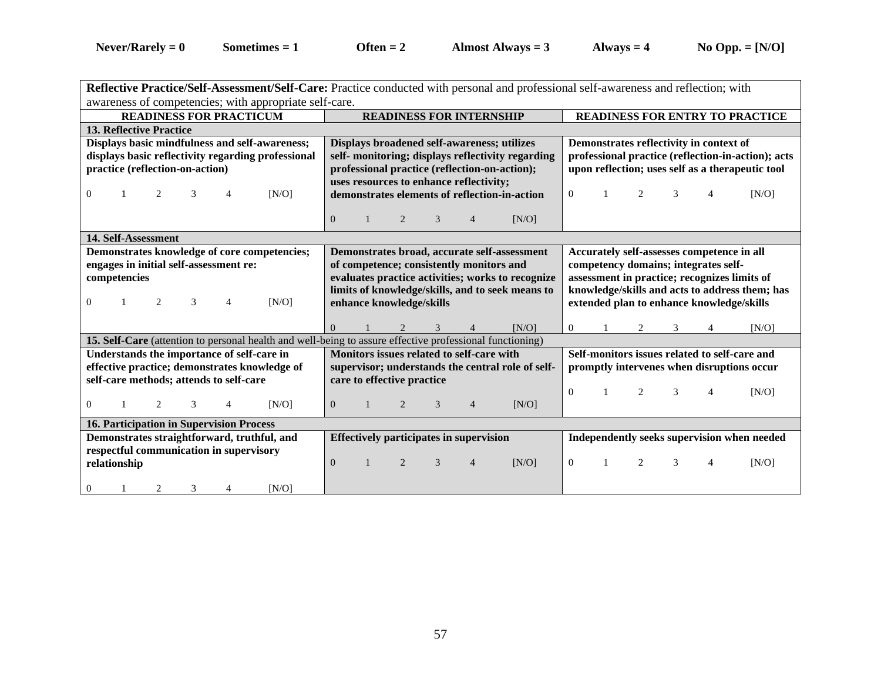**Never/Rarely = 0 Sometimes = 1 Often = 2 Almost Always = 3 Always = 4 No Opp. = [N/O]**

**Reflective Practice/Self-Assessment/Self-Care:** Practice conducted with personal and professional self-awareness and reflection; with awareness of competencies; with appropriate self-care.

| READINESS FOR PRACTICUM | READINESS FOR INTERNSHIP | READINESS FOR ENTRY TO PRACTICE |
|---|---|---|
| **13. Reflective Practice** | | |
| **Displays basic mindfulness and self-awareness; displays basic reflectivity regarding professional practice (reflection-on-action)**<br><br>0 1 2 3 4 [N/O] | **Displays broadened self-awareness; utilizes self- monitoring; displays reflectivity regarding professional practice (reflection-on-action); uses resources to enhance reflectivity; demonstrates elements of reflection-in-action**<br><br>0 1 2 3 4 [N/O] | **Demonstrates reflectivity in context of professional practice (reflection-in-action); acts upon reflection; uses self as a therapeutic tool**<br><br>0 1 2 3 4 [N/O] |
| **14. Self-Assessment** | | |
| **Demonstrates knowledge of core competencies; engages in initial self-assessment re: competencies**<br><br>0 1 2 3 4 [N/O] | **Demonstrates broad, accurate self-assessment of competence; consistently monitors and evaluates practice activities; works to recognize limits of knowledge/skills, and to seek means to enhance knowledge/skills**<br><br>0 1 2 3 4 [N/O] | **Accurately self-assesses competence in all competency domains; integrates self-assessment in practice; recognizes limits of knowledge/skills and acts to address them; has extended plan to enhance knowledge/skills**<br><br>0 1 2 3 4 [N/O] |
| **15. Self-Care** (attention to personal health and well-being to assure effective professional functioning) | | |
| **Understands the importance of self-care in effective practice; demonstrates knowledge of self-care methods; attends to self-care**<br><br>0 1 2 3 4 [N/O] | **Monitors issues related to self-care with supervisor; understands the central role of self-care to effective practice**<br><br>0 1 2 3 4 [N/O] | **Self-monitors issues related to self-care and promptly intervenes when disruptions occur**<br><br>0 1 2 3 4 [N/O] |
| **16. Participation in Supervision Process** | | |
| **Demonstrates straightforward, truthful, and respectful communication in supervisory relationship**<br><br>0 1 2 3 4 [N/O] | **Effectively participates in supervision**<br><br>0 1 2 3 4 [N/O] | **Independently seeks supervision when needed**<br><br>0 1 2 3 4 [N/O] |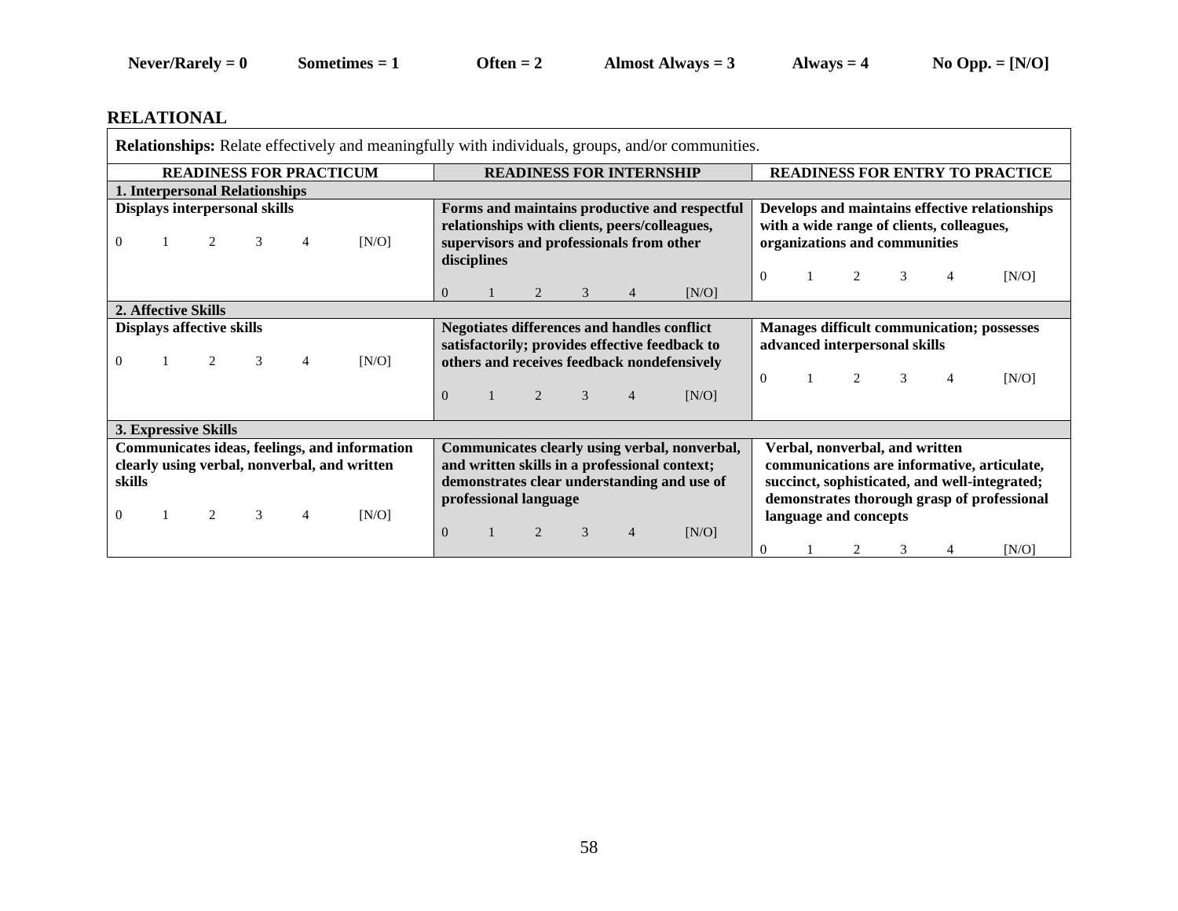**Never/Rarely = 0** **Sometimes = 1** **Often = 2** **Almost Always = 3** **Always = 4** **No Opp. = [N/O]**

## RELATIONAL

| **Relationships:** Relate effectively and meaningfully with individuals, groups, and/or communities. | | |
|---|---|---|
| **READINESS FOR PRACTICUM** | **READINESS FOR INTERNSHIP** | **READINESS FOR ENTRY TO PRACTICE** |
| **1. Interpersonal Relationships** | | |
| **Displays interpersonal skills** <br> 0 1 2 3 4 [N/O] | **Forms and maintains productive and respectful relationships with clients, peers/colleagues, supervisors and professionals from other disciplines** <br> 0 1 2 3 4 [N/O] | **Develops and maintains effective relationships with a wide range of clients, colleagues, organizations and communities** <br> 0 1 2 3 4 [N/O] |
| **2. Affective Skills** | | |
| **Displays affective skills** <br> 0 1 2 3 4 [N/O] | **Negotiates differences and handles conflict satisfactorily; provides effective feedback to others and receives feedback nondefensively** <br> 0 1 2 3 4 [N/O] | **Manages difficult communication; possesses advanced interpersonal skills** <br> 0 1 2 3 4 [N/O] |
| **3. Expressive Skills** | | |
| **Communicates ideas, feelings, and information clearly using verbal, nonverbal, and written skills** <br> 0 1 2 3 4 [N/O] | **Communicates clearly using verbal, nonverbal, and written skills in a professional context; demonstrates clear understanding and use of professional language** <br> 0 1 2 3 4 [N/O] | **Verbal, nonverbal, and written communications are informative, articulate, succinct, sophisticated, and well-integrated; demonstrates thorough grasp of professional language and concepts** <br> 0 1 2 3 4 [N/O] |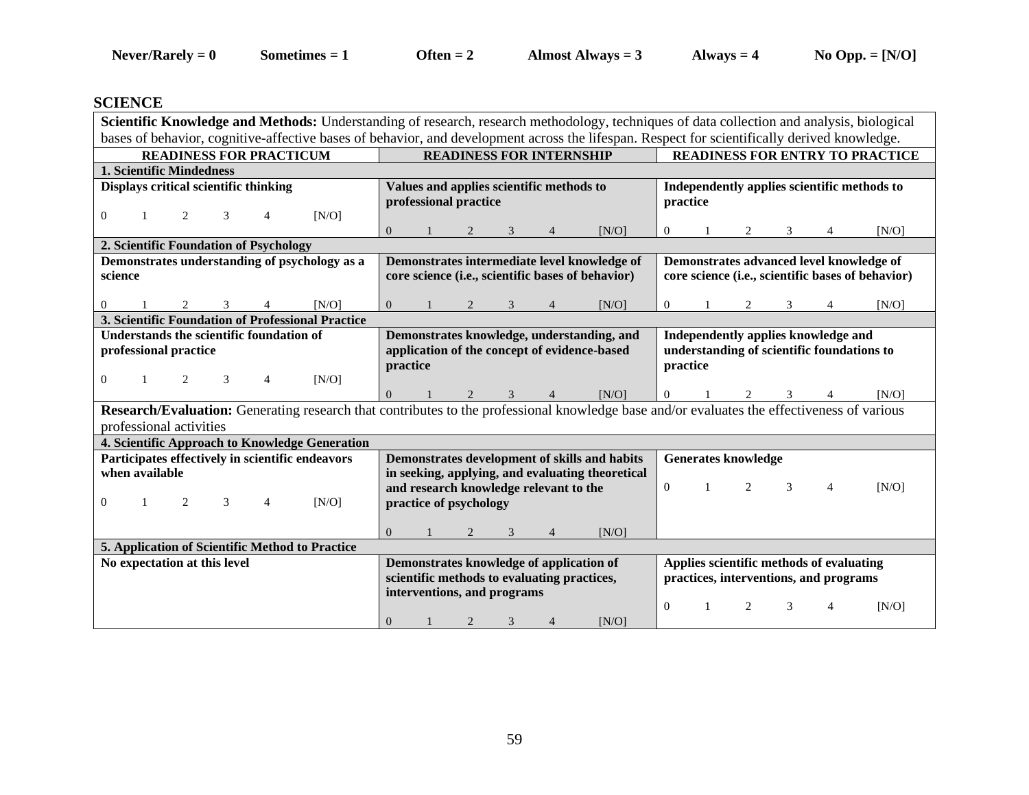**Never/Rarely = 0** **Sometimes = 1** **Often = 2** **Almost Always = 3** **Always = 4** **No Opp. = [N/O]**

## SCIENCE

| **Scientific Knowledge and Methods:** Understanding of research, research methodology, techniques of data collection and analysis, biological bases of behavior, cognitive-affective bases of behavior, and development across the lifespan. Respect for scientifically derived knowledge. | | |
|---|---|---|
| **READINESS FOR PRACTICUM** | **READINESS FOR INTERNSHIP** | **READINESS FOR ENTRY TO PRACTICE** |
| **1. Scientific Mindedness** | | |
| **Displays critical scientific thinking**<br>0 1 2 3 4 [N/O] | **Values and applies scientific methods to professional practice**<br>0 1 2 3 4 [N/O] | **Independently applies scientific methods to practice**<br>0 1 2 3 4 [N/O] |
| **2. Scientific Foundation of Psychology** | | |
| **Demonstrates understanding of psychology as a science**<br>0 1 2 3 4 [N/O] | **Demonstrates intermediate level knowledge of core science (i.e., scientific bases of behavior)**<br>0 1 2 3 4 [N/O] | **Demonstrates advanced level knowledge of core science (i.e., scientific bases of behavior)**<br>0 1 2 3 4 [N/O] |
| **3. Scientific Foundation of Professional Practice** | | |
| **Understands the scientific foundation of professional practice**<br>0 1 2 3 4 [N/O] | **Demonstrates knowledge, understanding, and application of the concept of evidence-based practice**<br>0 1 2 3 4 [N/O] | **Independently applies knowledge and understanding of scientific foundations to practice**<br>0 1 2 3 4 [N/O] |
| **Research/Evaluation:** Generating research that contributes to the professional knowledge base and/or evaluates the effectiveness of various professional activities | | |
| **4. Scientific Approach to Knowledge Generation** | | |
| **Participates effectively in scientific endeavors when available**<br>0 1 2 3 4 [N/O] | **Demonstrates development of skills and habits in seeking, applying, and evaluating theoretical and research knowledge relevant to the practice of psychology**<br>0 1 2 3 4 [N/O] | **Generates knowledge**<br>0 1 2 3 4 [N/O] |
| **5. Application of Scientific Method to Practice** | | |
| **No expectation at this level** | **Demonstrates knowledge of application of scientific methods to evaluating practices, interventions, and programs**<br>0 1 2 3 4 [N/O] | **Applies scientific methods of evaluating practices, interventions, and programs**<br>0 1 2 3 4 [N/O] |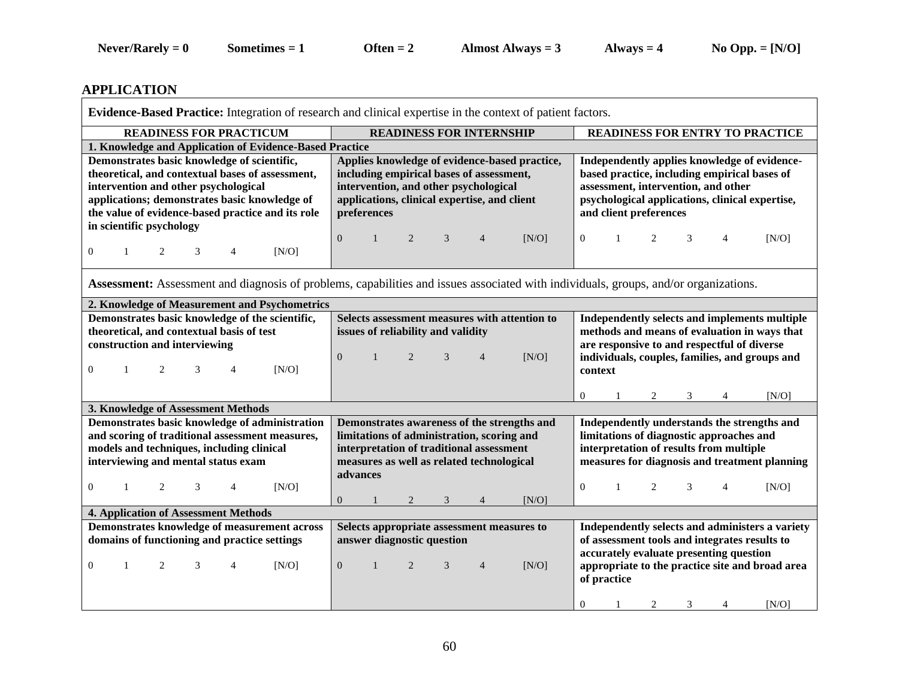**Never/Rarely = 0** **Sometimes = 1** **Often = 2** **Almost Always = 3** **Always = 4** **No Opp. = [N/O]**

## APPLICATION

| **Evidence-Based Practice:** Integration of research and clinical expertise in the context of patient factors. | | |
|---|---|---|
| **READINESS FOR PRACTICUM** | **READINESS FOR INTERNSHIP** | **READINESS FOR ENTRY TO PRACTICE** |
| **1. Knowledge and Application of Evidence-Based Practice** | | |
| **Demonstrates basic knowledge of scientific, theoretical, and contextual bases of assessment, intervention and other psychological applications; demonstrates basic knowledge of the value of evidence-based practice and its role in scientific psychology**<br>0 1 2 3 4 [N/O] | **Applies knowledge of evidence-based practice, including empirical bases of assessment, intervention, and other psychological applications, clinical expertise, and client preferences**<br>0 1 2 3 4 [N/O] | **Independently applies knowledge of evidence-based practice, including empirical bases of assessment, intervention, and other psychological applications, clinical expertise, and client preferences**<br>0 1 2 3 4 [N/O] |
| **Assessment:** Assessment and diagnosis of problems, capabilities and issues associated with individuals, groups, and/or organizations. | | |
| **2. Knowledge of Measurement and Psychometrics** | | |
| **Demonstrates basic knowledge of the scientific, theoretical, and contextual basis of test construction and interviewing**<br>0 1 2 3 4 [N/O] | **Selects assessment measures with attention to issues of reliability and validity**<br>0 1 2 3 4 [N/O] | **Independently selects and implements multiple methods and means of evaluation in ways that are responsive to and respectful of diverse individuals, couples, families, and groups and context**<br>0 1 2 3 4 [N/O] |
| **3. Knowledge of Assessment Methods** | | |
| **Demonstrates basic knowledge of administration and scoring of traditional assessment measures, models and techniques, including clinical interviewing and mental status exam**<br>0 1 2 3 4 [N/O] | **Demonstrates awareness of the strengths and limitations of administration, scoring and interpretation of traditional assessment measures as well as related technological advances**<br>0 1 2 3 4 [N/O] | **Independently understands the strengths and limitations of diagnostic approaches and interpretation of results from multiple measures for diagnosis and treatment planning**<br>0 1 2 3 4 [N/O] |
| **4. Application of Assessment Methods** | | |
| **Demonstrates knowledge of measurement across domains of functioning and practice settings**<br>0 1 2 3 4 [N/O] | **Selects appropriate assessment measures to answer diagnostic question**<br>0 1 2 3 4 [N/O] | **Independently selects and administers a variety of assessment tools and integrates results to accurately evaluate presenting question appropriate to the practice site and broad area of practice**<br>0 1 2 3 4 [N/O] |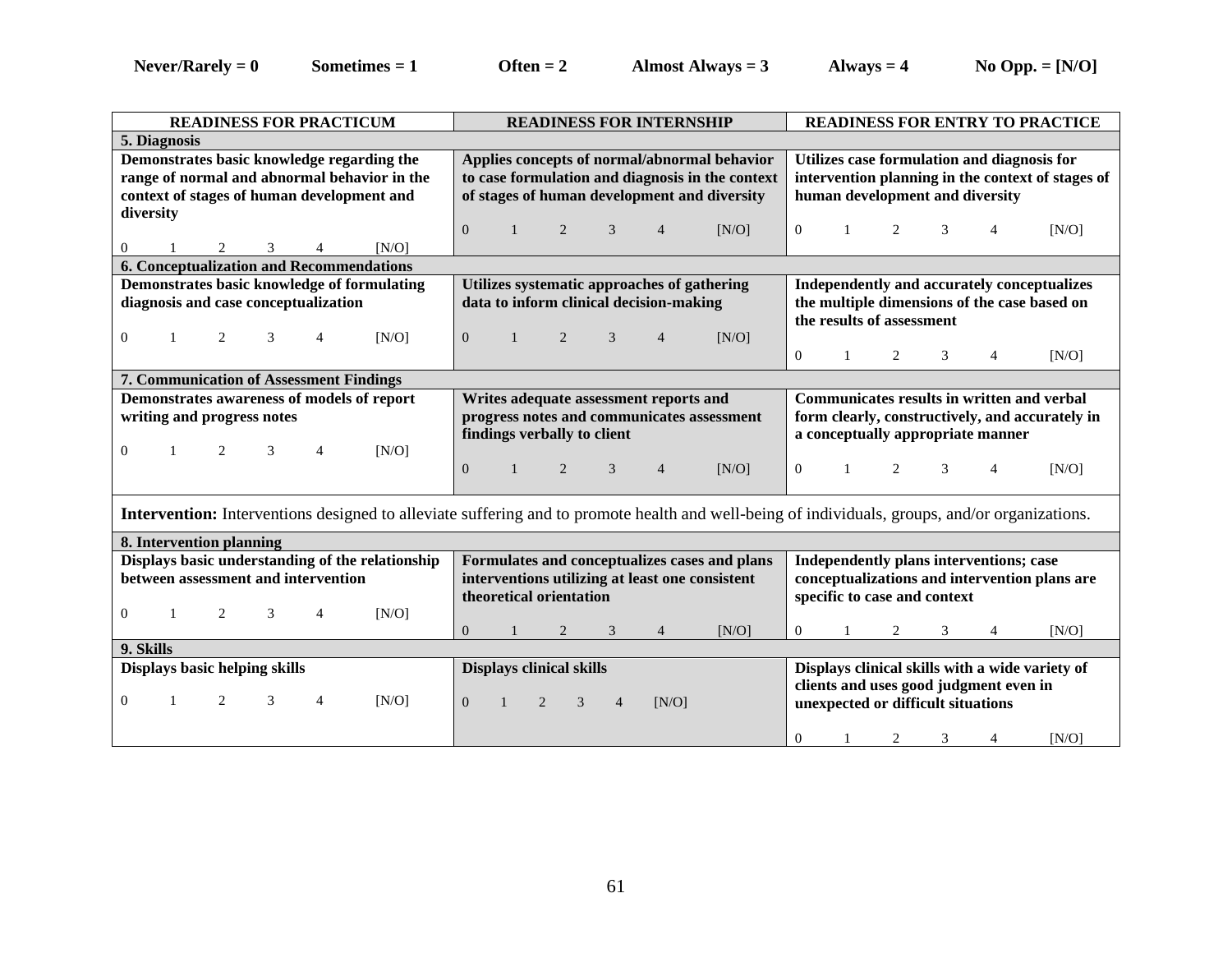Never/Rarely = 0 Sometimes = 1 Often = 2 Almost Always = 3 Always = 4 No Opp. = [N/O]

| READINESS FOR PRACTICUM | READINESS FOR INTERNSHIP | READINESS FOR ENTRY TO PRACTICE |
|---|---|---|
| **5. Diagnosis** | | |
| **Demonstrates basic knowledge regarding the range of normal and abnormal behavior in the context of stages of human development and diversity**<br>0 1 2 3 4 [N/O] | **Applies concepts of normal/abnormal behavior to case formulation and diagnosis in the context of stages of human development and diversity**<br>0 1 2 3 4 [N/O] | **Utilizes case formulation and diagnosis for intervention planning in the context of stages of human development and diversity**<br>0 1 2 3 4 [N/O] |
| **6. Conceptualization and Recommendations** | | |
| **Demonstrates basic knowledge of formulating diagnosis and case conceptualization**<br>0 1 2 3 4 [N/O] | **Utilizes systematic approaches of gathering data to inform clinical decision-making**<br>0 1 2 3 4 [N/O] | **Independently and accurately conceptualizes the multiple dimensions of the case based on the results of assessment**<br>0 1 2 3 4 [N/O] |
| **7. Communication of Assessment Findings** | | |
| **Demonstrates awareness of models of report writing and progress notes**<br>0 1 2 3 4 [N/O] | **Writes adequate assessment reports and progress notes and communicates assessment findings verbally to client**<br>0 1 2 3 4 [N/O] | **Communicates results in written and verbal form clearly, constructively, and accurately in a conceptually appropriate manner**<br>0 1 2 3 4 [N/O] |
| **Intervention:** Interventions designed to alleviate suffering and to promote health and well-being of individuals, groups, and/or organizations. | | |
| **8. Intervention planning** | | |
| **Displays basic understanding of the relationship between assessment and intervention**<br>0 1 2 3 4 [N/O] | **Formulates and conceptualizes cases and plans interventions utilizing at least one consistent theoretical orientation**<br>0 1 2 3 4 [N/O] | **Independently plans interventions; case conceptualizations and intervention plans are specific to case and context**<br>0 1 2 3 4 [N/O] |
| **9. Skills** | | |
| **Displays basic helping skills**<br>0 1 2 3 4 [N/O] | **Displays clinical skills**<br>0 1 2 3 4 [N/O] | **Displays clinical skills with a wide variety of clients and uses good judgment even in unexpected or difficult situations**<br>0 1 2 3 4 [N/O] |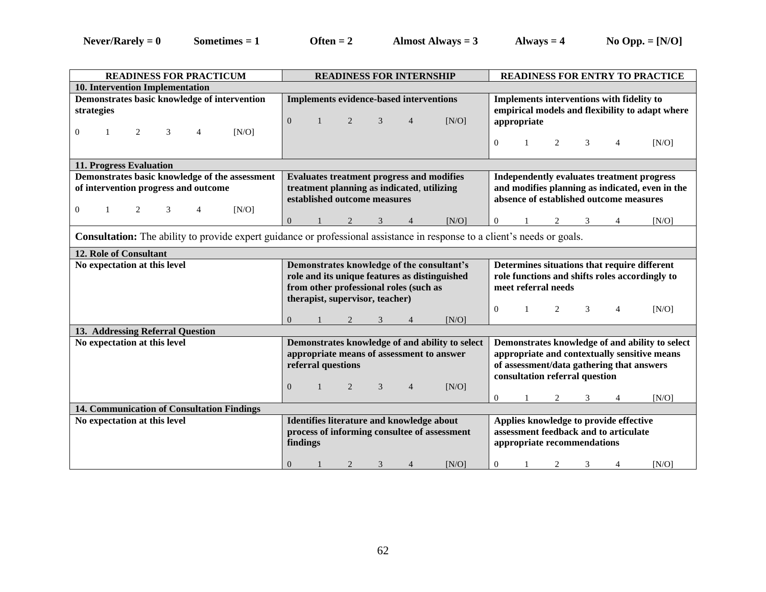**Never/Rarely = 0** **Sometimes = 1** **Often = 2** **Almost Always = 3** **Always = 4** **No Opp. = [N/O]**

| READINESS FOR PRACTICUM | READINESS FOR INTERNSHIP | READINESS FOR ENTRY TO PRACTICE |
|---|---|---|
| **10. Intervention Implementation** | | |
| **Demonstrates basic knowledge of intervention strategies**<br>0 1 2 3 4 [N/O] | **Implements evidence-based interventions**<br>0 1 2 3 4 [N/O] | **Implements interventions with fidelity to empirical models and flexibility to adapt where appropriate**<br>0 1 2 3 4 [N/O] |
| **11. Progress Evaluation** | | |
| **Demonstrates basic knowledge of the assessment of intervention progress and outcome**<br>0 1 2 3 4 [N/O] | **Evaluates treatment progress and modifies treatment planning as indicated, utilizing established outcome measures**<br>0 1 2 3 4 [N/O] | **Independently evaluates treatment progress and modifies planning as indicated, even in the absence of established outcome measures**<br>0 1 2 3 4 [N/O] |
| **Consultation:** The ability to provide expert guidance or professional assistance in response to a client's needs or goals. | | |
| **12. Role of Consultant** | | |
| **No expectation at this level** | **Demonstrates knowledge of the consultant's role and its unique features as distinguished from other professional roles (such as therapist, supervisor, teacher)**<br>0 1 2 3 4 [N/O] | **Determines situations that require different role functions and shifts roles accordingly to meet referral needs**<br>0 1 2 3 4 [N/O] |
| **13. Addressing Referral Question** | | |
| **No expectation at this level** | **Demonstrates knowledge of and ability to select appropriate means of assessment to answer referral questions**<br>0 1 2 3 4 [N/O] | **Demonstrates knowledge of and ability to select appropriate and contextually sensitive means of assessment/data gathering that answers consultation referral question**<br>0 1 2 3 4 [N/O] |
| **14. Communication of Consultation Findings** | | |
| **No expectation at this level** | **Identifies literature and knowledge about process of informing consultee of assessment findings**<br>0 1 2 3 4 [N/O] | **Applies knowledge to provide effective assessment feedback and to articulate appropriate recommendations**<br>0 1 2 3 4 [N/O] |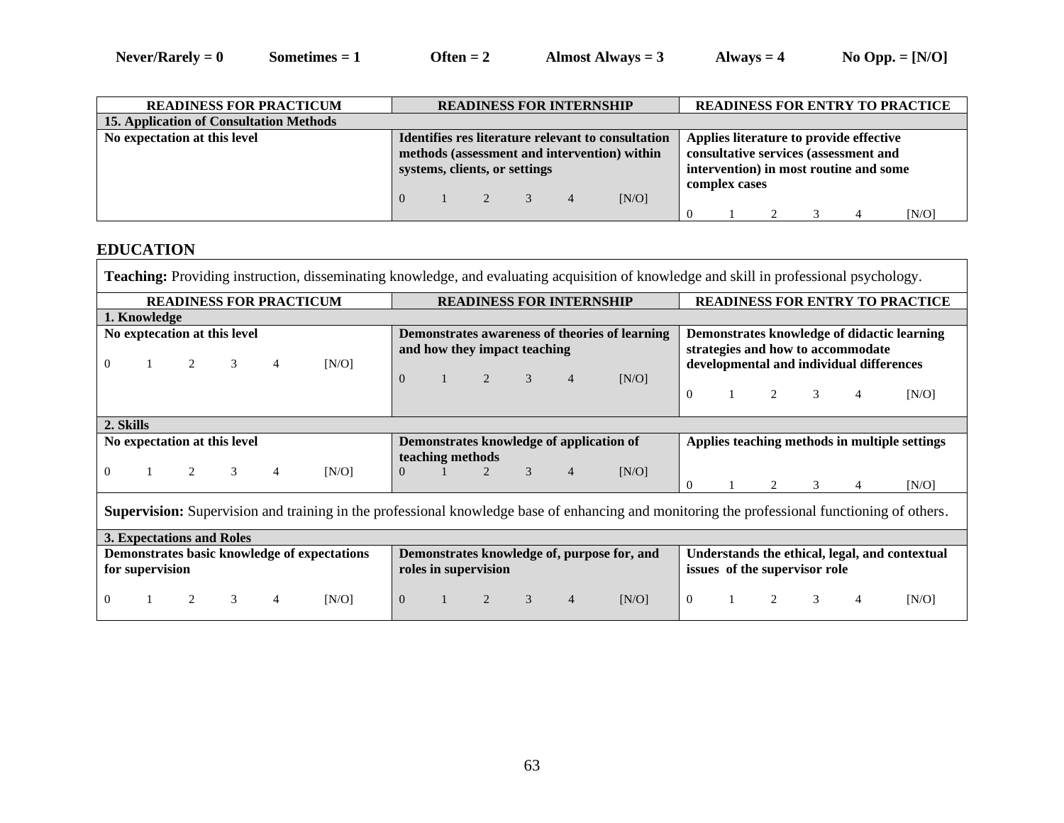**Never/Rarely = 0** **Sometimes = 1** **Often = 2** **Almost Always = 3** **Always = 4** **No Opp. = [N/O]**

| READINESS FOR PRACTICUM | READINESS FOR INTERNSHIP | READINESS FOR ENTRY TO PRACTICE |
|---|---|---|
| **15. Application of Consultation Methods** | | |
| **No expectation at this level** | **Identifies res literature relevant to consultation methods (assessment and intervention) within systems, clients, or settings**<br>0 1 2 3 4 [N/O] | **Applies literature to provide effective consultative services (assessment and intervention) in most routine and some complex cases**<br>0 1 2 3 4 [N/O] |

## EDUCATION

**Teaching:** Providing instruction, disseminating knowledge, and evaluating acquisition of knowledge and skill in professional psychology.

| READINESS FOR PRACTICUM | READINESS FOR INTERNSHIP | READINESS FOR ENTRY TO PRACTICE |
|---|---|---|
| **1. Knowledge** | | |
| **No exptecation at this level**<br>0 1 2 3 4 [N/O] | **Demonstrates awareness of theories of learning and how they impact teaching**<br>0 1 2 3 4 [N/O] | **Demonstrates knowledge of didactic learning strategies and how to accommodate developmental and individual differences**<br>0 1 2 3 4 [N/O] |
| **2. Skills** | | |
| **No expectation at this level**<br>0 1 2 3 4 [N/O] | **Demonstrates knowledge of application of teaching methods**<br>0 1 2 3 4 [N/O] | **Applies teaching methods in multiple settings**<br>0 1 2 3 4 [N/O] |

**Supervision:** Supervision and training in the professional knowledge base of enhancing and monitoring the professional functioning of others.

| READINESS FOR PRACTICUM | READINESS FOR INTERNSHIP | READINESS FOR ENTRY TO PRACTICE |
|---|---|---|
| **3. Expectations and Roles** | | |
| **Demonstrates basic knowledge of expectations for supervision**<br>0 1 2 3 4 [N/O] | **Demonstrates knowledge of, purpose for, and roles in supervision**<br>0 1 2 3 4 [N/O] | **Understands the ethical, legal, and contextual issues of the supervisor role**<br>0 1 2 3 4 [N/O] |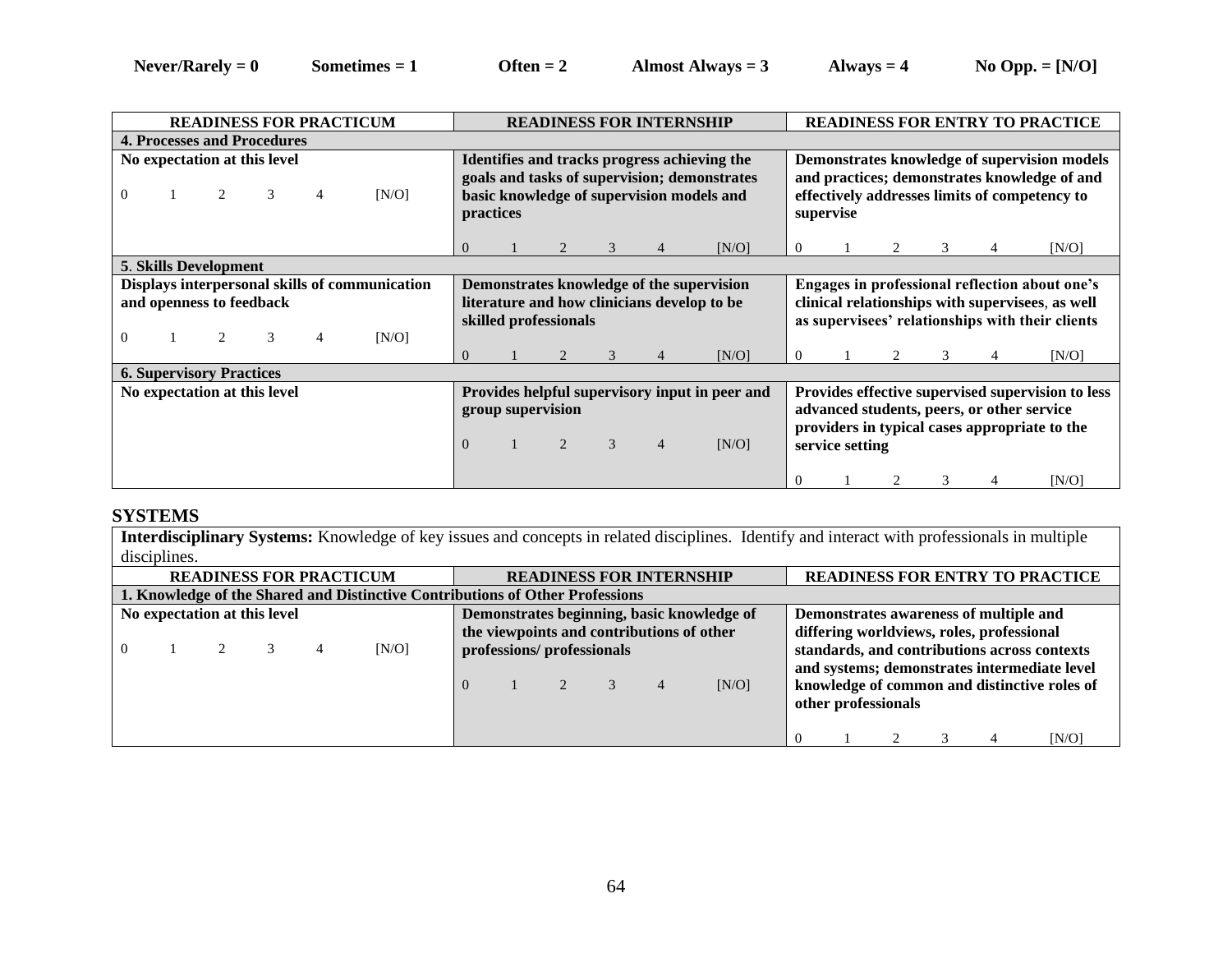**Never/Rarely = 0** **Sometimes = 1** **Often = 2** **Almost Always = 3** **Always = 4** **No Opp. = [N/O]**

| READINESS FOR PRACTICUM | READINESS FOR INTERNSHIP | READINESS FOR ENTRY TO PRACTICE |
|---|---|---|
| **4. Processes and Procedures** | | |
| **No expectation at this level**<br>0 1 2 3 4 [N/O] | **Identifies and tracks progress achieving the goals and tasks of supervision; demonstrates basic knowledge of supervision models and practices**<br>0 1 2 3 4 [N/O] | **Demonstrates knowledge of supervision models and practices; demonstrates knowledge of and effectively addresses limits of competency to supervise**<br>0 1 2 3 4 [N/O] |
| **5. Skills Development** | | |
| **Displays interpersonal skills of communication and openness to feedback**<br>0 1 2 3 4 [N/O] | **Demonstrates knowledge of the supervision literature and how clinicians develop to be skilled professionals**<br>0 1 2 3 4 [N/O] | **Engages in professional reflection about one's clinical relationships with supervisees, as well as supervisees' relationships with their clients**<br>0 1 2 3 4 [N/O] |
| **6. Supervisory Practices** | | |
| **No expectation at this level** | **Provides helpful supervisory input in peer and group supervision**<br>0 1 2 3 4 [N/O] | **Provides effective supervised supervision to less advanced students, peers, or other service providers in typical cases appropriate to the service setting**<br>0 1 2 3 4 [N/O] |

## SYSTEMS

**Interdisciplinary Systems:** Knowledge of key issues and concepts in related disciplines. Identify and interact with professionals in multiple disciplines.

| READINESS FOR PRACTICUM | READINESS FOR INTERNSHIP | READINESS FOR ENTRY TO PRACTICE |
|---|---|---|
| **1. Knowledge of the Shared and Distinctive Contributions of Other Professions** | | |
| **No expectation at this level**<br>0 1 2 3 4 [N/O] | **Demonstrates beginning, basic knowledge of the viewpoints and contributions of other professions/ professionals**<br>0 1 2 3 4 [N/O] | **Demonstrates awareness of multiple and differing worldviews, roles, professional standards, and contributions across contexts and systems; demonstrates intermediate level knowledge of common and distinctive roles of other professionals**<br>0 1 2 3 4 [N/O] |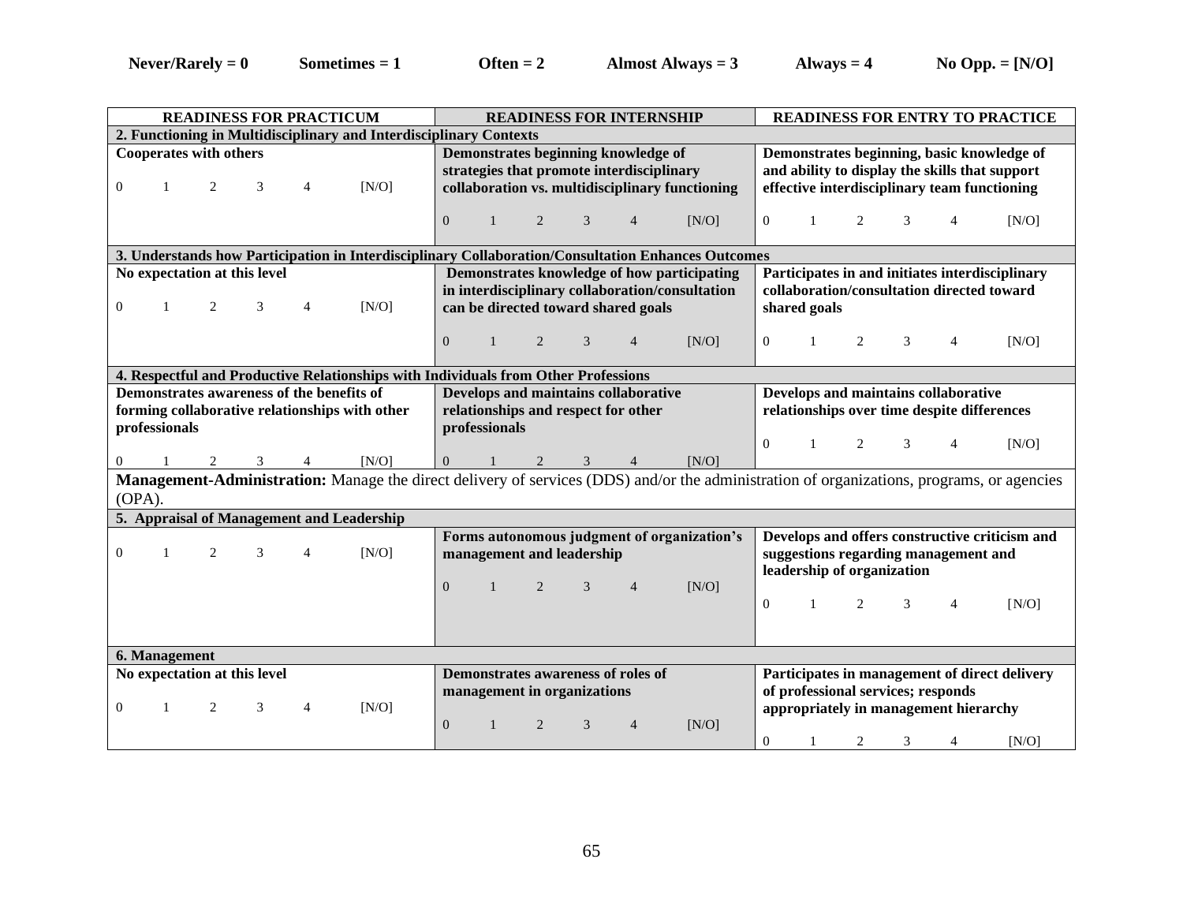**Never/Rarely = 0** **Sometimes = 1** **Often = 2** **Almost Always = 3** **Always = 4** **No Opp. = [N/O]**

| READINESS FOR PRACTICUM | READINESS FOR INTERNSHIP | READINESS FOR ENTRY TO PRACTICE |
|---|---|---|
| **2. Functioning in Multidisciplinary and Interdisciplinary Contexts** | | |
| **Cooperates with others**<br>0 1 2 3 4 [N/O] | **Demonstrates beginning knowledge of strategies that promote interdisciplinary collaboration vs. multidisciplinary functioning**<br>0 1 2 3 4 [N/O] | **Demonstrates beginning, basic knowledge of and ability to display the skills that support effective interdisciplinary team functioning**<br>0 1 2 3 4 [N/O] |
| **3. Understands how Participation in Interdisciplinary Collaboration/Consultation Enhances Outcomes** | | |
| **No expectation at this level**<br>0 1 2 3 4 [N/O] | **Demonstrates knowledge of how participating in interdisciplinary collaboration/consultation can be directed toward shared goals**<br>0 1 2 3 4 [N/O] | **Participates in and initiates interdisciplinary collaboration/consultation directed toward shared goals**<br>0 1 2 3 4 [N/O] |
| **4. Respectful and Productive Relationships with Individuals from Other Professions** | | |
| **Demonstrates awareness of the benefits of forming collaborative relationships with other professionals**<br>0 1 2 3 4 [N/O] | **Develops and maintains collaborative relationships and respect for other professionals**<br>0 1 2 3 4 [N/O] | **Develops and maintains collaborative relationships over time despite differences**<br>0 1 2 3 4 [N/O] |
| **Management-Administration:** Manage the direct delivery of services (DDS) and/or the administration of organizations, programs, or agencies (OPA). | | |
| **5. Appraisal of Management and Leadership** | | |
| 0 1 2 3 4 [N/O] | **Forms autonomous judgment of organization's management and leadership**<br>0 1 2 3 4 [N/O] | **Develops and offers constructive criticism and suggestions regarding management and leadership of organization**<br>0 1 2 3 4 [N/O] |
| **6. Management** | | |
| **No expectation at this level**<br>0 1 2 3 4 [N/O] | **Demonstrates awareness of roles of management in organizations**<br>0 1 2 3 4 [N/O] | **Participates in management of direct delivery of professional services; responds appropriately in management hierarchy**<br>0 1 2 3 4 [N/O] |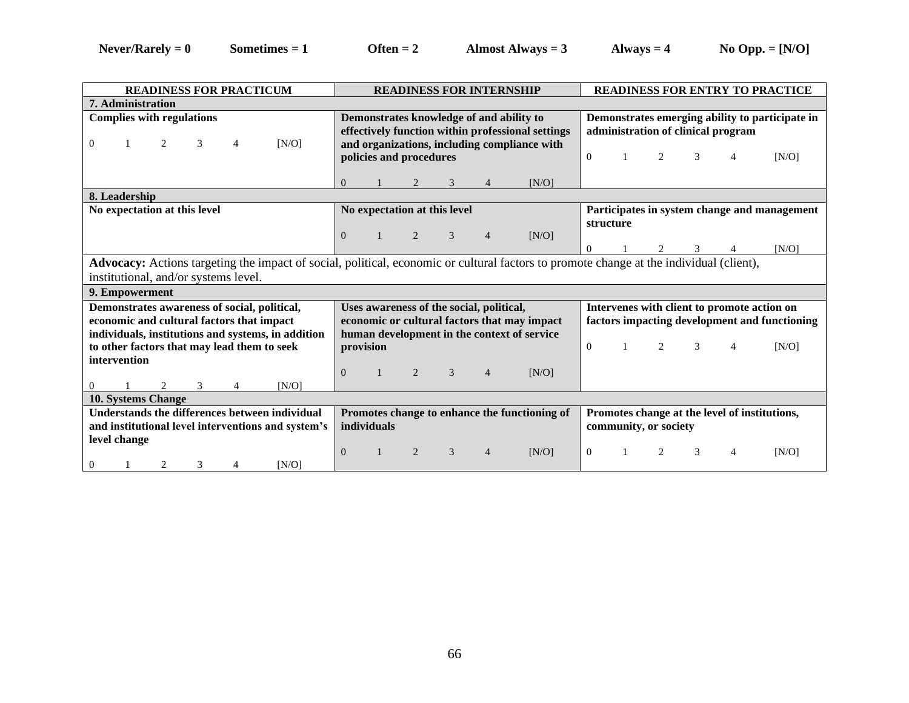**Never/Rarely = 0** **Sometimes = 1** **Often = 2** **Almost Always = 3** **Always = 4** **No Opp. = [N/O]**

| READINESS FOR PRACTICUM | READINESS FOR INTERNSHIP | READINESS FOR ENTRY TO PRACTICE |
|---|---|---|
| **7. Administration** | | |
| **Complies with regulations**<br>0 1 2 3 4 [N/O] | **Demonstrates knowledge of and ability to effectively function within professional settings and organizations, including compliance with policies and procedures**<br>0 1 2 3 4 [N/O] | **Demonstrates emerging ability to participate in administration of clinical program**<br>0 1 2 3 4 [N/O] |
| **8. Leadership** | | |
| **No expectation at this level** | **No expectation at this level**<br>0 1 2 3 4 [N/O] | **Participates in system change and management structure**<br>0 1 2 3 4 [N/O] |
| **Advocacy:** Actions targeting the impact of social, political, economic or cultural factors to promote change at the individual (client), institutional, and/or systems level. | | |
| **9. Empowerment** | | |
| **Demonstrates awareness of social, political, economic and cultural factors that impact individuals, institutions and systems, in addition to other factors that may lead them to seek intervention**<br>0 1 2 3 4 [N/O] | **Uses awareness of the social, political, economic or cultural factors that may impact human development in the context of service provision**<br>0 1 2 3 4 [N/O] | **Intervenes with client to promote action on factors impacting development and functioning**<br>0 1 2 3 4 [N/O] |
| **10. Systems Change** | | |
| **Understands the differences between individual and institutional level interventions and system's level change**<br>0 1 2 3 4 [N/O] | **Promotes change to enhance the functioning of individuals**<br>0 1 2 3 4 [N/O] | **Promotes change at the level of institutions, community, or society**<br>0 1 2 3 4 [N/O] |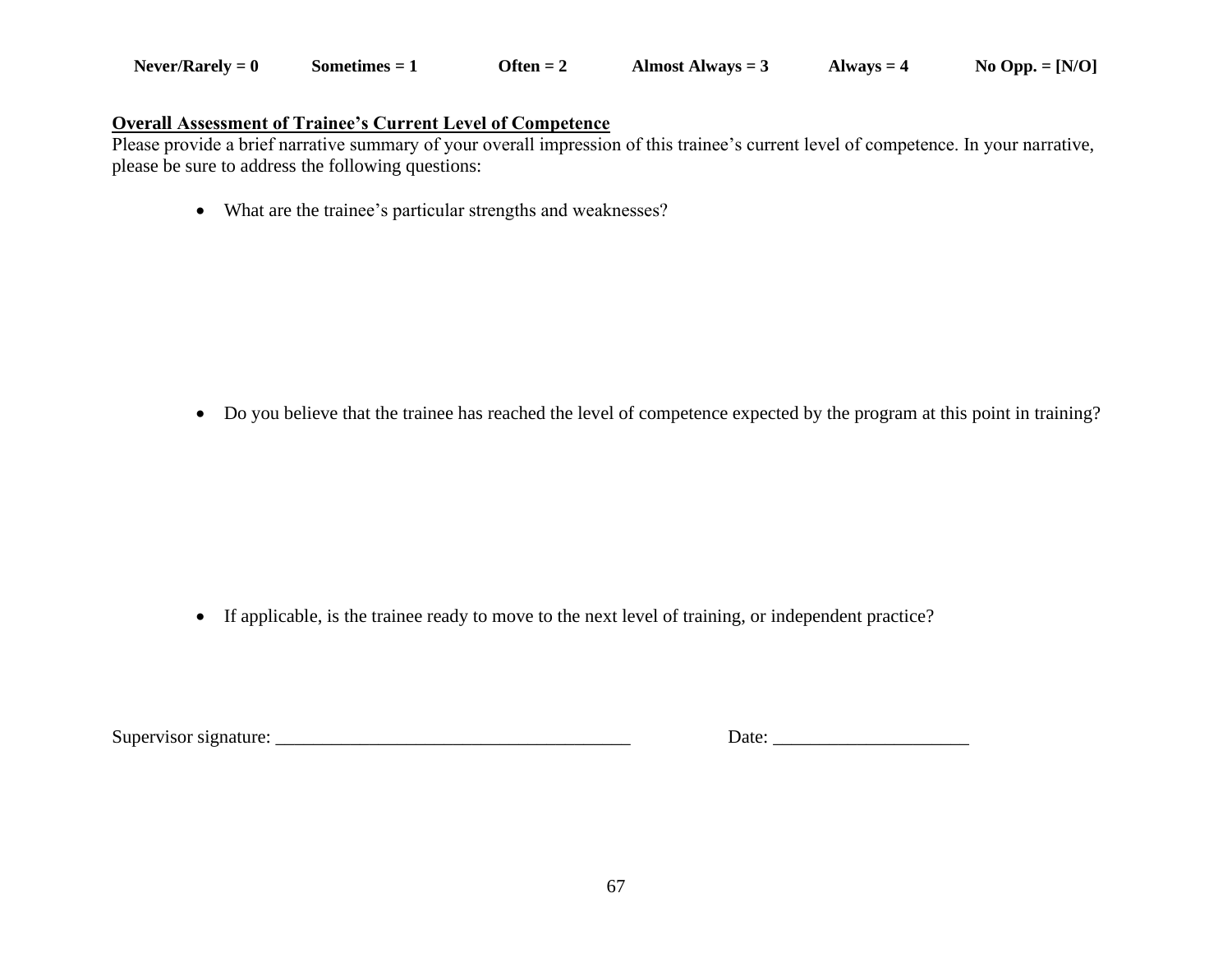**Never/Rarely = 0** **Sometimes = 1** **Often = 2** **Almost Always = 3** **Always = 4** **No Opp. = [N/O]**

**Overall Assessment of Trainee's Current Level of Competence**

Please provide a brief narrative summary of your overall impression of this trainee's current level of competence. In your narrative, please be sure to address the following questions:

- What are the trainee's particular strengths and weaknesses?

- Do you believe that the trainee has reached the level of competence expected by the program at this point in training?

- If applicable, is the trainee ready to move to the next level of training, or independent practice?

Supervisor signature: ______________________________________ Date: _____________________